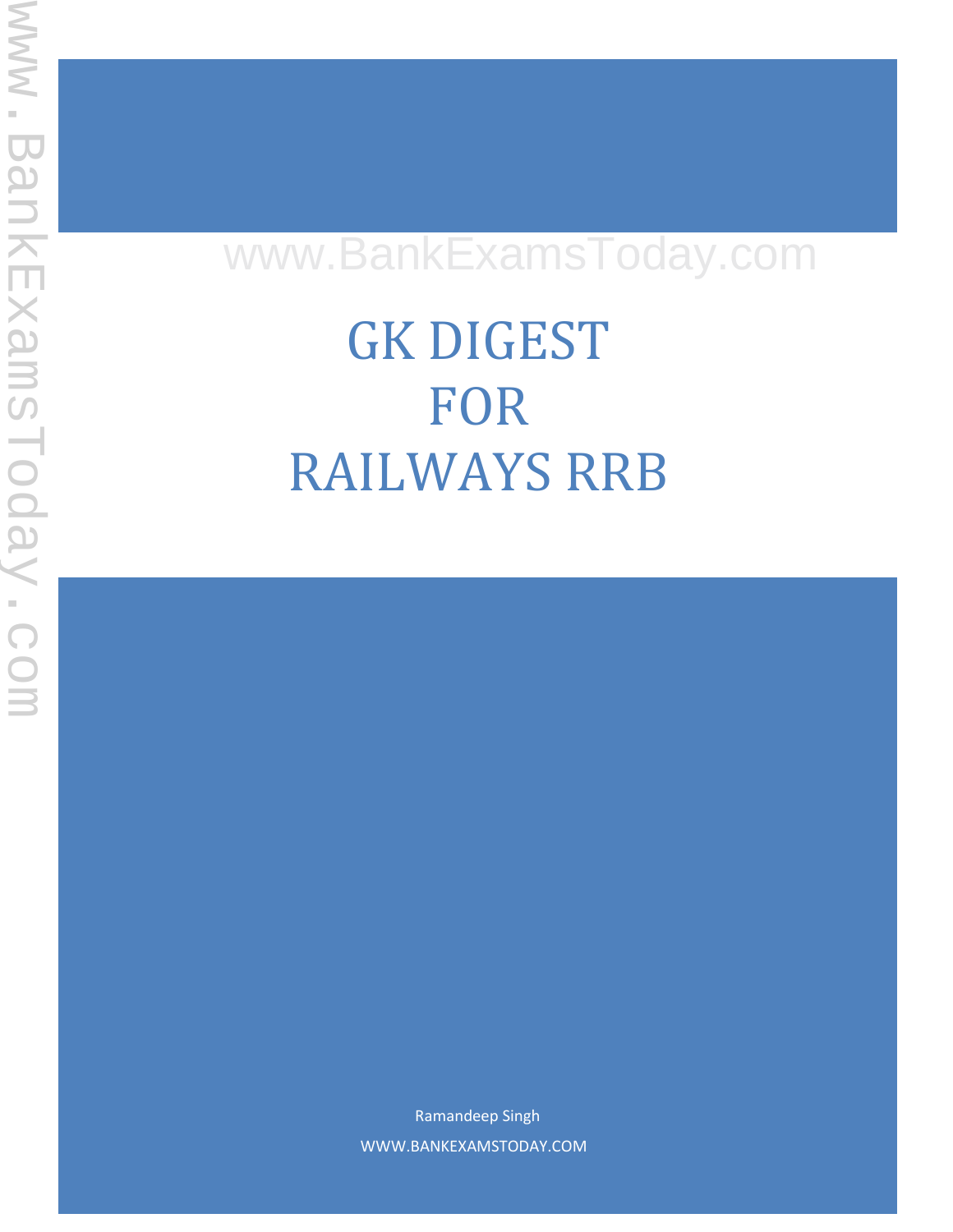# GK DIGEST FOR RAILWAYS RRB

Ramandeep Singh

WWW.BANKEXAMSTODAY.COM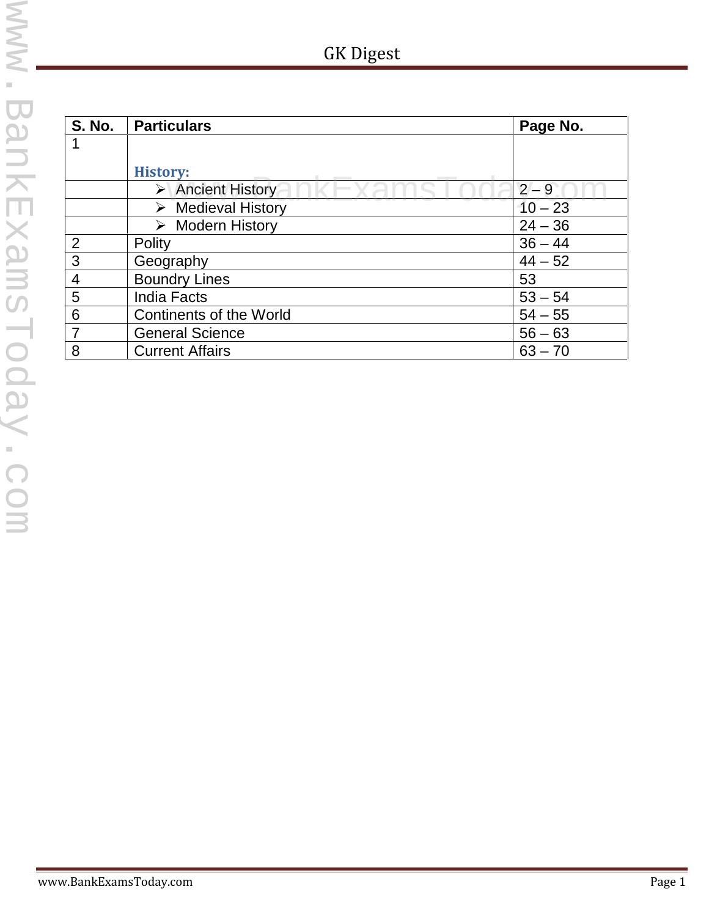| S. No. | Particulars | Page No. |
|---|---|---|
| 1 | **History:** | |
| | ➢ Ancient History | 2 – 9 |
| | ➢ Medieval History | 10 – 23 |
| | ➢ Modern History | 24 – 36 |
| 2 | Polity | 36 – 44 |
| 3 | Geography | 44 – 52 |
| 4 | Boundry Lines | 53 |
| 5 | India Facts | 53 – 54 |
| 6 | Continents of the World | 54 – 55 |
| 7 | General Science | 56 – 63 |
| 8 | Current Affairs | 63 – 70 |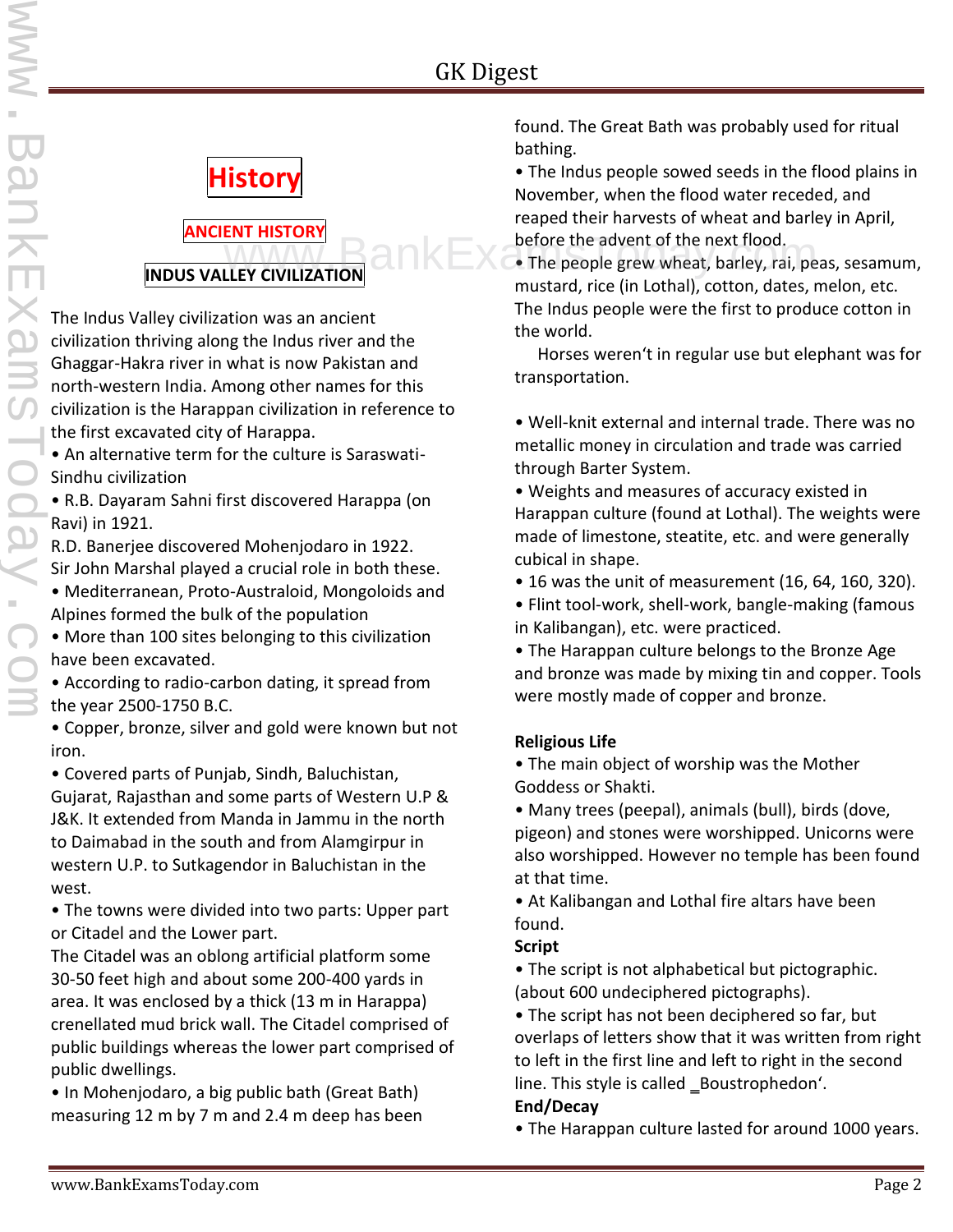# History

## ANCIENT HISTORY

### INDUS VALLEY CIVILIZATION

The Indus Valley civilization was an ancient civilization thriving along the Indus river and the Ghaggar-Hakra river in what is now Pakistan and north-western India. Among other names for this civilization is the Harappan civilization in reference to the first excavated city of Harappa.

- An alternative term for the culture is Saraswati-Sindhu civilization
- R.B. Dayaram Sahni first discovered Harappa (on Ravi) in 1921.

R.D. Banerjee discovered Mohenjodaro in 1922.
Sir John Marshal played a crucial role in both these.

- Mediterranean, Proto-Australoid, Mongoloids and Alpines formed the bulk of the population
- More than 100 sites belonging to this civilization have been excavated.
- According to radio-carbon dating, it spread from the year 2500-1750 B.C.
- Copper, bronze, silver and gold were known but not iron.
- Covered parts of Punjab, Sindh, Baluchistan, Gujarat, Rajasthan and some parts of Western U.P & J&K. It extended from Manda in Jammu in the north to Daimabad in the south and from Alamgirpur in western U.P. to Sutkagendor in Baluchistan in the west.
- The towns were divided into two parts: Upper part or Citadel and the Lower part.

The Citadel was an oblong artificial platform some 30-50 feet high and about some 200-400 yards in area. It was enclosed by a thick (13 m in Harappa) crenellated mud brick wall. The Citadel comprised of public buildings whereas the lower part comprised of public dwellings.

- In Mohenjodaro, a big public bath (Great Bath) measuring 12 m by 7 m and 2.4 m deep has been found. The Great Bath was probably used for ritual bathing.
- The Indus people sowed seeds in the flood plains in November, when the flood water receded, and reaped their harvests of wheat and barley in April, before the advent of the next flood.
- The people grew wheat, barley, rai, peas, sesamum, mustard, rice (in Lothal), cotton, dates, melon, etc. The Indus people were the first to produce cotton in the world.

Horses weren't in regular use but elephant was for transportation.

- Well-knit external and internal trade. There was no metallic money in circulation and trade was carried through Barter System.
- Weights and measures of accuracy existed in Harappan culture (found at Lothal). The weights were made of limestone, steatite, etc. and were generally cubical in shape.
- 16 was the unit of measurement (16, 64, 160, 320).
- Flint tool-work, shell-work, bangle-making (famous in Kalibangan), etc. were practiced.
- The Harappan culture belongs to the Bronze Age and bronze was made by mixing tin and copper. Tools were mostly made of copper and bronze.

**Religious Life**

- The main object of worship was the Mother Goddess or Shakti.
- Many trees (peepal), animals (bull), birds (dove, pigeon) and stones were worshipped. Unicorns were also worshipped. However no temple has been found at that time.
- At Kalibangan and Lothal fire altars have been found.

**Script**

- The script is not alphabetical but pictographic. (about 600 undeciphered pictographs).
- The script has not been deciphered so far, but overlaps of letters show that it was written from right to left in the first line and left to right in the second line. This style is called 'Boustrophedon'.

**End/Decay**

- The Harappan culture lasted for around 1000 years.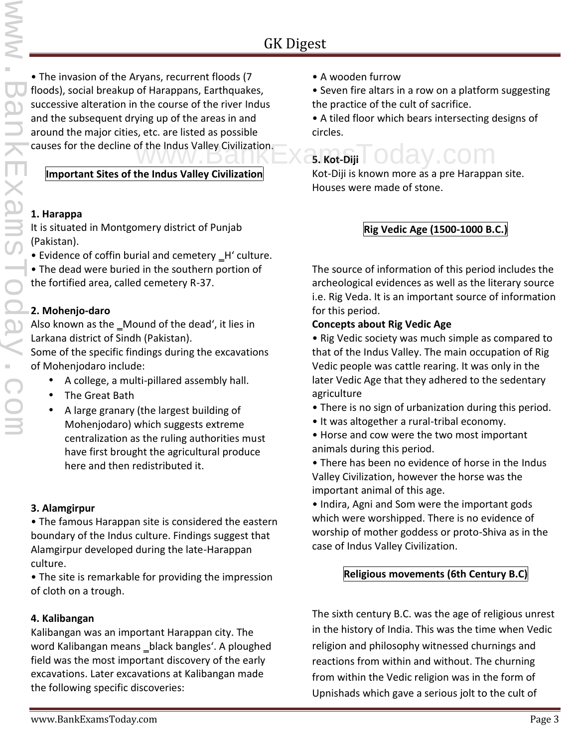• The invasion of the Aryans, recurrent floods (7 floods), social breakup of Harappans, Earthquakes, successive alteration in the course of the river Indus and the subsequent drying up of the areas in and around the major cities, etc. are listed as possible causes for the decline of the Indus Valley Civilization.

## Important Sites of the Indus Valley Civilization

**1. Harappa**

It is situated in Montgomery district of Punjab (Pakistan).

• Evidence of coffin burial and cemetery ‗H‘ culture.

• The dead were buried in the southern portion of the fortified area, called cemetery R-37.

**2. Mohenjo-daro**

Also known as the ‗Mound of the dead‘, it lies in Larkana district of Sindh (Pakistan).

Some of the specific findings during the excavations of Mohenjodaro include:

- A college, a multi-pillared assembly hall.
- The Great Bath
- A large granary (the largest building of Mohenjodaro) which suggests extreme centralization as the ruling authorities must have first brought the agricultural produce here and then redistributed it.

**3. Alamgirpur**

• The famous Harappan site is considered the eastern boundary of the Indus culture. Findings suggest that Alamgirpur developed during the late-Harappan culture.

• The site is remarkable for providing the impression of cloth on a trough.

**4. Kalibangan**

Kalibangan was an important Harappan city. The word Kalibangan means ‗black bangles‘. A ploughed field was the most important discovery of the early excavations. Later excavations at Kalibangan made the following specific discoveries:

• A wooden furrow

• Seven fire altars in a row on a platform suggesting the practice of the cult of sacrifice.

• A tiled floor which bears intersecting designs of circles.

**5. Kot-Diji**

Kot-Diji is known more as a pre Harappan site. Houses were made of stone.

## Rig Vedic Age (1500-1000 B.C.)

The source of information of this period includes the archeological evidences as well as the literary source i.e. Rig Veda. It is an important source of information for this period.

**Concepts about Rig Vedic Age**

• Rig Vedic society was much simple as compared to that of the Indus Valley. The main occupation of Rig Vedic people was cattle rearing. It was only in the later Vedic Age that they adhered to the sedentary agriculture

• There is no sign of urbanization during this period.

• It was altogether a rural-tribal economy.

• Horse and cow were the two most important animals during this period.

• There has been no evidence of horse in the Indus Valley Civilization, however the horse was the important animal of this age.

• Indira, Agni and Som were the important gods which were worshipped. There is no evidence of worship of mother goddess or proto-Shiva as in the case of Indus Valley Civilization.

## Religious movements (6th Century B.C)

The sixth century B.C. was the age of religious unrest in the history of India. This was the time when Vedic religion and philosophy witnessed churnings and reactions from within and without. The churning from within the Vedic religion was in the form of Upnishads which gave a serious jolt to the cult of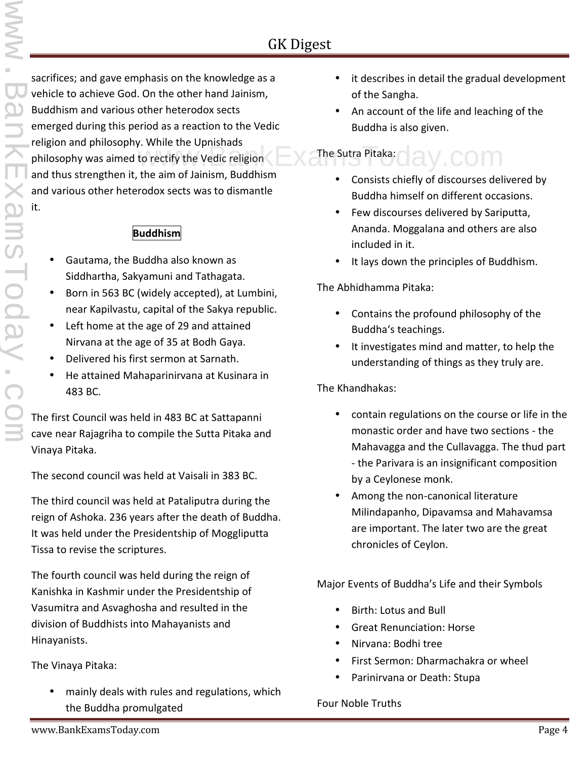sacrifices; and gave emphasis on the knowledge as a vehicle to achieve God. On the other hand Jainism, Buddhism and various other heterodox sects emerged during this period as a reaction to the Vedic religion and philosophy. While the Upnishads philosophy was aimed to rectify the Vedic religion and thus strengthen it, the aim of Jainism, Buddhism and various other heterodox sects was to dismantle it.

## Buddhism

- Gautama, the Buddha also known as Siddhartha, Sakyamuni and Tathagata.
- Born in 563 BC (widely accepted), at Lumbini, near Kapilvastu, capital of the Sakya republic.
- Left home at the age of 29 and attained Nirvana at the age of 35 at Bodh Gaya.
- Delivered his first sermon at Sarnath.
- He attained Mahaparinirvana at Kusinara in 483 BC.

The first Council was held in 483 BC at Sattapanni cave near Rajagriha to compile the Sutta Pitaka and Vinaya Pitaka.

The second council was held at Vaisali in 383 BC.

The third council was held at Pataliputra during the reign of Ashoka. 236 years after the death of Buddha. It was held under the Presidentship of Moggliputta Tissa to revise the scriptures.

The fourth council was held during the reign of Kanishka in Kashmir under the Presidentship of Vasumitra and Asvaghosha and resulted in the division of Buddhists into Mahayanists and Hinayanists.

The Vinaya Pitaka:

- mainly deals with rules and regulations, which the Buddha promulgated
- it describes in detail the gradual development of the Sangha.
- An account of the life and leaching of the Buddha is also given.

The Sutra Pitaka:

- Consists chiefly of discourses delivered by Buddha himself on different occasions.
- Few discourses delivered by Sariputta, Ananda. Moggalana and others are also included in it.
- It lays down the principles of Buddhism.

The Abhidhamma Pitaka:

- Contains the profound philosophy of the Buddha's teachings.
- It investigates mind and matter, to help the understanding of things as they truly are.

The Khandhakas:

- contain regulations on the course or life in the monastic order and have two sections - the Mahavagga and the Cullavagga. The thud part - the Parivara is an insignificant composition by a Ceylonese monk.
- Among the non-canonical literature Milindapanho, Dipavamsa and Mahavamsa are important. The later two are the great chronicles of Ceylon.

Major Events of Buddha's Life and their Symbols

- Birth: Lotus and Bull
- Great Renunciation: Horse
- Nirvana: Bodhi tree
- First Sermon: Dharmachakra or wheel
- Parinirvana or Death: Stupa

Four Noble Truths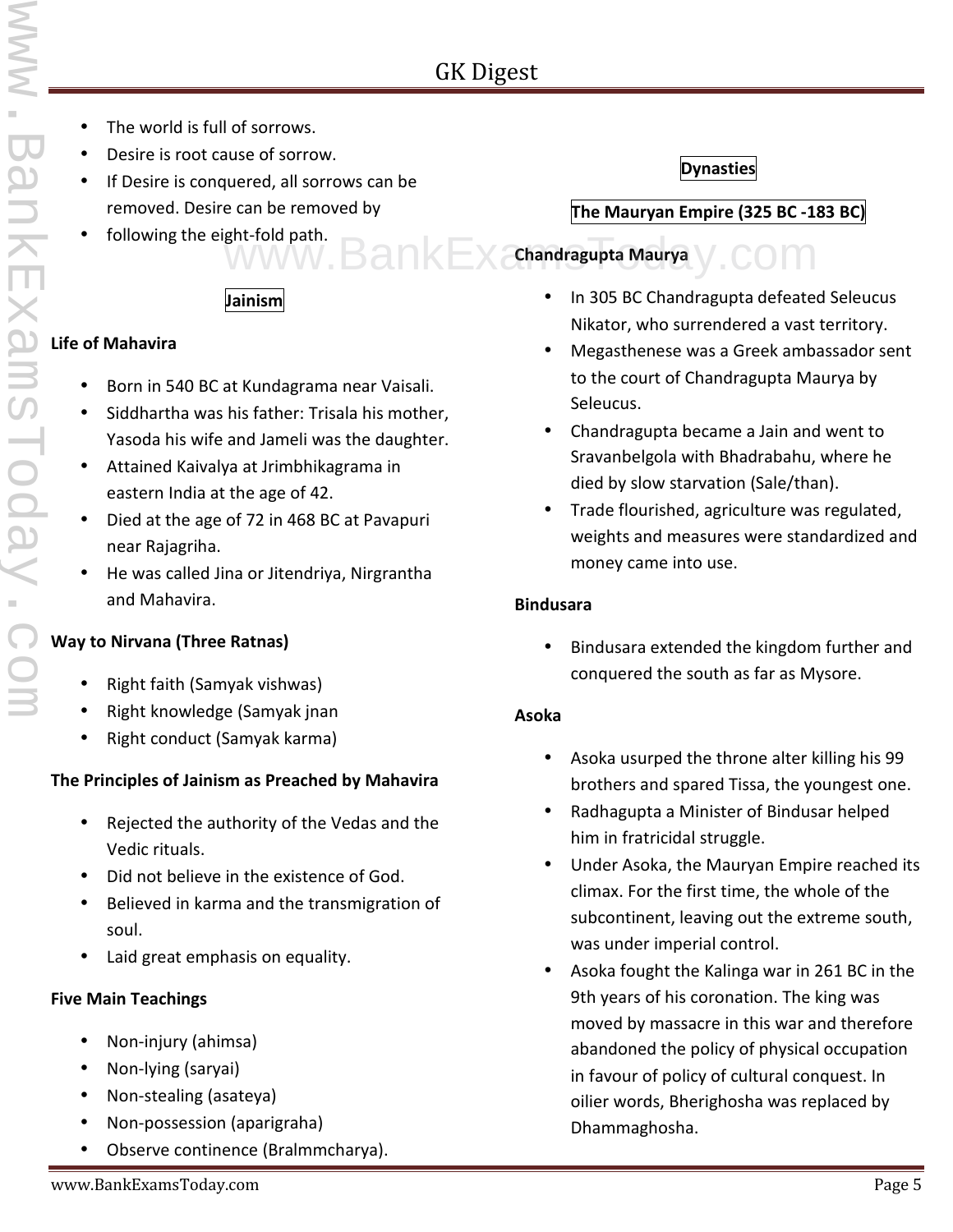- The world is full of sorrows.
- Desire is root cause of sorrow.
- If Desire is conquered, all sorrows can be removed. Desire can be removed by
- following the eight-fold path.

## Jainism

### Life of Mahavira

- Born in 540 BC at Kundagrama near Vaisali.
- Siddhartha was his father: Trisala his mother, Yasoda his wife and Jameli was the daughter.
- Attained Kaivalya at Jrimbhikagrama in eastern India at the age of 42.
- Died at the age of 72 in 468 BC at Pavapuri near Rajagriha.
- He was called Jina or Jitendriya, Nirgrantha and Mahavira.

### Way to Nirvana (Three Ratnas)

- Right faith (Samyak vishwas)
- Right knowledge (Samyak jnan
- Right conduct (Samyak karma)

### The Principles of Jainism as Preached by Mahavira

- Rejected the authority of the Vedas and the Vedic rituals.
- Did not believe in the existence of God.
- Believed in karma and the transmigration of soul.
- Laid great emphasis on equality.

### Five Main Teachings

- Non-injury (ahimsa)
- Non-lying (saryai)
- Non-stealing (asateya)
- Non-possession (aparigraha)
- Observe continence (Bralmmcharya).

## Dynasties

## The Mauryan Empire (325 BC -183 BC)

### Chandragupta Maurya

- In 305 BC Chandragupta defeated Seleucus Nikator, who surrendered a vast territory.
- Megasthenese was a Greek ambassador sent to the court of Chandragupta Maurya by Seleucus.
- Chandragupta became a Jain and went to Sravanbelgola with Bhadrabahu, where he died by slow starvation (Sale/than).
- Trade flourished, agriculture was regulated, weights and measures were standardized and money came into use.

### Bindusara

- Bindusara extended the kingdom further and conquered the south as far as Mysore.

### Asoka

- Asoka usurped the throne alter killing his 99 brothers and spared Tissa, the youngest one.
- Radhagupta a Minister of Bindusar helped him in fratricidal struggle.
- Under Asoka, the Mauryan Empire reached its climax. For the first time, the whole of the subcontinent, leaving out the extreme south, was under imperial control.
- Asoka fought the Kalinga war in 261 BC in the 9th years of his coronation. The king was moved by massacre in this war and therefore abandoned the policy of physical occupation in favour of policy of cultural conquest. In oilier words, Bherighosha was replaced by Dhammaghosha.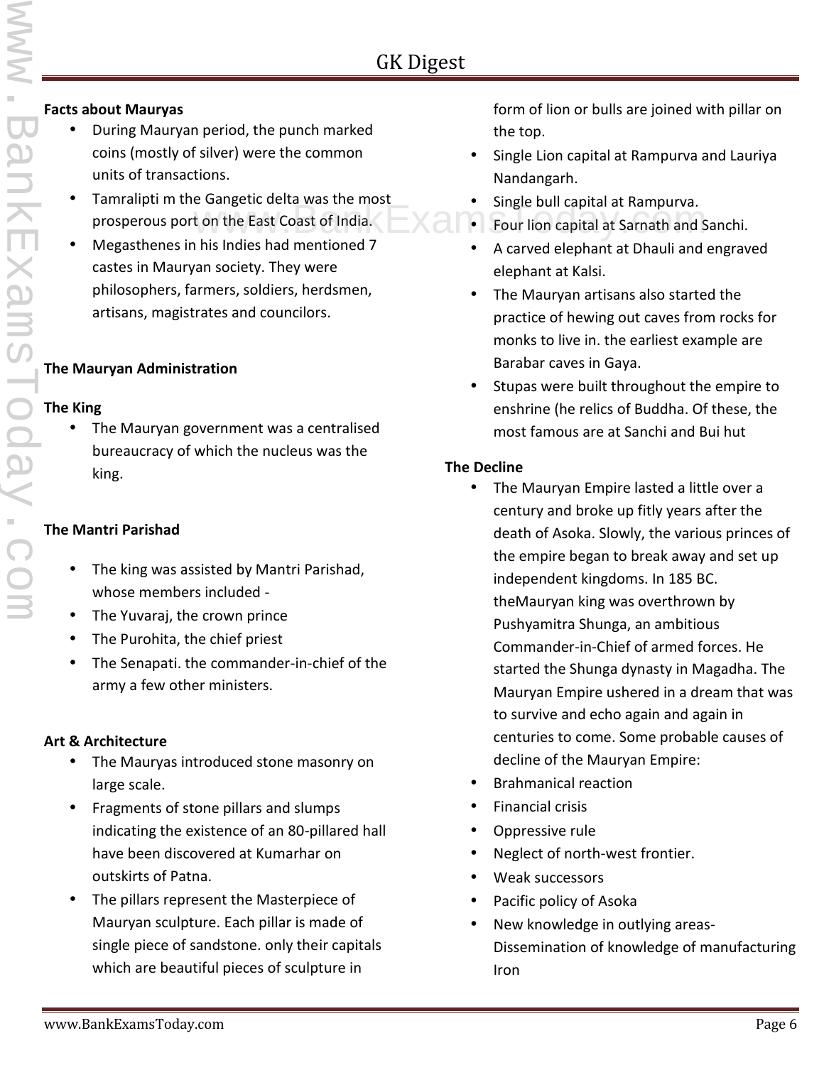**Facts about Mauryas**

- During Mauryan period, the punch marked coins (mostly of silver) were the common units of transactions.
- Tamralipti m the Gangetic delta was the most prosperous port on the East Coast of India.
- Megasthenes in his Indies had mentioned 7 castes in Mauryan society. They were philosophers, farmers, soldiers, herdsmen, artisans, magistrates and councilors.

**The Mauryan Administration**

**The King**

- The Mauryan government was a centralised bureaucracy of which the nucleus was the king.

**The Mantri Parishad**

- The king was assisted by Mantri Parishad, whose members included -
- The Yuvaraj, the crown prince
- The Purohita, the chief priest
- The Senapati. the commander-in-chief of the army a few other ministers.

**Art & Architecture**

- The Mauryas introduced stone masonry on large scale.
- Fragments of stone pillars and slumps indicating the existence of an 80-pillared hall have been discovered at Kumarhar on outskirts of Patna.
- The pillars represent the Masterpiece of Mauryan sculpture. Each pillar is made of single piece of sandstone. only their capitals which are beautiful pieces of sculpture in form of lion or bulls are joined with pillar on the top.
- Single Lion capital at Rampurva and Lauriya Nandangarh.
- Single bull capital at Rampurva.
- Four lion capital at Sarnath and Sanchi.
- A carved elephant at Dhauli and engraved elephant at Kalsi.
- The Mauryan artisans also started the practice of hewing out caves from rocks for monks to live in. the earliest example are Barabar caves in Gaya.
- Stupas were built throughout the empire to enshrine (he relics of Buddha. Of these, the most famous are at Sanchi and Bui hut

**The Decline**

- The Mauryan Empire lasted a little over a century and broke up fitly years after the death of Asoka. Slowly, the various princes of the empire began to break away and set up independent kingdoms. In 185 BC. theMauryan king was overthrown by Pushyamitra Shunga, an ambitious Commander-in-Chief of armed forces. He started the Shunga dynasty in Magadha. The Mauryan Empire ushered in a dream that was to survive and echo again and again in centuries to come. Some probable causes of decline of the Mauryan Empire:
- Brahmanical reaction
- Financial crisis
- Oppressive rule
- Neglect of north-west frontier.
- Weak successors
- Pacific policy of Asoka
- New knowledge in outlying areas- Dissemination of knowledge of manufacturing Iron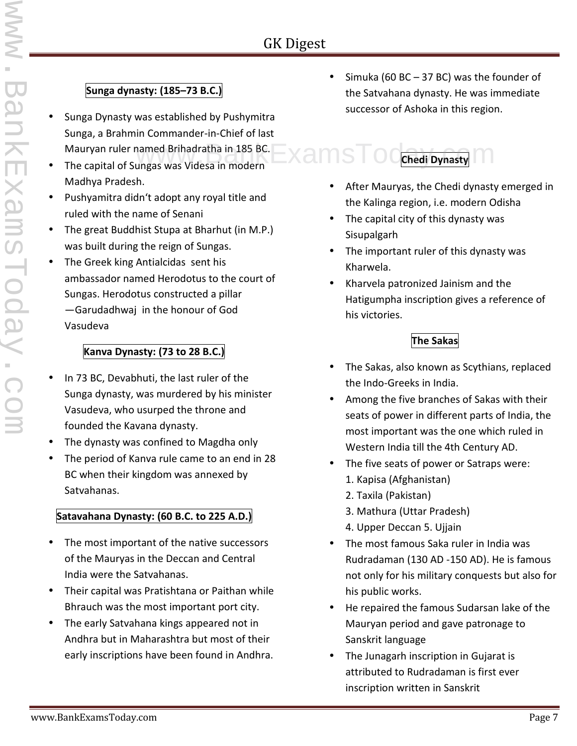### Sunga dynasty: (185–73 B.C.)

- Sunga Dynasty was established by Pushymitra Sunga, a Brahmin Commander-in-Chief of last Mauryan ruler named Brihadratha in 185 BC.
- The capital of Sungas was Videsa in modern Madhya Pradesh.
- Pushyamitra didn't adopt any royal title and ruled with the name of Senani
- The great Buddhist Stupa at Bharhut (in M.P.) was built during the reign of Sungas.
- The Greek king Antialcidas sent his ambassador named Herodotus to the court of Sungas. Herodotus constructed a pillar —Garudadhwaj in the honour of God Vasudeva

### Kanva Dynasty: (73 to 28 B.C.)

- In 73 BC, Devabhuti, the last ruler of the Sunga dynasty, was murdered by his minister Vasudeva, who usurped the throne and founded the Kavana dynasty.
- The dynasty was confined to Magdha only
- The period of Kanva rule came to an end in 28 BC when their kingdom was annexed by Satvahanas.

### Satavahana Dynasty: (60 B.C. to 225 A.D.)

- The most important of the native successors of the Mauryas in the Deccan and Central India were the Satvahanas.
- Their capital was Pratishtana or Paithan while Bhrauch was the most important port city.
- The early Satvahana kings appeared not in Andhra but in Maharashtra but most of their early inscriptions have been found in Andhra.
- Simuka (60 BC – 37 BC) was the founder of the Satvahana dynasty. He was immediate successor of Ashoka in this region.

### Chedi Dynasty

- After Mauryas, the Chedi dynasty emerged in the Kalinga region, i.e. modern Odisha
- The capital city of this dynasty was Sisupalgarh
- The important ruler of this dynasty was Kharwela.
- Kharvela patronized Jainism and the Hatigumpha inscription gives a reference of his victories.

### The Sakas

- The Sakas, also known as Scythians, replaced the Indo-Greeks in India.
- Among the five branches of Sakas with their seats of power in different parts of India, the most important was the one which ruled in Western India till the 4th Century AD.
- The five seats of power or Satraps were:
  1. Kapisa (Afghanistan)
  2. Taxila (Pakistan)
  3. Mathura (Uttar Pradesh)
  4. Upper Deccan 5. Ujjain
- The most famous Saka ruler in India was Rudradaman (130 AD -150 AD). He is famous not only for his military conquests but also for his public works.
- He repaired the famous Sudarsan lake of the Mauryan period and gave patronage to Sanskrit language
- The Junagarh inscription in Gujarat is attributed to Rudradaman is first ever inscription written in Sanskrit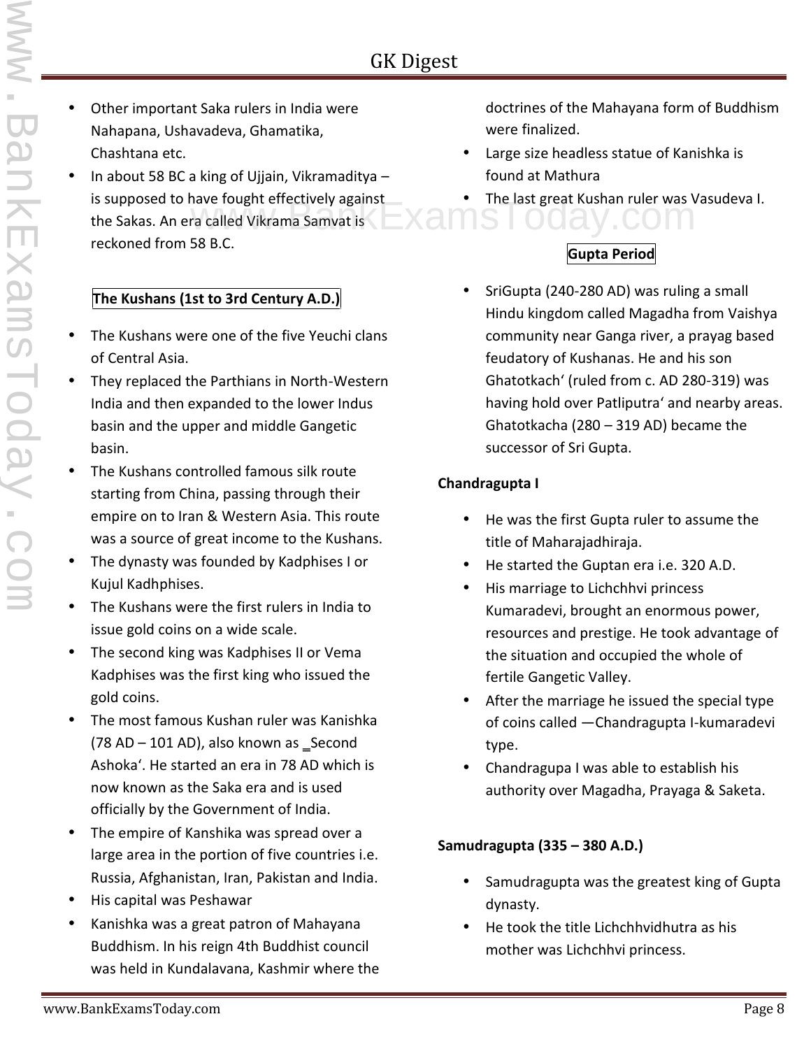- Other important Saka rulers in India were Nahapana, Ushavadeva, Ghamatika, Chashtana etc.
- In about 58 BC a king of Ujjain, Vikramaditya – is supposed to have fought effectively against the Sakas. An era called Vikrama Samvat is reckoned from 58 B.C.

## The Kushans (1st to 3rd Century A.D.)

- The Kushans were one of the five Yeuchi clans of Central Asia.
- They replaced the Parthians in North-Western India and then expanded to the lower Indus basin and the upper and middle Gangetic basin.
- The Kushans controlled famous silk route starting from China, passing through their empire on to Iran & Western Asia. This route was a source of great income to the Kushans.
- The dynasty was founded by Kadphises I or Kujul Kadhphises.
- The Kushans were the first rulers in India to issue gold coins on a wide scale.
- The second king was Kadphises II or Vema Kadphises was the first king who issued the gold coins.
- The most famous Kushan ruler was Kanishka (78 AD – 101 AD), also known as ‗Second Ashoka'. He started an era in 78 AD which is now known as the Saka era and is used officially by the Government of India.
- The empire of Kanshika was spread over a large area in the portion of five countries i.e. Russia, Afghanistan, Iran, Pakistan and India.
- His capital was Peshawar
- Kanishka was a great patron of Mahayana Buddhism. In his reign 4th Buddhist council was held in Kundalavana, Kashmir where the doctrines of the Mahayana form of Buddhism were finalized.
- Large size headless statue of Kanishka is found at Mathura
- The last great Kushan ruler was Vasudeva I.

## Gupta Period

- SriGupta (240-280 AD) was ruling a small Hindu kingdom called Magadha from Vaishya community near Ganga river, a prayag based feudatory of Kushanas. He and his son Ghatotkach' (ruled from c. AD 280-319) was having hold over Patliputra' and nearby areas. Ghatotkacha (280 – 319 AD) became the successor of Sri Gupta.

### Chandragupta I

- He was the first Gupta ruler to assume the title of Maharajadhiraja.
- He started the Guptan era i.e. 320 A.D.
- His marriage to Lichchhvi princess Kumaradevi, brought an enormous power, resources and prestige. He took advantage of the situation and occupied the whole of fertile Gangetic Valley.
- After the marriage he issued the special type of coins called —Chandragupta I-kumaradevi type.
- Chandragupa I was able to establish his authority over Magadha, Prayaga & Saketa.

### Samudragupta (335 – 380 A.D.)

- Samudragupta was the greatest king of Gupta dynasty.
- He took the title Lichchhvidhutra as his mother was Lichchhvi princess.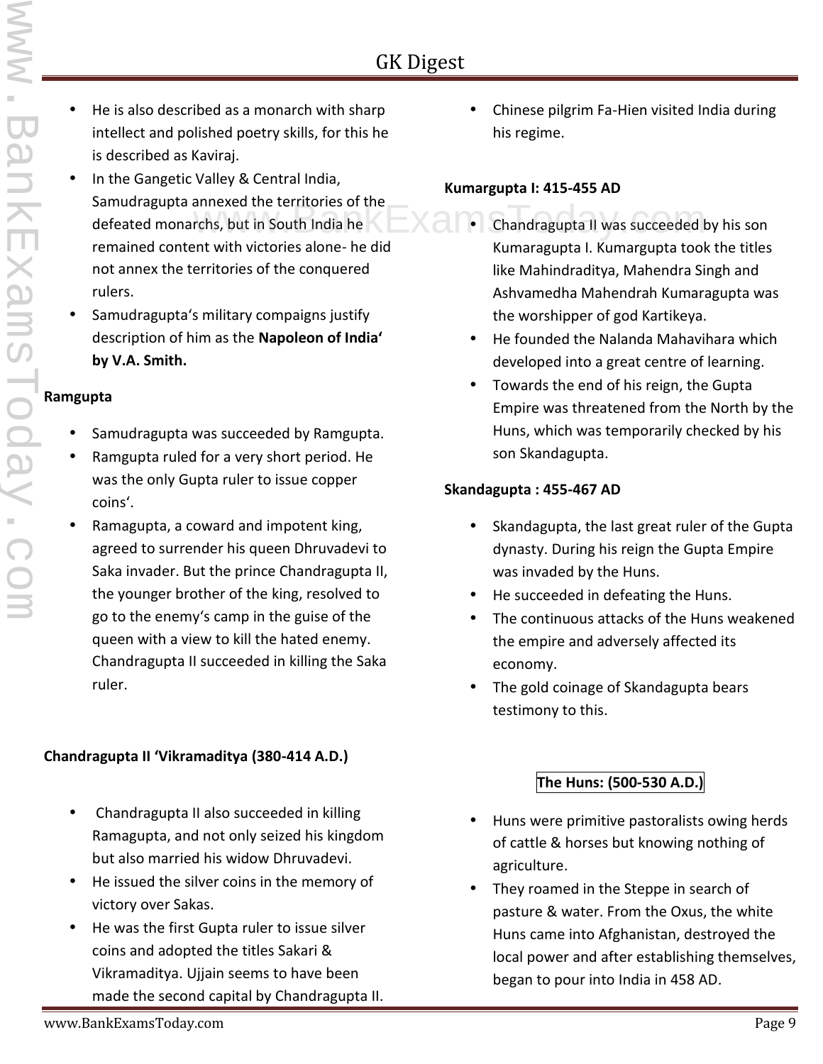- He is also described as a monarch with sharp intellect and polished poetry skills, for this he is described as Kaviraj.
- In the Gangetic Valley & Central India, Samudragupta annexed the territories of the defeated monarchs, but in South India he remained content with victories alone- he did not annex the territories of the conquered rulers.
- Samudragupta's military compaigns justify description of him as the **Napoleon of India' by V.A. Smith.**

**Ramgupta**

- Samudragupta was succeeded by Ramgupta.
- Ramgupta ruled for a very short period. He was the only Gupta ruler to issue copper coins'.
- Ramagupta, a coward and impotent king, agreed to surrender his queen Dhruvadevi to Saka invader. But the prince Chandragupta II, the younger brother of the king, resolved to go to the enemy's camp in the guise of the queen with a view to kill the hated enemy. Chandragupta II succeeded in killing the Saka ruler.

**Chandragupta II 'Vikramaditya (380-414 A.D.)**

- Chandragupta II also succeeded in killing Ramagupta, and not only seized his kingdom but also married his widow Dhruvadevi.
- He issued the silver coins in the memory of victory over Sakas.
- He was the first Gupta ruler to issue silver coins and adopted the titles Sakari & Vikramaditya. Ujjain seems to have been made the second capital by Chandragupta II.
- Chinese pilgrim Fa-Hien visited India during his regime.

**Kumargupta I: 415-455 AD**

- Chandragupta II was succeeded by his son Kumaragupta I. Kumargupta took the titles like Mahindraditya, Mahendra Singh and Ashvamedha Mahendrah Kumaragupta was the worshipper of god Kartikeya.
- He founded the Nalanda Mahavihara which developed into a great centre of learning.
- Towards the end of his reign, the Gupta Empire was threatened from the North by the Huns, which was temporarily checked by his son Skandagupta.

**Skandagupta : 455-467 AD**

- Skandagupta, the last great ruler of the Gupta dynasty. During his reign the Gupta Empire was invaded by the Huns.
- He succeeded in defeating the Huns.
- The continuous attacks of the Huns weakened the empire and adversely affected its economy.
- The gold coinage of Skandagupta bears testimony to this.

**The Huns: (500-530 A.D.)**

- Huns were primitive pastoralists owing herds of cattle & horses but knowing nothing of agriculture.
- They roamed in the Steppe in search of pasture & water. From the Oxus, the white Huns came into Afghanistan, destroyed the local power and after establishing themselves, began to pour into India in 458 AD.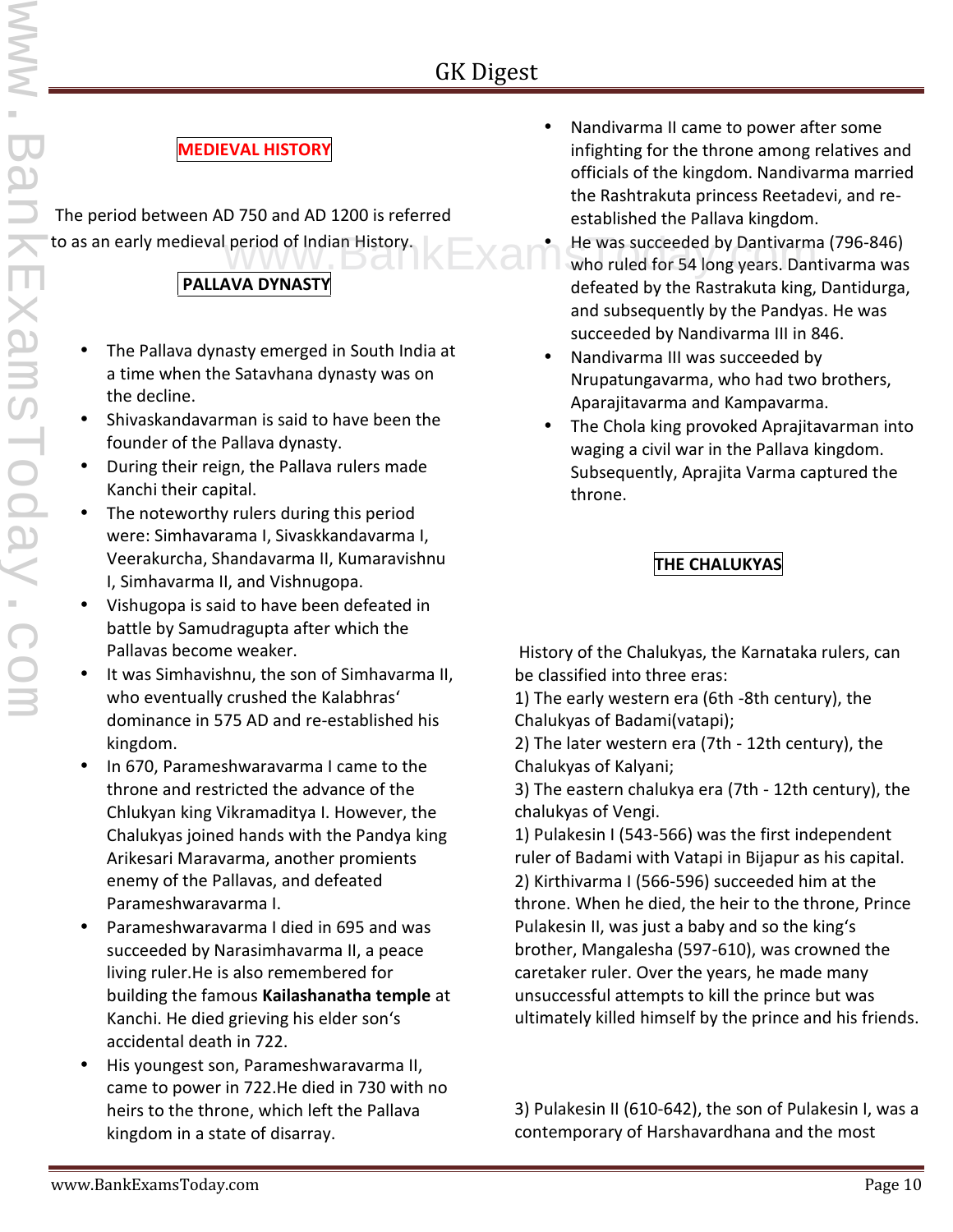## MEDIEVAL HISTORY

The period between AD 750 and AD 1200 is referred to as an early medieval period of Indian History.

### PALLAVA DYNASTY

- The Pallava dynasty emerged in South India at a time when the Satavhana dynasty was on the decline.
- Shivaskandavarman is said to have been the founder of the Pallava dynasty.
- During their reign, the Pallava rulers made Kanchi their capital.
- The noteworthy rulers during this period were: Simhavarama I, Sivaskkandavarma I, Veerakurcha, Shandavarma II, Kumaravishnu I, Simhavarma II, and Vishnugopa.
- Vishugopa is said to have been defeated in battle by Samudragupta after which the Pallavas become weaker.
- It was Simhavishnu, the son of Simhavarma II, who eventually crushed the Kalabhras' dominance in 575 AD and re-established his kingdom.
- In 670, Parameshwaravarma I came to the throne and restricted the advance of the Chlukyan king Vikramaditya I. However, the Chalukyas joined hands with the Pandya king Arikesari Maravarma, another promients enemy of the Pallavas, and defeated Parameshwaravarma I.
- Parameshwaravarma I died in 695 and was succeeded by Narasimhavarma II, a peace living ruler.He is also remembered for building the famous **Kailashanatha temple** at Kanchi. He died grieving his elder son's accidental death in 722.
- His youngest son, Parameshwaravarma II, came to power in 722.He died in 730 with no heirs to the throne, which left the Pallava kingdom in a state of disarray.
- Nandivarma II came to power after some infighting for the throne among relatives and officials of the kingdom. Nandivarma married the Rashtrakuta princess Reetadevi, and re-established the Pallava kingdom.
- He was succeeded by Dantivarma (796-846) who ruled for 54 long years. Dantivarma was defeated by the Rastrakuta king, Dantidurga, and subsequently by the Pandyas. He was succeeded by Nandivarma III in 846.
- Nandivarma III was succeeded by Nrupatungavarma, who had two brothers, Aparajitavarma and Kampavarma.
- The Chola king provoked Aprajitavarman into waging a civil war in the Pallava kingdom. Subsequently, Aprajita Varma captured the throne.

### THE CHALUKYAS

History of the Chalukyas, the Karnataka rulers, can be classified into three eras:
1) The early western era (6th -8th century), the Chalukyas of Badami(vatapi);
2) The later western era (7th - 12th century), the Chalukyas of Kalyani;
3) The eastern chalukya era (7th - 12th century), the chalukyas of Vengi.
1) Pulakesin I (543-566) was the first independent ruler of Badami with Vatapi in Bijapur as his capital.
2) Kirthivarma I (566-596) succeeded him at the throne. When he died, the heir to the throne, Prince Pulakesin II, was just a baby and so the king's brother, Mangalesha (597-610), was crowned the caretaker ruler. Over the years, he made many unsuccessful attempts to kill the prince but was ultimately killed himself by the prince and his friends.

3) Pulakesin II (610-642), the son of Pulakesin I, was a contemporary of Harshavardhana and the most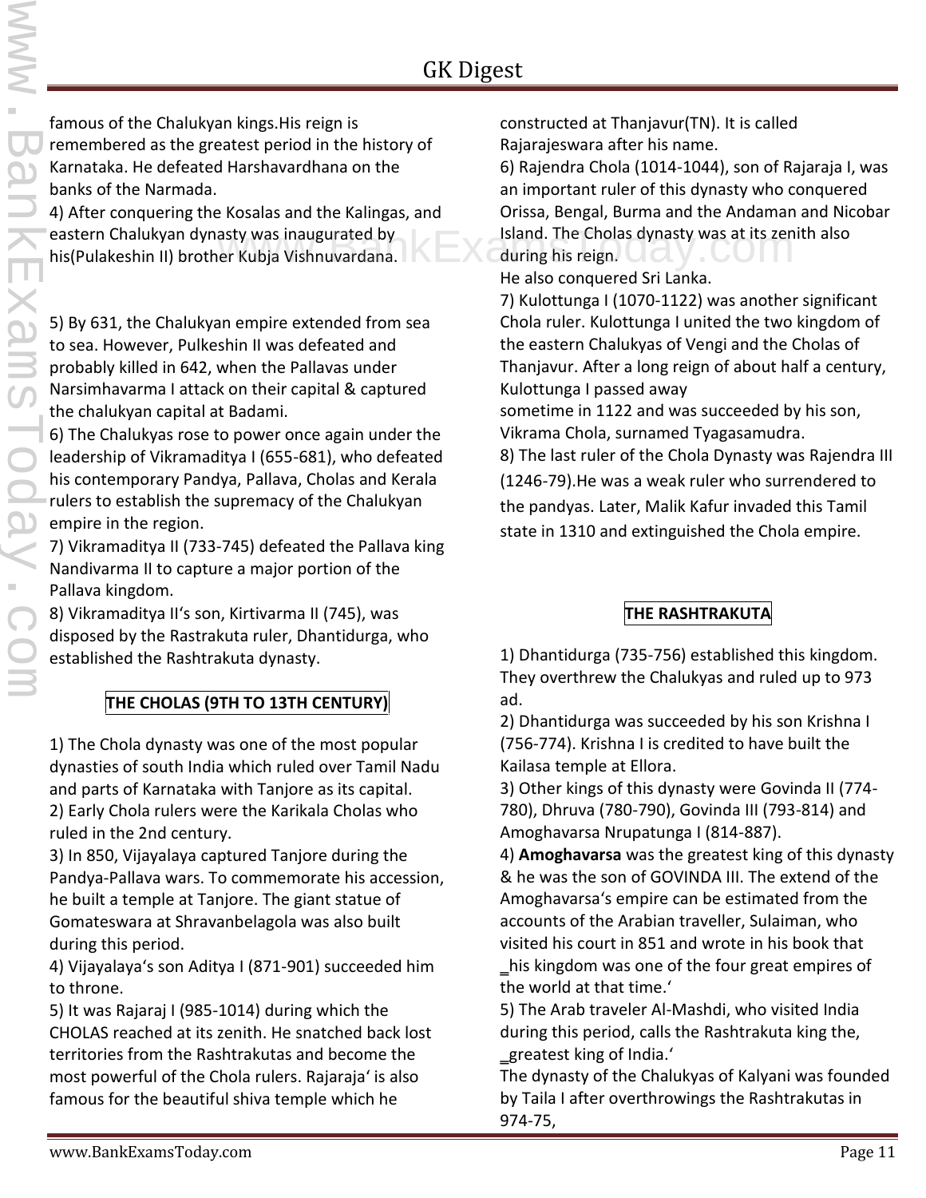famous of the Chalukyan kings.His reign is remembered as the greatest period in the history of Karnataka. He defeated Harshavardhana on the banks of the Narmada.

4) After conquering the Kosalas and the Kalingas, and eastern Chalukyan dynasty was inaugurated by his(Pulakeshin II) brother Kubja Vishnuvardana.

5) By 631, the Chalukyan empire extended from sea to sea. However, Pulkeshin II was defeated and probably killed in 642, when the Pallavas under Narsimhavarma I attack on their capital & captured the chalukyan capital at Badami.

6) The Chalukyas rose to power once again under the leadership of Vikramaditya I (655-681), who defeated his contemporary Pandya, Pallava, Cholas and Kerala rulers to establish the supremacy of the Chalukyan empire in the region.

7) Vikramaditya II (733-745) defeated the Pallava king Nandivarma II to capture a major portion of the Pallava kingdom.

8) Vikramaditya II's son, Kirtivarma II (745), was disposed by the Rastrakuta ruler, Dhantidurga, who established the Rashtrakuta dynasty.

## THE CHOLAS (9TH TO 13TH CENTURY)

1) The Chola dynasty was one of the most popular dynasties of south India which ruled over Tamil Nadu and parts of Karnataka with Tanjore as its capital.

2) Early Chola rulers were the Karikala Cholas who ruled in the 2nd century.

3) In 850, Vijayalaya captured Tanjore during the Pandya-Pallava wars. To commemorate his accession, he built a temple at Tanjore. The giant statue of Gomateswara at Shravanbelagola was also built during this period.

4) Vijayalaya's son Aditya I (871-901) succeeded him to throne.

5) It was Rajaraj I (985-1014) during which the CHOLAS reached at its zenith. He snatched back lost territories from the Rashtrakutas and become the most powerful of the Chola rulers. Rajaraja' is also famous for the beautiful shiva temple which he constructed at Thanjavur(TN). It is called Rajarajeswara after his name.

6) Rajendra Chola (1014-1044), son of Rajaraja I, was an important ruler of this dynasty who conquered Orissa, Bengal, Burma and the Andaman and Nicobar Island. The Cholas dynasty was at its zenith also during his reign.
He also conquered Sri Lanka.

7) Kulottunga I (1070-1122) was another significant Chola ruler. Kulottunga I united the two kingdom of the eastern Chalukyas of Vengi and the Cholas of Thanjavur. After a long reign of about half a century, Kulottunga I passed away
sometime in 1122 and was succeeded by his son, Vikrama Chola, surnamed Tyagasamudra.

8) The last ruler of the Chola Dynasty was Rajendra III (1246-79).He was a weak ruler who surrendered to the pandyas. Later, Malik Kafur invaded this Tamil state in 1310 and extinguished the Chola empire.

## THE RASHTRAKUTA

1) Dhantidurga (735-756) established this kingdom. They overthrew the Chalukyas and ruled up to 973 ad.

2) Dhantidurga was succeeded by his son Krishna I (756-774). Krishna I is credited to have built the Kailasa temple at Ellora.

3) Other kings of this dynasty were Govinda II (774-780), Dhruva (780-790), Govinda III (793-814) and Amoghavarsa Nrupatunga I (814-887).

4) **Amoghavarsa** was the greatest king of this dynasty & he was the son of GOVINDA III. The extend of the Amoghavarsa's empire can be estimated from the accounts of the Arabian traveller, Sulaiman, who visited his court in 851 and wrote in his book that ‗his kingdom was one of the four great empires of the world at that time.'

5) The Arab traveler Al-Mashdi, who visited India during this period, calls the Rashtrakuta king the, ‗greatest king of India.'
The dynasty of the Chalukyas of Kalyani was founded by Taila I after overthrowings the Rashtrakutas in 974-75,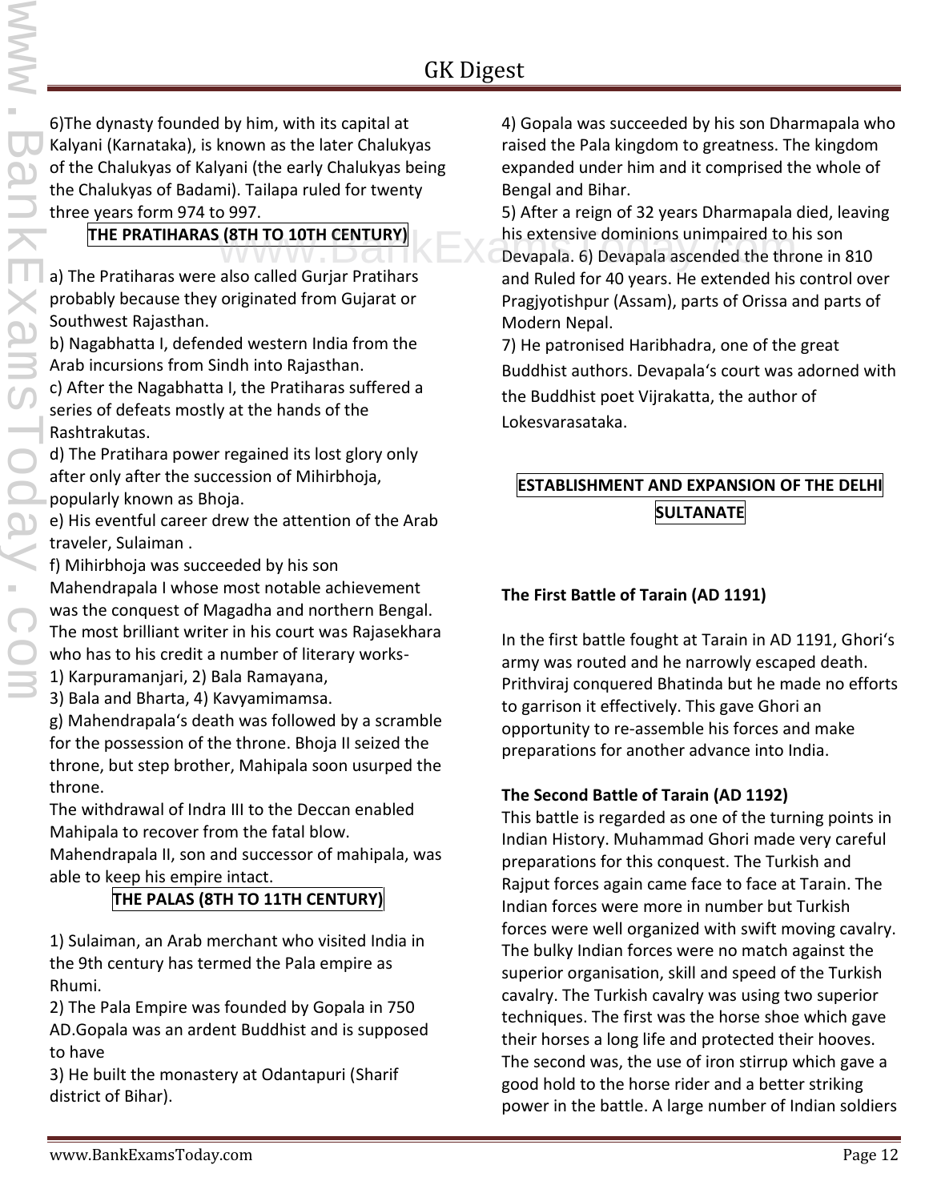6)The dynasty founded by him, with its capital at Kalyani (Karnataka), is known as the later Chalukyas of the Chalukyas of Kalyani (the early Chalukyas being the Chalukyas of Badami). Tailapa ruled for twenty three years form 974 to 997.

## THE PRATIHARAS (8TH TO 10TH CENTURY)

a) The Pratiharas were also called Gurjar Pratihars probably because they originated from Gujarat or Southwest Rajasthan.

b) Nagabhatta I, defended western India from the Arab incursions from Sindh into Rajasthan.

c) After the Nagabhatta I, the Pratiharas suffered a series of defeats mostly at the hands of the Rashtrakutas.

d) The Pratihara power regained its lost glory only after only after the succession of Mihirbhoja, popularly known as Bhoja.

e) His eventful career drew the attention of the Arab traveler, Sulaiman .

f) Mihirbhoja was succeeded by his son Mahendrapala I whose most notable achievement was the conquest of Magadha and northern Bengal. The most brilliant writer in his court was Rajasekhara who has to his credit a number of literary works-

1) Karpuramanjari, 2) Bala Ramayana,
3) Bala and Bharta, 4) Kavyamimamsa.

g) Mahendrapala's death was followed by a scramble for the possession of the throne. Bhoja II seized the throne, but step brother, Mahipala soon usurped the throne.

The withdrawal of Indra III to the Deccan enabled Mahipala to recover from the fatal blow.

Mahendrapala II, son and successor of mahipala, was able to keep his empire intact.

## THE PALAS (8TH TO 11TH CENTURY)

1) Sulaiman, an Arab merchant who visited India in the 9th century has termed the Pala empire as Rhumi.

2) The Pala Empire was founded by Gopala in 750 AD.Gopala was an ardent Buddhist and is supposed to have

3) He built the monastery at Odantapuri (Sharif district of Bihar).

4) Gopala was succeeded by his son Dharmapala who raised the Pala kingdom to greatness. The kingdom expanded under him and it comprised the whole of Bengal and Bihar.

5) After a reign of 32 years Dharmapala died, leaving his extensive dominions unimpaired to his son Devapala. 6) Devapala ascended the throne in 810 and Ruled for 40 years. He extended his control over Pragjyotishpur (Assam), parts of Orissa and parts of Modern Nepal.

7) He patronised Haribhadra, one of the great Buddhist authors. Devapala's court was adorned with the Buddhist poet Vijrakatta, the author of Lokesvarasataka.

## ESTABLISHMENT AND EXPANSION OF THE DELHI SULTANATE

**The First Battle of Tarain (AD 1191)**

In the first battle fought at Tarain in AD 1191, Ghori's army was routed and he narrowly escaped death. Prithviraj conquered Bhatinda but he made no efforts to garrison it effectively. This gave Ghori an opportunity to re-assemble his forces and make preparations for another advance into India.

**The Second Battle of Tarain (AD 1192)**

This battle is regarded as one of the turning points in Indian History. Muhammad Ghori made very careful preparations for this conquest. The Turkish and Rajput forces again came face to face at Tarain. The Indian forces were more in number but Turkish forces were well organized with swift moving cavalry. The bulky Indian forces were no match against the superior organisation, skill and speed of the Turkish cavalry. The Turkish cavalry was using two superior techniques. The first was the horse shoe which gave their horses a long life and protected their hooves. The second was, the use of iron stirrup which gave a good hold to the horse rider and a better striking power in the battle. A large number of Indian soldiers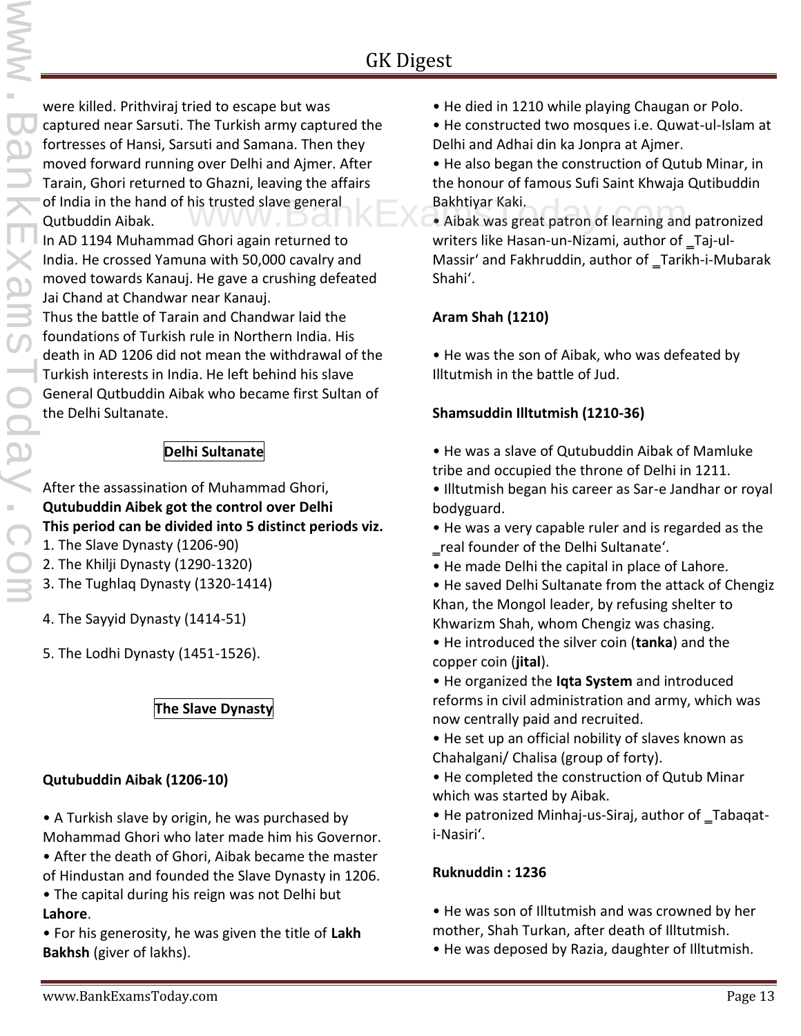were killed. Prithviraj tried to escape but was captured near Sarsuti. The Turkish army captured the fortresses of Hansi, Sarsuti and Samana. Then they moved forward running over Delhi and Ajmer. After Tarain, Ghori returned to Ghazni, leaving the affairs of India in the hand of his trusted slave general Qutbuddin Aibak.

In AD 1194 Muhammad Ghori again returned to India. He crossed Yamuna with 50,000 cavalry and moved towards Kanauj. He gave a crushing defeated Jai Chand at Chandwar near Kanauj.

Thus the battle of Tarain and Chandwar laid the foundations of Turkish rule in Northern India. His death in AD 1206 did not mean the withdrawal of the Turkish interests in India. He left behind his slave General Qutbuddin Aibak who became first Sultan of the Delhi Sultanate.

## Delhi Sultanate

After the assassination of Muhammad Ghori, **Qutubuddin Aibek got the control over Delhi**
**This period can be divided into 5 distinct periods viz.**

1. The Slave Dynasty (1206-90)
2. The Khilji Dynasty (1290-1320)
3. The Tughlaq Dynasty (1320-1414)
4. The Sayyid Dynasty (1414-51)
5. The Lodhi Dynasty (1451-1526).

## The Slave Dynasty

### Qutubuddin Aibak (1206-10)

- A Turkish slave by origin, he was purchased by Mohammad Ghori who later made him his Governor.
- After the death of Ghori, Aibak became the master of Hindustan and founded the Slave Dynasty in 1206.
- The capital during his reign was not Delhi but **Lahore**.
- For his generosity, he was given the title of **Lakh Bakhsh** (giver of lakhs).
- He died in 1210 while playing Chaugan or Polo.
- He constructed two mosques i.e. Quwat-ul-Islam at Delhi and Adhai din ka Jonpra at Ajmer.
- He also began the construction of Qutub Minar, in the honour of famous Sufi Saint Khwaja Qutibuddin Bakhtiyar Kaki.
- Aibak was great patron of learning and patronized writers like Hasan-un-Nizami, author of ‗Taj-ul-Massir' and Fakhruddin, author of ‗Tarikh-i-Mubarak Shahi'.

### Aram Shah (1210)

- He was the son of Aibak, who was defeated by Illtutmish in the battle of Jud.

### Shamsuddin Illtutmish (1210-36)

- He was a slave of Qutubuddin Aibak of Mamluke tribe and occupied the throne of Delhi in 1211.
- Illtutmish began his career as Sar-e Jandhar or royal bodyguard.
- He was a very capable ruler and is regarded as the ‗real founder of the Delhi Sultanate'.
- He made Delhi the capital in place of Lahore.
- He saved Delhi Sultanate from the attack of Chengiz Khan, the Mongol leader, by refusing shelter to Khwarizm Shah, whom Chengiz was chasing.
- He introduced the silver coin (**tanka**) and the copper coin (**jital**).
- He organized the **Iqta System** and introduced reforms in civil administration and army, which was now centrally paid and recruited.
- He set up an official nobility of slaves known as Chahalgani/ Chalisa (group of forty).
- He completed the construction of Qutub Minar which was started by Aibak.
- He patronized Minhaj-us-Siraj, author of ‗Tabaqat-i-Nasiri'.

### Ruknuddin : 1236

- He was son of Illtutmish and was crowned by her mother, Shah Turkan, after death of Illtutmish.
- He was deposed by Razia, daughter of Illtutmish.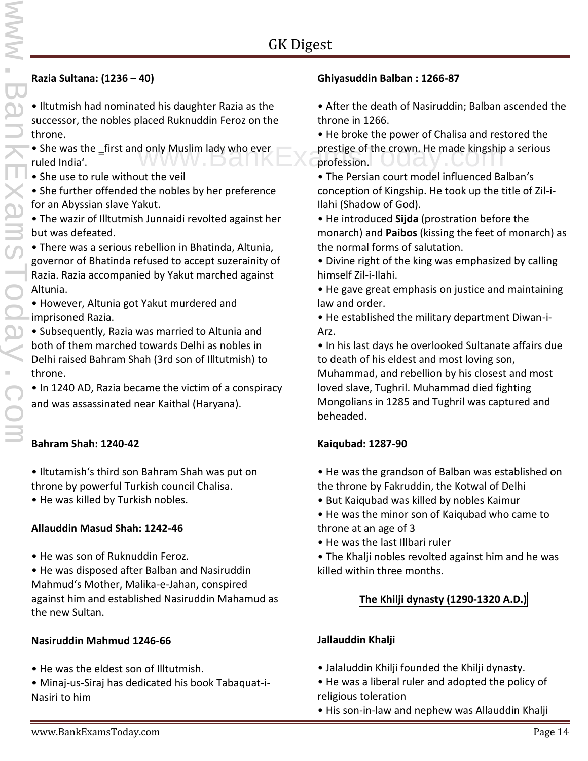**Razia Sultana: (1236 – 40)**

- Iltutmish had nominated his daughter Razia as the successor, the nobles placed Ruknuddin Feroz on the throne.
- She was the _first and only Muslim lady who ever ruled India'.
- She use to rule without the veil
- She further offended the nobles by her preference for an Abyssian slave Yakut.
- The wazir of Illtutmish Junnaidi revolted against her but was defeated.
- There was a serious rebellion in Bhatinda, Altunia, governor of Bhatinda refused to accept suzerainity of Razia. Razia accompanied by Yakut marched against Altunia.
- However, Altunia got Yakut murdered and imprisoned Razia.
- Subsequently, Razia was married to Altunia and both of them marched towards Delhi as nobles in Delhi raised Bahram Shah (3rd son of Illtutmish) to throne.
- In 1240 AD, Razia became the victim of a conspiracy and was assassinated near Kaithal (Haryana).

**Bahram Shah: 1240-42**

- Iltutamish's third son Bahram Shah was put on throne by powerful Turkish council Chalisa.
- He was killed by Turkish nobles.

**Allauddin Masud Shah: 1242-46**

- He was son of Ruknuddin Feroz.
- He was disposed after Balban and Nasiruddin Mahmud's Mother, Malika-e-Jahan, conspired against him and established Nasiruddin Mahamud as the new Sultan.

**Nasiruddin Mahmud 1246-66**

- He was the eldest son of Illtutmish.
- Minaj-us-Siraj has dedicated his book Tabaquat-i-Nasiri to him

**Ghiyasuddin Balban : 1266-87**

- After the death of Nasiruddin; Balban ascended the throne in 1266.
- He broke the power of Chalisa and restored the prestige of the crown. He made kingship a serious profession.
- The Persian court model influenced Balban's conception of Kingship. He took up the title of Zil-i-Ilahi (Shadow of God).
- He introduced **Sijda** (prostration before the monarch) and **Paibos** (kissing the feet of monarch) as the normal forms of salutation.
- Divine right of the king was emphasized by calling himself Zil-i-Ilahi.
- He gave great emphasis on justice and maintaining law and order.
- He established the military department Diwan-i-Arz.
- In his last days he overlooked Sultanate affairs due to death of his eldest and most loving son, Muhammad, and rebellion by his closest and most loved slave, Tughril. Muhammad died fighting Mongolians in 1285 and Tughril was captured and beheaded.

**Kaiqubad: 1287-90**

- He was the grandson of Balban was established on the throne by Fakruddin, the Kotwal of Delhi
- But Kaiqubad was killed by nobles Kaimur
- He was the minor son of Kaiqubad who came to throne at an age of 3
- He was the last Illbari ruler
- The Khalji nobles revolted against him and he was killed within three months.

## The Khilji dynasty (1290-1320 A.D.)

**Jallauddin Khalji**

- Jalaluddin Khilji founded the Khilji dynasty.
- He was a liberal ruler and adopted the policy of religious toleration
- His son-in-law and nephew was Allauddin Khalji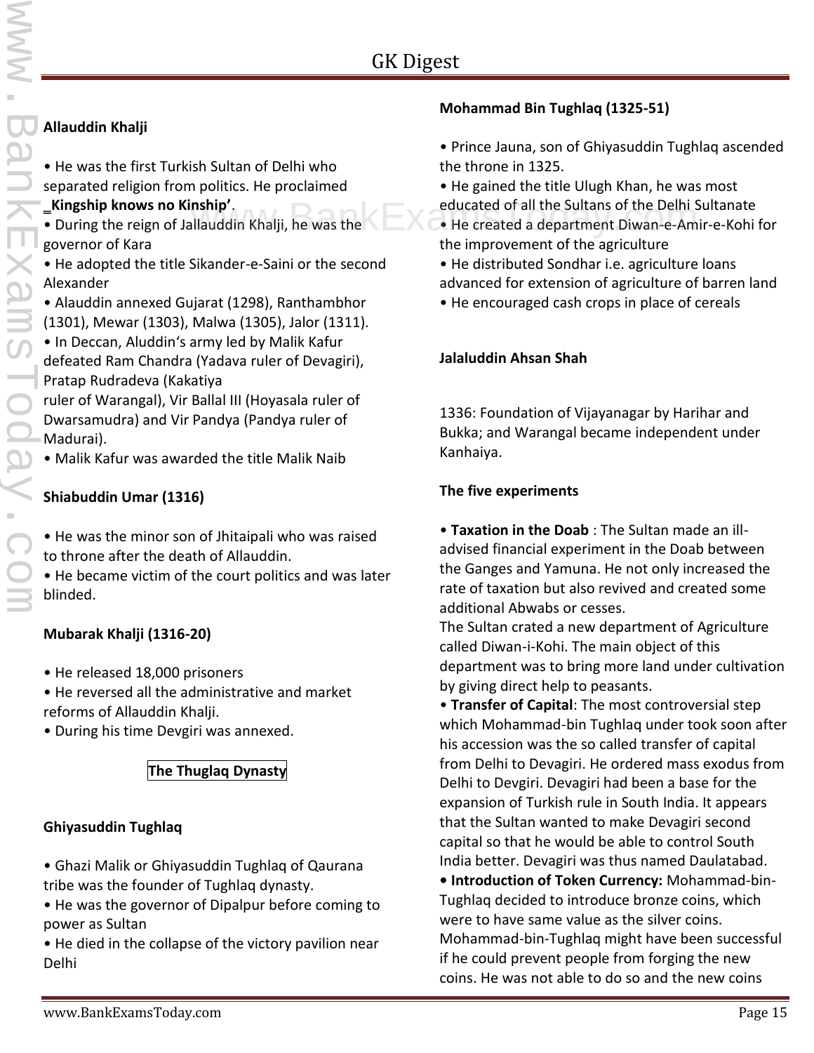### Allauddin Khalji

- He was the first Turkish Sultan of Delhi who separated religion from politics. He proclaimed **‗Kingship knows no Kinship'**.
- During the reign of Jallauddin Khalji, he was the governor of Kara
- He adopted the title Sikander-e-Saini or the second Alexander
- Alauddin annexed Gujarat (1298), Ranthambhor (1301), Mewar (1303), Malwa (1305), Jalor (1311).
- In Deccan, Aluddin's army led by Malik Kafur defeated Ram Chandra (Yadava ruler of Devagiri), Pratap Rudradeva (Kakatiya ruler of Warangal), Vir Ballal III (Hoyasala ruler of Dwarsamudra) and Vir Pandya (Pandya ruler of Madurai).
- Malik Kafur was awarded the title Malik Naib

### Shiabuddin Umar (1316)

- He was the minor son of Jhitaipali who was raised to throne after the death of Allauddin.
- He became victim of the court politics and was later blinded.

### Mubarak Khalji (1316-20)

- He released 18,000 prisoners
- He reversed all the administrative and market reforms of Allauddin Khalji.
- During his time Devgiri was annexed.

## The Thuglaq Dynasty

### Ghiyasuddin Tughlaq

- Ghazi Malik or Ghiyasuddin Tughlaq of Qaurana tribe was the founder of Tughlaq dynasty.
- He was the governor of Dipalpur before coming to power as Sultan
- He died in the collapse of the victory pavilion near Delhi

### Mohammad Bin Tughlaq (1325-51)

- Prince Jauna, son of Ghiyasuddin Tughlaq ascended the throne in 1325.
- He gained the title Ulugh Khan, he was most educated of all the Sultans of the Delhi Sultanate
- He created a department Diwan-e-Amir-e-Kohi for the improvement of the agriculture
- He distributed Sondhar i.e. agriculture loans advanced for extension of agriculture of barren land
- He encouraged cash crops in place of cereals

### Jalaluddin Ahsan Shah

1336: Foundation of Vijayanagar by Harihar and Bukka; and Warangal became independent under Kanhaiya.

### The five experiments

- **Taxation in the Doab** : The Sultan made an ill-advised financial experiment in the Doab between the Ganges and Yamuna. He not only increased the rate of taxation but also revived and created some additional Abwabs or cesses.

The Sultan crated a new department of Agriculture called Diwan-i-Kohi. The main object of this department was to bring more land under cultivation by giving direct help to peasants.

- **Transfer of Capital**: The most controversial step which Mohammad-bin Tughlaq under took soon after his accession was the so called transfer of capital from Delhi to Devagiri. He ordered mass exodus from Delhi to Devgiri. Devagiri had been a base for the expansion of Turkish rule in South India. It appears that the Sultan wanted to make Devagiri second capital so that he would be able to control South India better. Devagiri was thus named Daulatabad.
- **Introduction of Token Currency:** Mohammad-bin-Tughlaq decided to introduce bronze coins, which were to have same value as the silver coins. Mohammad-bin-Tughlaq might have been successful if he could prevent people from forging the new coins. He was not able to do so and the new coins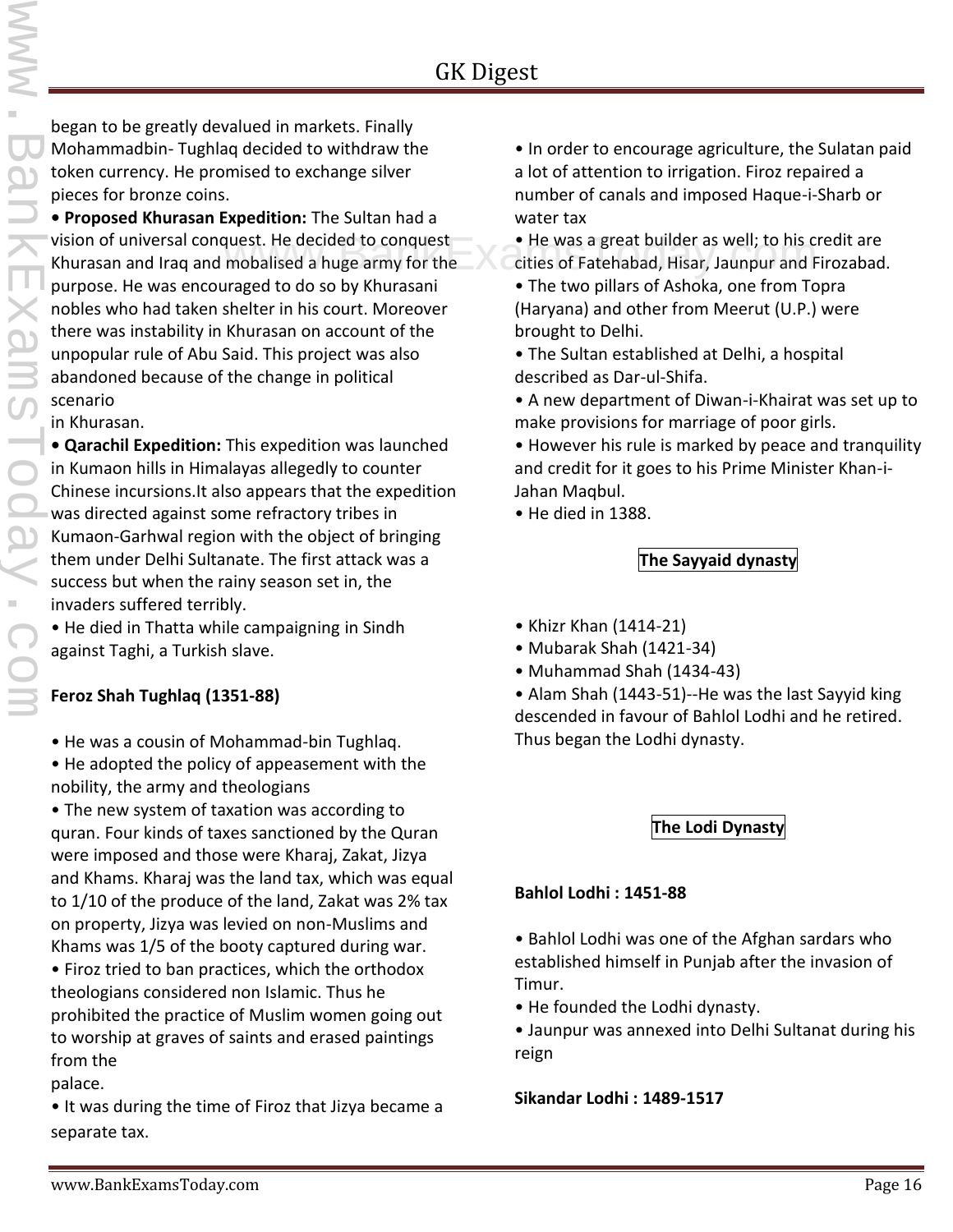began to be greatly devalued in markets. Finally Mohammadbin- Tughlaq decided to withdraw the token currency. He promised to exchange silver pieces for bronze coins.

- **Proposed Khurasan Expedition:** The Sultan had a vision of universal conquest. He decided to conquest Khurasan and Iraq and mobalised a huge army for the purpose. He was encouraged to do so by Khurasani nobles who had taken shelter in his court. Moreover there was instability in Khurasan on account of the unpopular rule of Abu Said. This project was also abandoned because of the change in political scenario in Khurasan.
- **Qarachil Expedition:** This expedition was launched in Kumaon hills in Himalayas allegedly to counter Chinese incursions.It also appears that the expedition was directed against some refractory tribes in Kumaon-Garhwal region with the object of bringing them under Delhi Sultanate. The first attack was a success but when the rainy season set in, the invaders suffered terribly.
- He died in Thatta while campaigning in Sindh against Taghi, a Turkish slave.

### Feroz Shah Tughlaq (1351-88)

- He was a cousin of Mohammad-bin Tughlaq.
- He adopted the policy of appeasement with the nobility, the army and theologians
- The new system of taxation was according to quran. Four kinds of taxes sanctioned by the Quran were imposed and those were Kharaj, Zakat, Jizya and Khams. Kharaj was the land tax, which was equal to 1/10 of the produce of the land, Zakat was 2% tax on property, Jizya was levied on non-Muslims and Khams was 1/5 of the booty captured during war.
- Firoz tried to ban practices, which the orthodox theologians considered non Islamic. Thus he prohibited the practice of Muslim women going out to worship at graves of saints and erased paintings from the palace.
- It was during the time of Firoz that Jizya became a separate tax.
- In order to encourage agriculture, the Sulatan paid a lot of attention to irrigation. Firoz repaired a number of canals and imposed Haque-i-Sharb or water tax
- He was a great builder as well; to his credit are cities of Fatehabad, Hisar, Jaunpur and Firozabad.
- The two pillars of Ashoka, one from Topra (Haryana) and other from Meerut (U.P.) were brought to Delhi.
- The Sultan established at Delhi, a hospital described as Dar-ul-Shifa.
- A new department of Diwan-i-Khairat was set up to make provisions for marriage of poor girls.
- However his rule is marked by peace and tranquility and credit for it goes to his Prime Minister Khan-i-Jahan Maqbul.
- He died in 1388.

## The Sayyaid dynasty

- Khizr Khan (1414-21)
- Mubarak Shah (1421-34)
- Muhammad Shah (1434-43)
- Alam Shah (1443-51)--He was the last Sayyid king descended in favour of Bahlol Lodhi and he retired. Thus began the Lodhi dynasty.

## The Lodi Dynasty

### Bahlol Lodhi : 1451-88

- Bahlol Lodhi was one of the Afghan sardars who established himself in Punjab after the invasion of Timur.
- He founded the Lodhi dynasty.
- Jaunpur was annexed into Delhi Sultanat during his reign

### Sikandar Lodhi : 1489-1517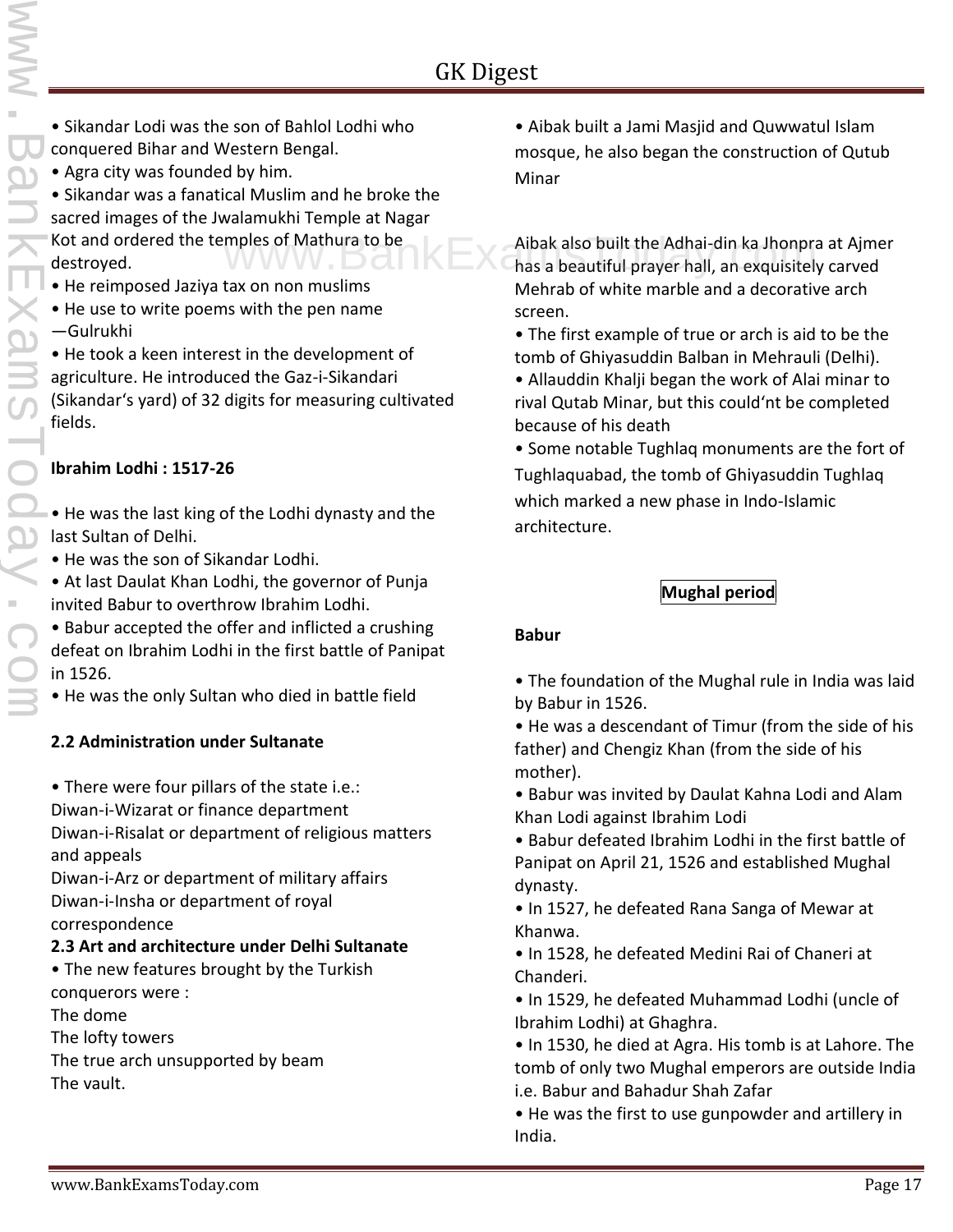• Sikandar Lodi was the son of Bahlol Lodhi who conquered Bihar and Western Bengal.
• Agra city was founded by him.
• Sikandar was a fanatical Muslim and he broke the sacred images of the Jwalamukhi Temple at Nagar Kot and ordered the temples of Mathura to be destroyed.
• He reimposed Jaziya tax on non muslims
• He use to write poems with the pen name —Gulrukhi
• He took a keen interest in the development of agriculture. He introduced the Gaz-i-Sikandari (Sikandar's yard) of 32 digits for measuring cultivated fields.

**Ibrahim Lodhi : 1517-26**

• He was the last king of the Lodhi dynasty and the last Sultan of Delhi.
• He was the son of Sikandar Lodhi.
• At last Daulat Khan Lodhi, the governor of Punja invited Babur to overthrow Ibrahim Lodhi.
• Babur accepted the offer and inflicted a crushing defeat on Ibrahim Lodhi in the first battle of Panipat in 1526.
• He was the only Sultan who died in battle field

**2.2 Administration under Sultanate**

• There were four pillars of the state i.e.:
Diwan-i-Wizarat or finance department
Diwan-i-Risalat or department of religious matters and appeals
Diwan-i-Arz or department of military affairs
Diwan-i-Insha or department of royal correspondence

**2.3 Art and architecture under Delhi Sultanate**

• The new features brought by the Turkish conquerors were :
The dome
The lofty towers
The true arch unsupported by beam
The vault.

• Aibak built a Jami Masjid and Quwwatul Islam mosque, he also began the construction of Qutub Minar

Aibak also built the Adhai-din ka Jhonpra at Ajmer has a beautiful prayer hall, an exquisitely carved Mehrab of white marble and a decorative arch screen.
• The first example of true or arch is aid to be the tomb of Ghiyasuddin Balban in Mehrauli (Delhi).
• Allauddin Khalji began the work of Alai minar to rival Qutab Minar, but this could'nt be completed because of his death
• Some notable Tughlaq monuments are the fort of Tughlaquabad, the tomb of Ghiyasuddin Tughlaq which marked a new phase in Indo-Islamic architecture.

**Mughal period**

**Babur**

• The foundation of the Mughal rule in India was laid by Babur in 1526.
• He was a descendant of Timur (from the side of his father) and Chengiz Khan (from the side of his mother).
• Babur was invited by Daulat Kahna Lodi and Alam Khan Lodi against Ibrahim Lodi
• Babur defeated Ibrahim Lodhi in the first battle of Panipat on April 21, 1526 and established Mughal dynasty.
• In 1527, he defeated Rana Sanga of Mewar at Khanwa.
• In 1528, he defeated Medini Rai of Chaneri at Chanderi.
• In 1529, he defeated Muhammad Lodhi (uncle of Ibrahim Lodhi) at Ghaghra.
• In 1530, he died at Agra. His tomb is at Lahore. The tomb of only two Mughal emperors are outside India i.e. Babur and Bahadur Shah Zafar
• He was the first to use gunpowder and artillery in India.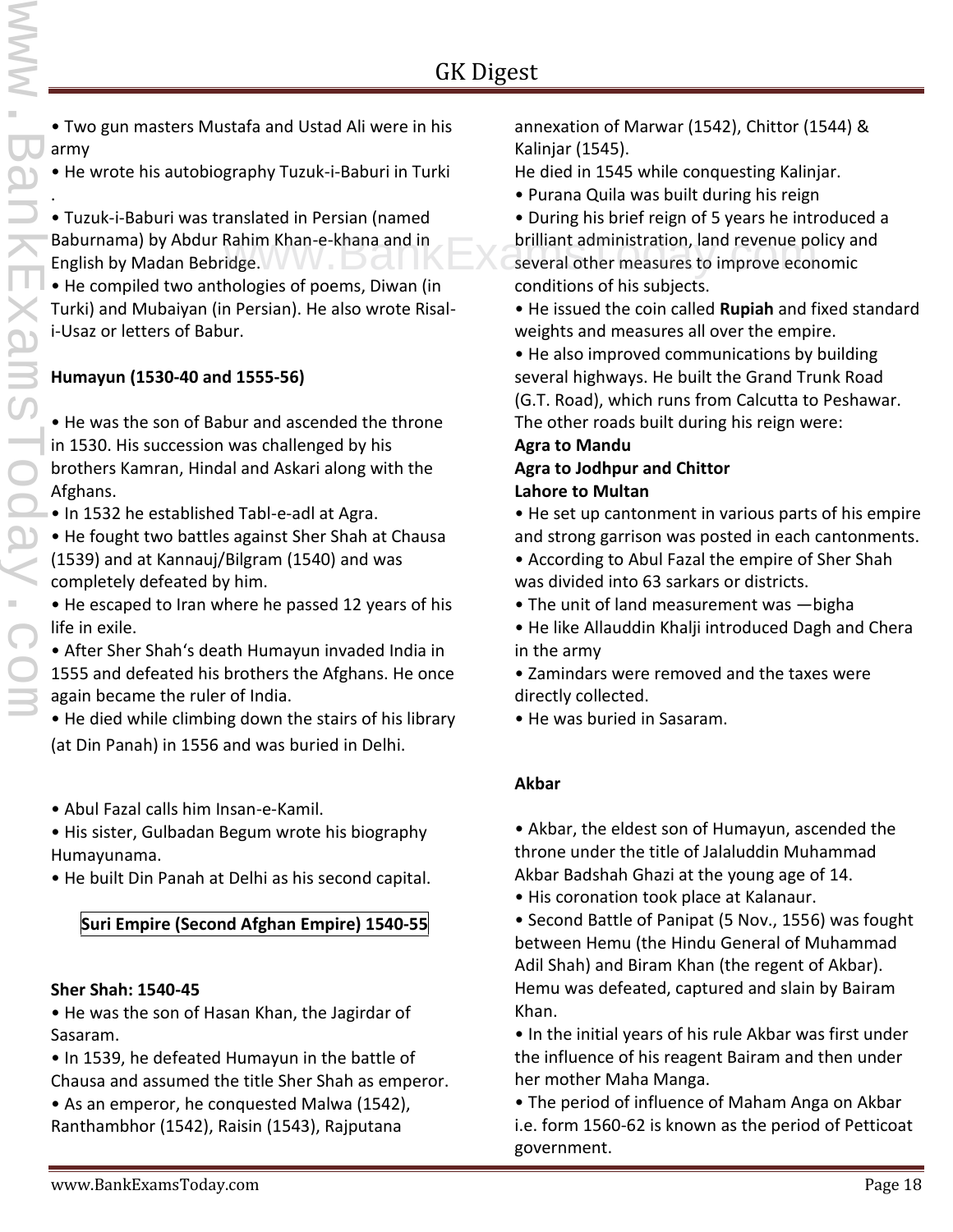- Two gun masters Mustafa and Ustad Ali were in his army
- He wrote his autobiography Tuzuk-i-Baburi in Turki .
- Tuzuk-i-Baburi was translated in Persian (named Baburnama) by Abdur Rahim Khan-e-khana and in English by Madan Bebridge.
- He compiled two anthologies of poems, Diwan (in Turki) and Mubaiyan (in Persian). He also wrote Risal-i-Usaz or letters of Babur.

**Humayun (1530-40 and 1555-56)**

- He was the son of Babur and ascended the throne in 1530. His succession was challenged by his brothers Kamran, Hindal and Askari along with the Afghans.
- In 1532 he established Tabl-e-adl at Agra.
- He fought two battles against Sher Shah at Chausa (1539) and at Kannauj/Bilgram (1540) and was completely defeated by him.
- He escaped to Iran where he passed 12 years of his life in exile.
- After Sher Shah's death Humayun invaded India in 1555 and defeated his brothers the Afghans. He once again became the ruler of India.
- He died while climbing down the stairs of his library (at Din Panah) in 1556 and was buried in Delhi.

- Abul Fazal calls him Insan-e-Kamil.
- His sister, Gulbadan Begum wrote his biography Humayunama.
- He built Din Panah at Delhi as his second capital.

## Suri Empire (Second Afghan Empire) 1540-55

**Sher Shah: 1540-45**

- He was the son of Hasan Khan, the Jagirdar of Sasaram.
- In 1539, he defeated Humayun in the battle of Chausa and assumed the title Sher Shah as emperor.
- As an emperor, he conquested Malwa (1542), Ranthambhor (1542), Raisin (1543), Rajputana annexation of Marwar (1542), Chittor (1544) & Kalinjar (1545).

He died in 1545 while conquesting Kalinjar.

- Purana Quila was built during his reign
- During his brief reign of 5 years he introduced a brilliant administration, land revenue policy and several other measures to improve economic conditions of his subjects.
- He issued the coin called **Rupiah** and fixed standard weights and measures all over the empire.
- He also improved communications by building several highways. He built the Grand Trunk Road (G.T. Road), which runs from Calcutta to Peshawar. The other roads built during his reign were:

**Agra to Mandu**
**Agra to Jodhpur and Chittor**
**Lahore to Multan**

- He set up cantonment in various parts of his empire and strong garrison was posted in each cantonments.
- According to Abul Fazal the empire of Sher Shah was divided into 63 sarkars or districts.
- The unit of land measurement was —bigha
- He like Allauddin Khalji introduced Dagh and Chera in the army
- Zamindars were removed and the taxes were directly collected.
- He was buried in Sasaram.

**Akbar**

- Akbar, the eldest son of Humayun, ascended the throne under the title of Jalaluddin Muhammad Akbar Badshah Ghazi at the young age of 14.
- His coronation took place at Kalanaur.
- Second Battle of Panipat (5 Nov., 1556) was fought between Hemu (the Hindu General of Muhammad Adil Shah) and Biram Khan (the regent of Akbar). Hemu was defeated, captured and slain by Bairam Khan.
- In the initial years of his rule Akbar was first under the influence of his reagent Bairam and then under her mother Maha Manga.
- The period of influence of Maham Anga on Akbar i.e. form 1560-62 is known as the period of Petticoat government.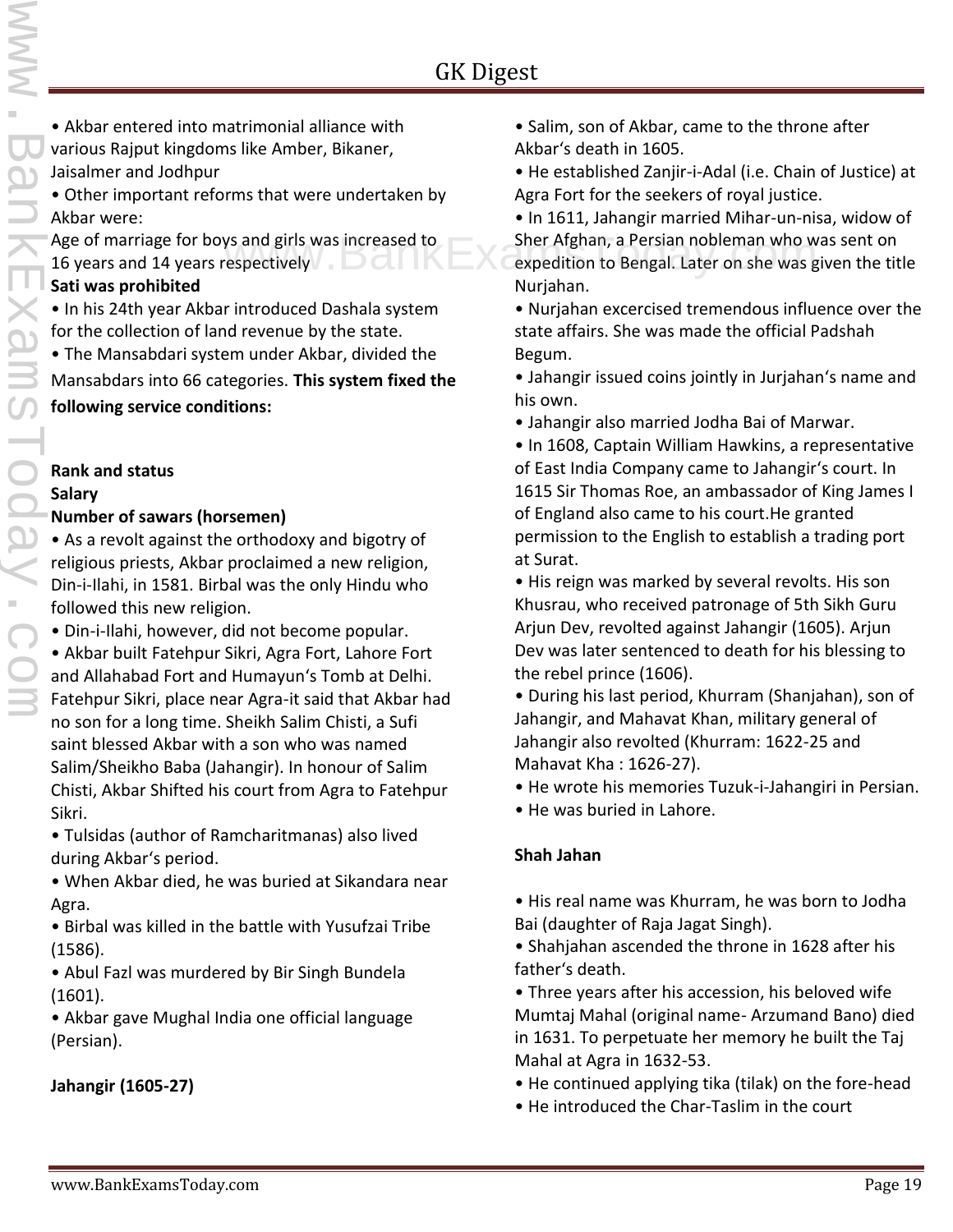• Akbar entered into matrimonial alliance with various Rajput kingdoms like Amber, Bikaner, Jaisalmer and Jodhpur

• Other important reforms that were undertaken by Akbar were:

Age of marriage for boys and girls was increased to 16 years and 14 years respectively

**Sati was prohibited**

• In his 24th year Akbar introduced Dashala system for the collection of land revenue by the state.

• The Mansabdari system under Akbar, divided the Mansabdars into 66 categories. **This system fixed the following service conditions:**

**Rank and status**

**Salary**

**Number of sawars (horsemen)**

• As a revolt against the orthodoxy and bigotry of religious priests, Akbar proclaimed a new religion, Din-i-Ilahi, in 1581. Birbal was the only Hindu who followed this new religion.

• Din-i-Ilahi, however, did not become popular.

• Akbar built Fatehpur Sikri, Agra Fort, Lahore Fort and Allahabad Fort and Humayun's Tomb at Delhi. Fatehpur Sikri, place near Agra-it said that Akbar had no son for a long time. Sheikh Salim Chisti, a Sufi saint blessed Akbar with a son who was named Salim/Sheikho Baba (Jahangir). In honour of Salim Chisti, Akbar Shifted his court from Agra to Fatehpur Sikri.

• Tulsidas (author of Ramcharitmanas) also lived during Akbar's period.

• When Akbar died, he was buried at Sikandara near Agra.

• Birbal was killed in the battle with Yusufzai Tribe (1586).

• Abul Fazl was murdered by Bir Singh Bundela (1601).

• Akbar gave Mughal India one official language (Persian).

**Jahangir (1605-27)**

• Salim, son of Akbar, came to the throne after Akbar's death in 1605.

• He established Zanjir-i-Adal (i.e. Chain of Justice) at Agra Fort for the seekers of royal justice.

• In 1611, Jahangir married Mihar-un-nisa, widow of Sher Afghan, a Persian nobleman who was sent on expedition to Bengal. Later on she was given the title Nurjahan.

• Nurjahan excercised tremendous influence over the state affairs. She was made the official Padshah Begum.

• Jahangir issued coins jointly in Jurjahan's name and his own.

• Jahangir also married Jodha Bai of Marwar.

• In 1608, Captain William Hawkins, a representative of East India Company came to Jahangir's court. In 1615 Sir Thomas Roe, an ambassador of King James I of England also came to his court.He granted permission to the English to establish a trading port at Surat.

• His reign was marked by several revolts. His son Khusrau, who received patronage of 5th Sikh Guru Arjun Dev, revolted against Jahangir (1605). Arjun Dev was later sentenced to death for his blessing to the rebel prince (1606).

• During his last period, Khurram (Shanjahan), son of Jahangir, and Mahavat Khan, military general of Jahangir also revolted (Khurram: 1622-25 and Mahavat Kha : 1626-27).

• He wrote his memories Tuzuk-i-Jahangiri in Persian.

• He was buried in Lahore.

**Shah Jahan**

• His real name was Khurram, he was born to Jodha Bai (daughter of Raja Jagat Singh).

• Shahjahan ascended the throne in 1628 after his father's death.

• Three years after his accession, his beloved wife Mumtaj Mahal (original name- Arzumand Bano) died in 1631. To perpetuate her memory he built the Taj Mahal at Agra in 1632-53.

• He continued applying tika (tilak) on the fore-head

• He introduced the Char-Taslim in the court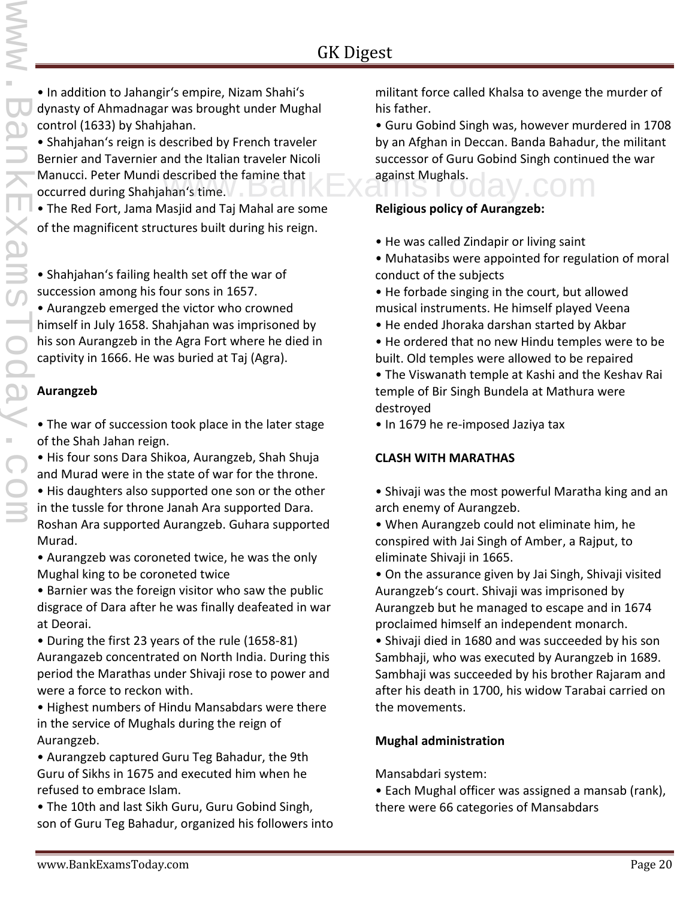- In addition to Jahangir's empire, Nizam Shahi's dynasty of Ahmadnagar was brought under Mughal control (1633) by Shahjahan.
- Shahjahan's reign is described by French traveler Bernier and Tavernier and the Italian traveler Nicoli Manucci. Peter Mundi described the famine that occurred during Shahjahan's time.
- The Red Fort, Jama Masjid and Taj Mahal are some of the magnificent structures built during his reign.

- Shahjahan's failing health set off the war of succession among his four sons in 1657.
- Aurangzeb emerged the victor who crowned himself in July 1658. Shahjahan was imprisoned by his son Aurangzeb in the Agra Fort where he died in captivity in 1666. He was buried at Taj (Agra).

**Aurangzeb**

- The war of succession took place in the later stage of the Shah Jahan reign.
- His four sons Dara Shikoa, Aurangzeb, Shah Shuja and Murad were in the state of war for the throne.
- His daughters also supported one son or the other in the tussle for throne Janah Ara supported Dara. Roshan Ara supported Aurangzeb. Guhara supported Murad.
- Aurangzeb was coroneted twice, he was the only Mughal king to be coroneted twice
- Barnier was the foreign visitor who saw the public disgrace of Dara after he was finally deafeated in war at Deorai.
- During the first 23 years of the rule (1658-81) Aurangazeb concentrated on North India. During this period the Marathas under Shivaji rose to power and were a force to reckon with.
- Highest numbers of Hindu Mansabdars were there in the service of Mughals during the reign of Aurangzeb.
- Aurangzeb captured Guru Teg Bahadur, the 9th Guru of Sikhs in 1675 and executed him when he refused to embrace Islam.
- The 10th and last Sikh Guru, Guru Gobind Singh, son of Guru Teg Bahadur, organized his followers into militant force called Khalsa to avenge the murder of his father.
- Guru Gobind Singh was, however murdered in 1708 by an Afghan in Deccan. Banda Bahadur, the militant successor of Guru Gobind Singh continued the war against Mughals.

**Religious policy of Aurangzeb:**

- He was called Zindapir or living saint
- Muhatasibs were appointed for regulation of moral conduct of the subjects
- He forbade singing in the court, but allowed musical instruments. He himself played Veena
- He ended Jhoraka darshan started by Akbar
- He ordered that no new Hindu temples were to be built. Old temples were allowed to be repaired
- The Viswanath temple at Kashi and the Keshav Rai temple of Bir Singh Bundela at Mathura were destroyed
- In 1679 he re-imposed Jaziya tax

**CLASH WITH MARATHAS**

- Shivaji was the most powerful Maratha king and an arch enemy of Aurangzeb.
- When Aurangzeb could not eliminate him, he conspired with Jai Singh of Amber, a Rajput, to eliminate Shivaji in 1665.
- On the assurance given by Jai Singh, Shivaji visited Aurangzeb's court. Shivaji was imprisoned by Aurangzeb but he managed to escape and in 1674 proclaimed himself an independent monarch.
- Shivaji died in 1680 and was succeeded by his son Sambhaji, who was executed by Aurangzeb in 1689. Sambhaji was succeeded by his brother Rajaram and after his death in 1700, his widow Tarabai carried on the movements.

**Mughal administration**

Mansabdari system:

- Each Mughal officer was assigned a mansab (rank), there were 66 categories of Mansabdars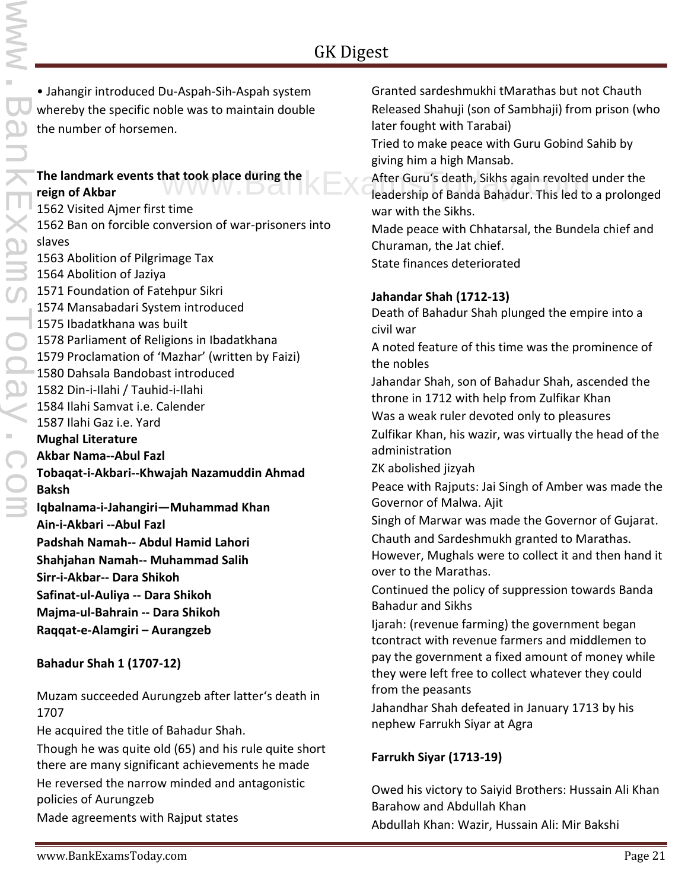• Jahangir introduced Du-Aspah-Sih-Aspah system whereby the specific noble was to maintain double the number of horsemen.

**The landmark events that took place during the reign of Akbar**

1562 Visited Ajmer first time
1562 Ban on forcible conversion of war-prisoners into slaves
1563 Abolition of Pilgrimage Tax
1564 Abolition of Jaziya
1571 Foundation of Fatehpur Sikri
1574 Mansabadari System introduced
1575 Ibadatkhana was built
1578 Parliament of Religions in Ibadatkhana
1579 Proclamation of 'Mazhar' (written by Faizi)
1580 Dahsala Bandobast introduced
1582 Din-i-Ilahi / Tauhid-i-Ilahi
1584 Ilahi Samvat i.e. Calender
1587 Ilahi Gaz i.e. Yard

**Mughal Literature**

**Akbar Nama--Abul Fazl**
**Tobaqat-i-Akbari--Khwajah Nazamuddin Ahmad Baksh**
**Iqbalnama-i-Jahangiri—Muhammad Khan**
**Ain-i-Akbari --Abul Fazl**
**Padshah Namah-- Abdul Hamid Lahori**
**Shahjahan Namah-- Muhammad Salih**
**Sirr-i-Akbar-- Dara Shikoh**
**Safinat-ul-Auliya -- Dara Shikoh**
**Majma-ul-Bahrain -- Dara Shikoh**
**Raqqat-e-Alamgiri – Aurangzeb**

**Bahadur Shah 1 (1707-12)**

Muzam succeeded Aurungzeb after latter's death in 1707
He acquired the title of Bahadur Shah.
Though he was quite old (65) and his rule quite short there are many significant achievements he made
He reversed the narrow minded and antagonistic policies of Aurungzeb
Made agreements with Rajput states
Granted sardeshmukhi tMarathas but not Chauth
Released Shahuji (son of Sambhaji) from prison (who later fought with Tarabai)
Tried to make peace with Guru Gobind Sahib by giving him a high Mansab.
After Guru's death, Sikhs again revolted under the leadership of Banda Bahadur. This led to a prolonged war with the Sikhs.
Made peace with Chhatarsal, the Bundela chief and Churaman, the Jat chief.
State finances deteriorated

**Jahandar Shah (1712-13)**

Death of Bahadur Shah plunged the empire into a civil war
A noted feature of this time was the prominence of the nobles
Jahandar Shah, son of Bahadur Shah, ascended the throne in 1712 with help from Zulfikar Khan
Was a weak ruler devoted only to pleasures
Zulfikar Khan, his wazir, was virtually the head of the administration
ZK abolished jizyah
Peace with Rajputs: Jai Singh of Amber was made the Governor of Malwa. Ajit Singh of Marwar was made the Governor of Gujarat.
Chauth and Sardeshmukh granted to Marathas. However, Mughals were to collect it and then hand it over to the Marathas.
Continued the policy of suppression towards Banda Bahadur and Sikhs
Ijarah: (revenue farming) the government began tcontract with revenue farmers and middlemen to pay the government a fixed amount of money while they were left free to collect whatever they could from the peasants
Jahandhar Shah defeated in January 1713 by his nephew Farrukh Siyar at Agra

**Farrukh Siyar (1713-19)**

Owed his victory to Saiyid Brothers: Hussain Ali Khan Barahow and Abdullah Khan
Abdullah Khan: Wazir, Hussain Ali: Mir Bakshi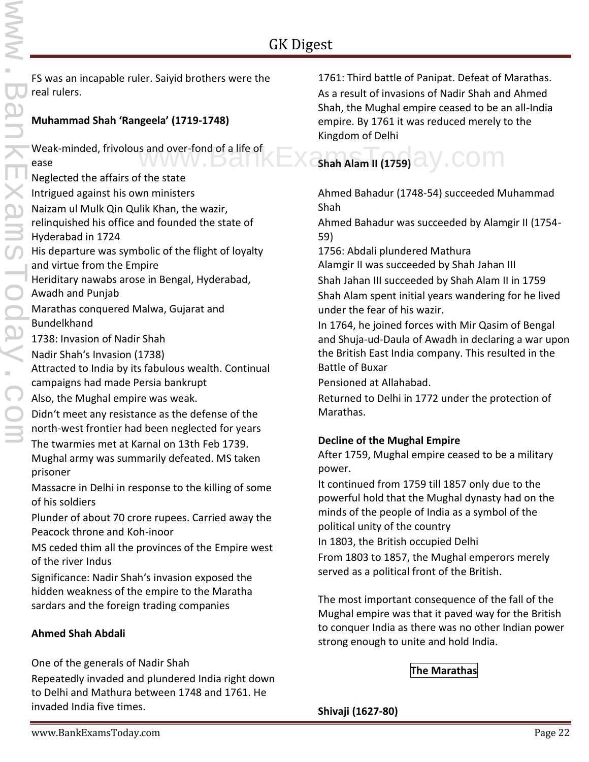FS was an incapable ruler. Saiyid brothers were the real rulers.

**Muhammad Shah 'Rangeela' (1719-1748)**

Weak-minded, frivolous and over-fond of a life of ease

Neglected the affairs of the state

Intrigued against his own ministers

Naizam ul Mulk Qin Qulik Khan, the wazir, relinquished his office and founded the state of Hyderabad in 1724

His departure was symbolic of the flight of loyalty and virtue from the Empire

Heriditary nawabs arose in Bengal, Hyderabad, Awadh and Punjab

Marathas conquered Malwa, Gujarat and Bundelkhand

1738: Invasion of Nadir Shah

Nadir Shah's Invasion (1738)

Attracted to India by its fabulous wealth. Continual campaigns had made Persia bankrupt

Also, the Mughal empire was weak.

Didn't meet any resistance as the defense of the north-west frontier had been neglected for years

The twarmies met at Karnal on 13th Feb 1739. Mughal army was summarily defeated. MS taken prisoner

Massacre in Delhi in response to the killing of some of his soldiers

Plunder of about 70 crore rupees. Carried away the Peacock throne and Koh-inoor

MS ceded thim all the provinces of the Empire west of the river Indus

Significance: Nadir Shah's invasion exposed the hidden weakness of the empire to the Maratha sardars and the foreign trading companies

**Ahmed Shah Abdali**

One of the generals of Nadir Shah

Repeatedly invaded and plundered India right down to Delhi and Mathura between 1748 and 1761. He invaded India five times.

1761: Third battle of Panipat. Defeat of Marathas.

As a result of invasions of Nadir Shah and Ahmed Shah, the Mughal empire ceased to be an all-India empire. By 1761 it was reduced merely to the Kingdom of Delhi

**Shah Alam II (1759)**

Ahmed Bahadur (1748-54) succeeded Muhammad Shah

Ahmed Bahadur was succeeded by Alamgir II (1754-59)

1756: Abdali plundered Mathura

Alamgir II was succeeded by Shah Jahan III

Shah Jahan III succeeded by Shah Alam II in 1759

Shah Alam spent initial years wandering for he lived under the fear of his wazir.

In 1764, he joined forces with Mir Qasim of Bengal and Shuja-ud-Daula of Awadh in declaring a war upon the British East India company. This resulted in the Battle of Buxar

Pensioned at Allahabad.

Returned to Delhi in 1772 under the protection of Marathas.

**Decline of the Mughal Empire**

After 1759, Mughal empire ceased to be a military power.

It continued from 1759 till 1857 only due to the powerful hold that the Mughal dynasty had on the minds of the people of India as a symbol of the political unity of the country

In 1803, the British occupied Delhi

From 1803 to 1857, the Mughal emperors merely served as a political front of the British.

The most important consequence of the fall of the Mughal empire was that it paved way for the British to conquer India as there was no other Indian power strong enough to unite and hold India.

## The Marathas

**Shivaji (1627-80)**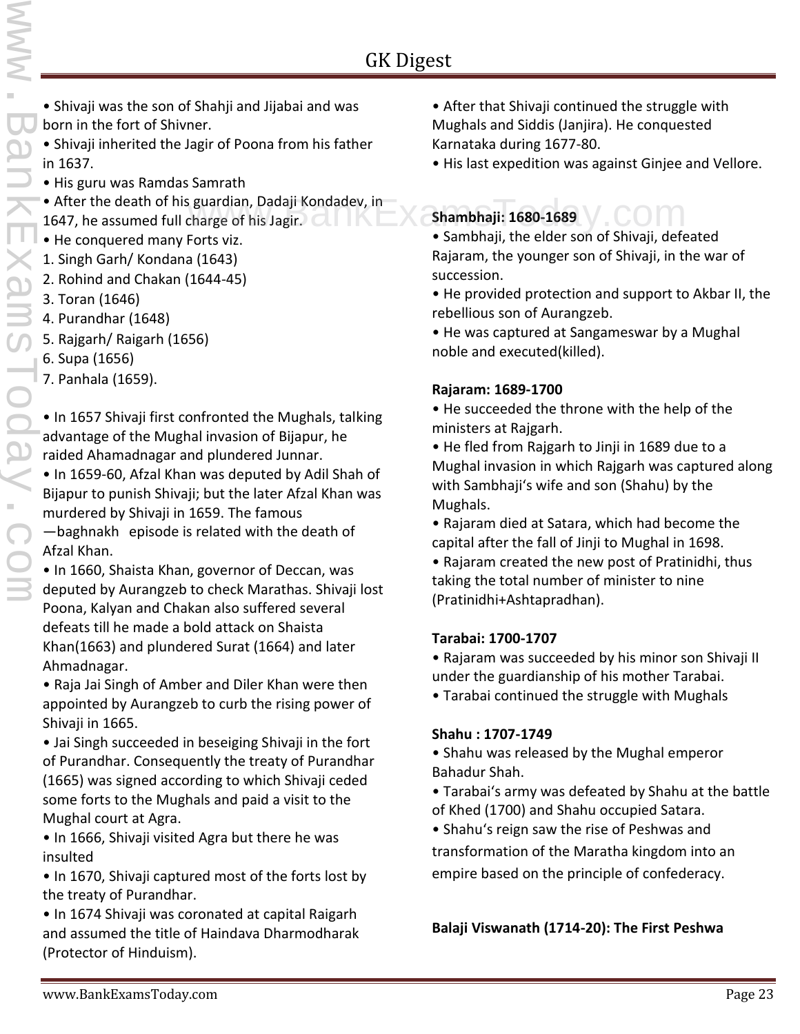- Shivaji was the son of Shahji and Jijabai and was born in the fort of Shivner.
- Shivaji inherited the Jagir of Poona from his father in 1637.
- His guru was Ramdas Samrath
- After the death of his guardian, Dadaji Kondadev, in 1647, he assumed full charge of his Jagir.
- He conquered many Forts viz.

1. Singh Garh/ Kondana (1643)
2. Rohind and Chakan (1644-45)
3. Toran (1646)
4. Purandhar (1648)
5. Rajgarh/ Raigarh (1656)
6. Supa (1656)
7. Panhala (1659).

- In 1657 Shivaji first confronted the Mughals, talking advantage of the Mughal invasion of Bijapur, he raided Ahamadnagar and plundered Junnar.
- In 1659-60, Afzal Khan was deputed by Adil Shah of Bijapur to punish Shivaji; but the later Afzal Khan was murdered by Shivaji in 1659. The famous —baghnakh episode is related with the death of Afzal Khan.
- In 1660, Shaista Khan, governor of Deccan, was deputed by Aurangzeb to check Marathas. Shivaji lost Poona, Kalyan and Chakan also suffered several defeats till he made a bold attack on Shaista Khan(1663) and plundered Surat (1664) and later Ahmadnagar.
- Raja Jai Singh of Amber and Diler Khan were then appointed by Aurangzeb to curb the rising power of Shivaji in 1665.
- Jai Singh succeeded in beseiging Shivaji in the fort of Purandhar. Consequently the treaty of Purandhar (1665) was signed according to which Shivaji ceded some forts to the Mughals and paid a visit to the Mughal court at Agra.
- In 1666, Shivaji visited Agra but there he was insulted
- In 1670, Shivaji captured most of the forts lost by the treaty of Purandhar.
- In 1674 Shivaji was coronated at capital Raigarh and assumed the title of Haindava Dharmodharak (Protector of Hinduism).
- After that Shivaji continued the struggle with Mughals and Siddis (Janjira). He conquested Karnataka during 1677-80.
- His last expedition was against Ginjee and Vellore.

**Shambhaji: 1680-1689**

- Sambhaji, the elder son of Shivaji, defeated Rajaram, the younger son of Shivaji, in the war of succession.
- He provided protection and support to Akbar II, the rebellious son of Aurangzeb.
- He was captured at Sangameswar by a Mughal noble and executed(killed).

**Rajaram: 1689-1700**

- He succeeded the throne with the help of the ministers at Rajgarh.
- He fled from Rajgarh to Jinji in 1689 due to a Mughal invasion in which Rajgarh was captured along with Sambhaji's wife and son (Shahu) by the Mughals.
- Rajaram died at Satara, which had become the capital after the fall of Jinji to Mughal in 1698.
- Rajaram created the new post of Pratinidhi, thus taking the total number of minister to nine (Pratinidhi+Ashtapradhan).

**Tarabai: 1700-1707**

- Rajaram was succeeded by his minor son Shivaji II under the guardianship of his mother Tarabai.
- Tarabai continued the struggle with Mughals

**Shahu : 1707-1749**

- Shahu was released by the Mughal emperor Bahadur Shah.
- Tarabai's army was defeated by Shahu at the battle of Khed (1700) and Shahu occupied Satara.
- Shahu's reign saw the rise of Peshwas and transformation of the Maratha kingdom into an empire based on the principle of confederacy.

**Balaji Viswanath (1714-20): The First Peshwa**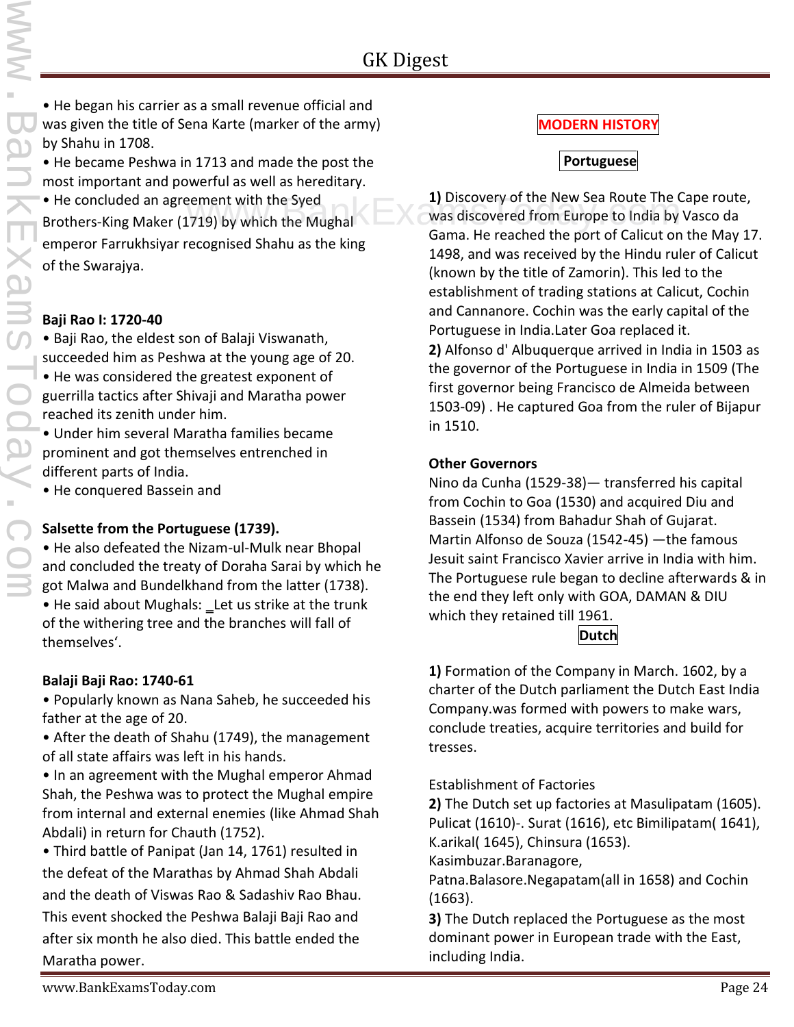• He began his carrier as a small revenue official and was given the title of Sena Karte (marker of the army) by Shahu in 1708.

• He became Peshwa in 1713 and made the post the most important and powerful as well as hereditary.

• He concluded an agreement with the Syed Brothers-King Maker (1719) by which the Mughal emperor Farrukhsiyar recognised Shahu as the king of the Swarajya.

**Baji Rao I: 1720-40**

• Baji Rao, the eldest son of Balaji Viswanath, succeeded him as Peshwa at the young age of 20.

• He was considered the greatest exponent of guerrilla tactics after Shivaji and Maratha power reached its zenith under him.

• Under him several Maratha families became prominent and got themselves entrenched in different parts of India.

• He conquered Bassein and

**Salsette from the Portuguese (1739).**

• He also defeated the Nizam-ul-Mulk near Bhopal and concluded the treaty of Doraha Sarai by which he got Malwa and Bundelkhand from the latter (1738).

• He said about Mughals: _Let us strike at the trunk of the withering tree and the branches will fall of themselves'.

**Balaji Baji Rao: 1740-61**

• Popularly known as Nana Saheb, he succeeded his father at the age of 20.

• After the death of Shahu (1749), the management of all state affairs was left in his hands.

• In an agreement with the Mughal emperor Ahmad Shah, the Peshwa was to protect the Mughal empire from internal and external enemies (like Ahmad Shah Abdali) in return for Chauth (1752).

• Third battle of Panipat (Jan 14, 1761) resulted in the defeat of the Marathas by Ahmad Shah Abdali and the death of Viswas Rao & Sadashiv Rao Bhau. This event shocked the Peshwa Balaji Baji Rao and after six month he also died. This battle ended the Maratha power.

## MODERN HISTORY

### Portuguese

**1)** Discovery of the New Sea Route The Cape route, was discovered from Europe to India by Vasco da Gama. He reached the port of Calicut on the May 17. 1498, and was received by the Hindu ruler of Calicut (known by the title of Zamorin). This led to the establishment of trading stations at Calicut, Cochin and Cannanore. Cochin was the early capital of the Portuguese in India.Later Goa replaced it.

**2)** Alfonso d' Albuquerque arrived in India in 1503 as the governor of the Portuguese in India in 1509 (The first governor being Francisco de Almeida between 1503-09) . He captured Goa from the ruler of Bijapur in 1510.

**Other Governors**

Nino da Cunha (1529-38)— transferred his capital from Cochin to Goa (1530) and acquired Diu and Bassein (1534) from Bahadur Shah of Gujarat.

Martin Alfonso de Souza (1542-45) —the famous Jesuit saint Francisco Xavier arrive in India with him.

The Portuguese rule began to decline afterwards & in the end they left only with GOA, DAMAN & DIU which they retained till 1961.

### Dutch

**1)** Formation of the Company in March. 1602, by a charter of the Dutch parliament the Dutch East India Company.was formed with powers to make wars, conclude treaties, acquire territories and build for tresses.

Establishment of Factories

**2)** The Dutch set up factories at Masulipatam (1605). Pulicat (1610)-. Surat (1616), etc Bimilipatam( 1641), K.arikal( 1645), Chinsura (1653). Kasimbuzar.Baranagore, Patna.Balasore.Negapatam(all in 1658) and Cochin (1663).

**3)** The Dutch replaced the Portuguese as the most dominant power in European trade with the East, including India.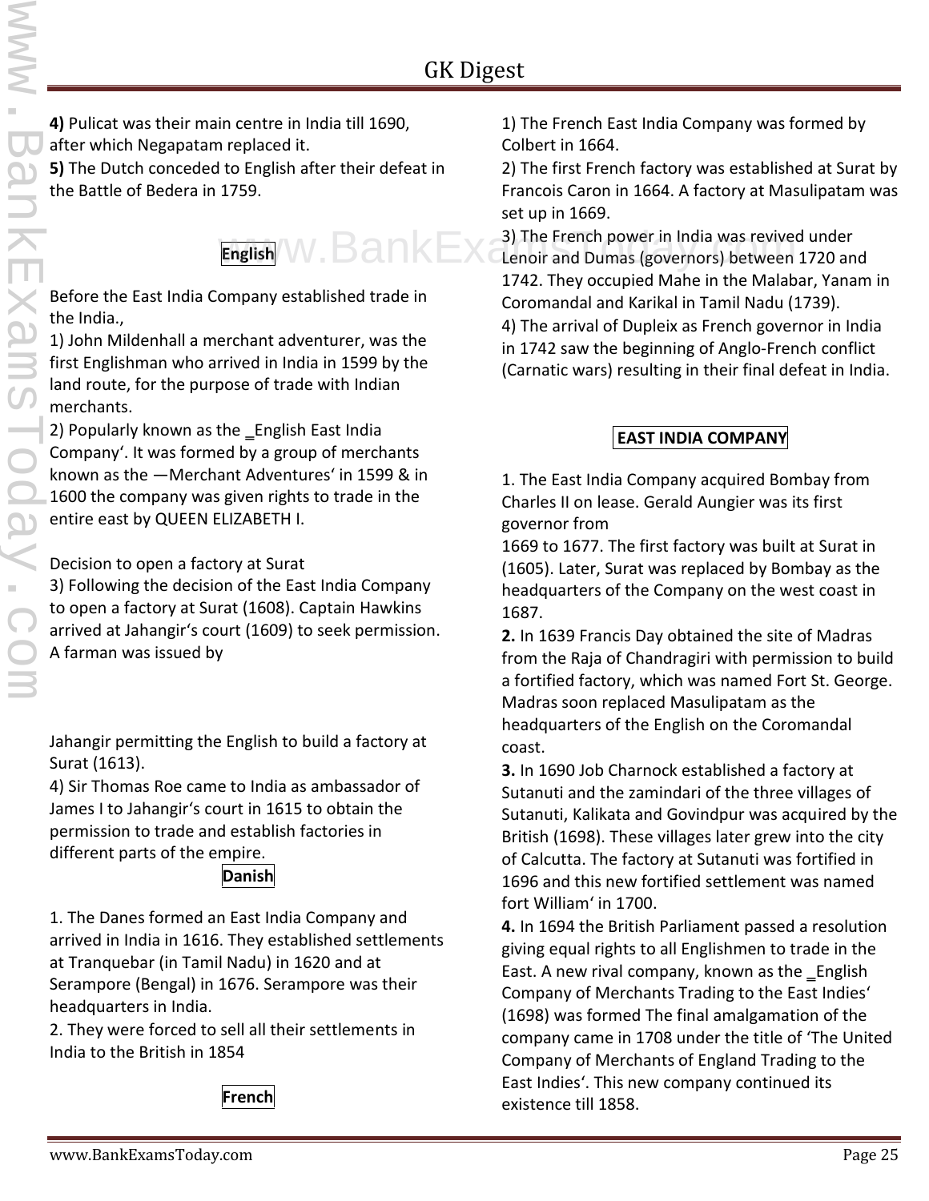**4)** Pulicat was their main centre in India till 1690, after which Negapatam replaced it.
**5)** The Dutch conceded to English after their defeat in the Battle of Bedera in 1759.

## English

Before the East India Company established trade in the India.,
1) John Mildenhall a merchant adventurer, was the first Englishman who arrived in India in 1599 by the land route, for the purpose of trade with Indian merchants.
2) Popularly known as the ‗English East India Company'. It was formed by a group of merchants known as the ―Merchant Adventures' in 1599 & in 1600 the company was given rights to trade in the entire east by QUEEN ELIZABETH I.

Decision to open a factory at Surat
3) Following the decision of the East India Company to open a factory at Surat (1608). Captain Hawkins arrived at Jahangir's court (1609) to seek permission. A farman was issued by Jahangir permitting the English to build a factory at Surat (1613).
4) Sir Thomas Roe came to India as ambassador of James I to Jahangir's court in 1615 to obtain the permission to trade and establish factories in different parts of the empire.

## Danish

1. The Danes formed an East India Company and arrived in India in 1616. They established settlements at Tranquebar (in Tamil Nadu) in 1620 and at Serampore (Bengal) in 1676. Serampore was their headquarters in India.
2. They were forced to sell all their settlements in India to the British in 1854

## French

1) The French East India Company was formed by Colbert in 1664.
2) The first French factory was established at Surat by Francois Caron in 1664. A factory at Masulipatam was set up in 1669.
3) The French power in India was revived under Lenoir and Dumas (governors) between 1720 and 1742. They occupied Mahe in the Malabar, Yanam in Coromandal and Karikal in Tamil Nadu (1739).
4) The arrival of Dupleix as French governor in India in 1742 saw the beginning of Anglo-French conflict (Carnatic wars) resulting in their final defeat in India.

## EAST INDIA COMPANY

1. The East India Company acquired Bombay from Charles II on lease. Gerald Aungier was its first governor from
1669 to 1677. The first factory was built at Surat in (1605). Later, Surat was replaced by Bombay as the headquarters of the Company on the west coast in 1687.
**2.** In 1639 Francis Day obtained the site of Madras from the Raja of Chandragiri with permission to build a fortified factory, which was named Fort St. George. Madras soon replaced Masulipatam as the headquarters of the English on the Coromandal coast.
**3.** In 1690 Job Charnock established a factory at Sutanuti and the zamindari of the three villages of Sutanuti, Kalikata and Govindpur was acquired by the British (1698). These villages later grew into the city of Calcutta. The factory at Sutanuti was fortified in 1696 and this new fortified settlement was named fort William' in 1700.
**4.** In 1694 the British Parliament passed a resolution giving equal rights to all Englishmen to trade in the East. A new rival company, known as the ‗English Company of Merchants Trading to the East Indies' (1698) was formed The final amalgamation of the company came in 1708 under the title of 'The United Company of Merchants of England Trading to the East Indies'. This new company continued its existence till 1858.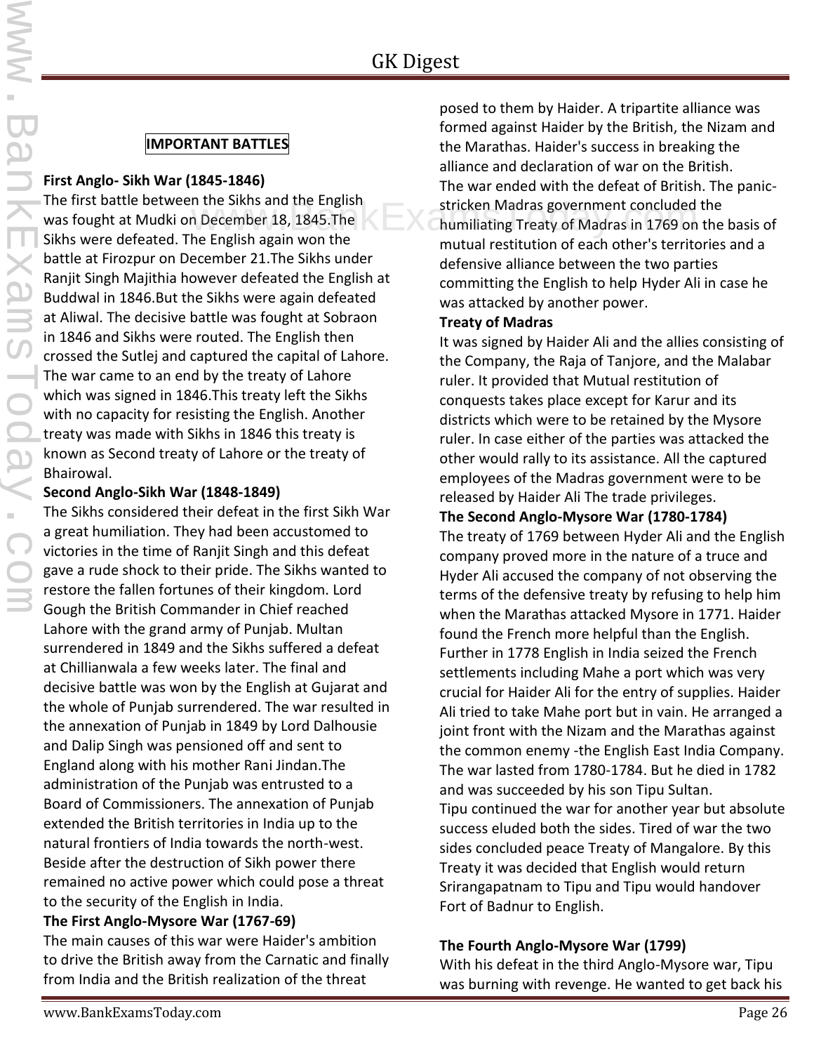## IMPORTANT BATTLES

**First Anglo- Sikh War (1845-1846)**

The first battle between the Sikhs and the English was fought at Mudki on December 18, 1845.The Sikhs were defeated. The English again won the battle at Firozpur on December 21.The Sikhs under Ranjit Singh Majithia however defeated the English at Buddwal in 1846.But the Sikhs were again defeated at Aliwal. The decisive battle was fought at Sobraon in 1846 and Sikhs were routed. The English then crossed the Sutlej and captured the capital of Lahore. The war came to an end by the treaty of Lahore which was signed in 1846.This treaty left the Sikhs with no capacity for resisting the English. Another treaty was made with Sikhs in 1846 this treaty is known as Second treaty of Lahore or the treaty of Bhairowal.

**Second Anglo-Sikh War (1848-1849)**

The Sikhs considered their defeat in the first Sikh War a great humiliation. They had been accustomed to victories in the time of Ranjit Singh and this defeat gave a rude shock to their pride. The Sikhs wanted to restore the fallen fortunes of their kingdom. Lord Gough the British Commander in Chief reached Lahore with the grand army of Punjab. Multan surrendered in 1849 and the Sikhs suffered a defeat at Chillianwala a few weeks later. The final and decisive battle was won by the English at Gujarat and the whole of Punjab surrendered. The war resulted in the annexation of Punjab in 1849 by Lord Dalhousie and Dalip Singh was pensioned off and sent to England along with his mother Rani Jindan.The administration of the Punjab was entrusted to a Board of Commissioners. The annexation of Punjab extended the British territories in India up to the natural frontiers of India towards the north-west. Beside after the destruction of Sikh power there remained no active power which could pose a threat to the security of the English in India.

**The First Anglo-Mysore War (1767-69)**

The main causes of this war were Haider's ambition to drive the British away from the Carnatic and finally from India and the British realization of the threat posed to them by Haider. A tripartite alliance was formed against Haider by the British, the Nizam and the Marathas. Haider's success in breaking the alliance and declaration of war on the British.

The war ended with the defeat of British. The panic-stricken Madras government concluded the humiliating Treaty of Madras in 1769 on the basis of mutual restitution of each other's territories and a defensive alliance between the two parties committing the English to help Hyder Ali in case he was attacked by another power.

**Treaty of Madras**

It was signed by Haider Ali and the allies consisting of the Company, the Raja of Tanjore, and the Malabar ruler. It provided that Mutual restitution of conquests takes place except for Karur and its districts which were to be retained by the Mysore ruler. In case either of the parties was attacked the other would rally to its assistance. All the captured employees of the Madras government were to be released by Haider Ali The trade privileges.

**The Second Anglo-Mysore War (1780-1784)**

The treaty of 1769 between Hyder Ali and the English company proved more in the nature of a truce and Hyder Ali accused the company of not observing the terms of the defensive treaty by refusing to help him when the Marathas attacked Mysore in 1771. Haider found the French more helpful than the English. Further in 1778 English in India seized the French settlements including Mahe a port which was very crucial for Haider Ali for the entry of supplies. Haider Ali tried to take Mahe port but in vain. He arranged a joint front with the Nizam and the Marathas against the common enemy -the English East India Company. The war lasted from 1780-1784. But he died in 1782 and was succeeded by his son Tipu Sultan.

Tipu continued the war for another year but absolute success eluded both the sides. Tired of war the two sides concluded peace Treaty of Mangalore. By this Treaty it was decided that English would return Srirangapatnam to Tipu and Tipu would handover Fort of Badnur to English.

**The Fourth Anglo-Mysore War (1799)**

With his defeat in the third Anglo-Mysore war, Tipu was burning with revenge. He wanted to get back his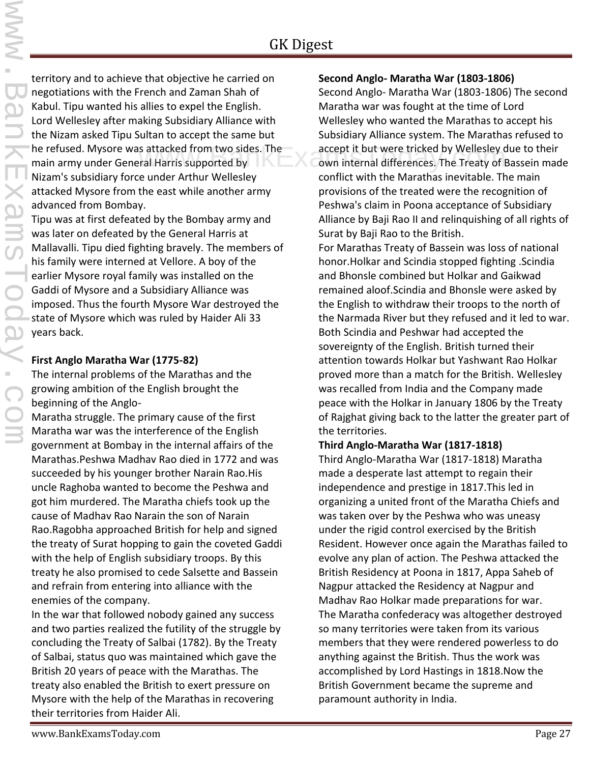territory and to achieve that objective he carried on negotiations with the French and Zaman Shah of Kabul. Tipu wanted his allies to expel the English. Lord Wellesley after making Subsidiary Alliance with the Nizam asked Tipu Sultan to accept the same but he refused. Mysore was attacked from two sides. The main army under General Harris supported by Nizam's subsidiary force under Arthur Wellesley attacked Mysore from the east while another army advanced from Bombay.

Tipu was at first defeated by the Bombay army and was later on defeated by the General Harris at Mallavalli. Tipu died fighting bravely. The members of his family were interned at Vellore. A boy of the earlier Mysore royal family was installed on the Gaddi of Mysore and a Subsidiary Alliance was imposed. Thus the fourth Mysore War destroyed the state of Mysore which was ruled by Haider Ali 33 years back.

**First Anglo Maratha War (1775-82)**

The internal problems of the Marathas and the growing ambition of the English brought the beginning of the Anglo-

Maratha struggle. The primary cause of the first Maratha war was the interference of the English government at Bombay in the internal affairs of the Marathas.Peshwa Madhav Rao died in 1772 and was succeeded by his younger brother Narain Rao.His uncle Raghoba wanted to become the Peshwa and got him murdered. The Maratha chiefs took up the cause of Madhav Rao Narain the son of Narain Rao.Ragobha approached British for help and signed the treaty of Surat hopping to gain the coveted Gaddi with the help of English subsidiary troops. By this treaty he also promised to cede Salsette and Bassein and refrain from entering into alliance with the enemies of the company.

In the war that followed nobody gained any success and two parties realized the futility of the struggle by concluding the Treaty of Salbai (1782). By the Treaty of Salbai, status quo was maintained which gave the British 20 years of peace with the Marathas. The treaty also enabled the British to exert pressure on Mysore with the help of the Marathas in recovering their territories from Haider Ali.

**Second Anglo- Maratha War (1803-1806)**

Second Anglo- Maratha War (1803-1806) The second Maratha war was fought at the time of Lord Wellesley who wanted the Marathas to accept his Subsidiary Alliance system. The Marathas refused to accept it but were tricked by Wellesley due to their own internal differences. The Treaty of Bassein made conflict with the Marathas inevitable. The main provisions of the treated were the recognition of Peshwa's claim in Poona acceptance of Subsidiary Alliance by Baji Rao II and relinquishing of all rights of Surat by Baji Rao to the British.

For Marathas Treaty of Bassein was loss of national honor.Holkar and Scindia stopped fighting .Scindia and Bhonsle combined but Holkar and Gaikwad remained aloof.Scindia and Bhonsle were asked by the English to withdraw their troops to the north of the Narmada River but they refused and it led to war. Both Scindia and Peshwar had accepted the sovereignty of the English. British turned their attention towards Holkar but Yashwant Rao Holkar proved more than a match for the British. Wellesley was recalled from India and the Company made peace with the Holkar in January 1806 by the Treaty of Rajghat giving back to the latter the greater part of the territories.

**Third Anglo-Maratha War (1817-1818)**

Third Anglo-Maratha War (1817-1818) Maratha made a desperate last attempt to regain their independence and prestige in 1817.This led in organizing a united front of the Maratha Chiefs and was taken over by the Peshwa who was uneasy under the rigid control exercised by the British Resident. However once again the Marathas failed to evolve any plan of action. The Peshwa attacked the British Residency at Poona in 1817, Appa Saheb of Nagpur attacked the Residency at Nagpur and Madhav Rao Holkar made preparations for war.

The Maratha confederacy was altogether destroyed so many territories were taken from its various members that they were rendered powerless to do anything against the British. Thus the work was accomplished by Lord Hastings in 1818.Now the British Government became the supreme and paramount authority in India.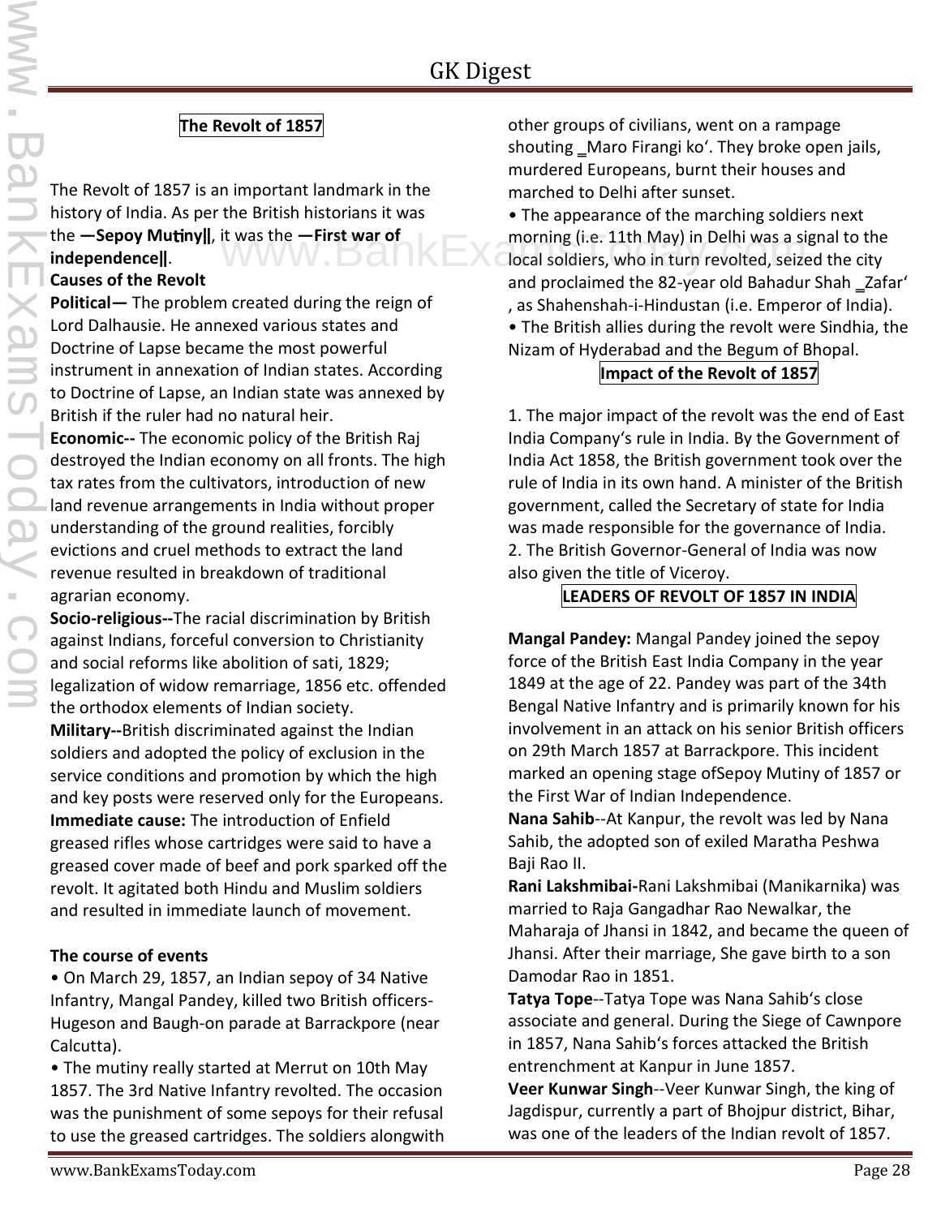## The Revolt of 1857

The Revolt of 1857 is an important landmark in the history of India. As per the British historians it was the **—Sepoy Mutiny‖**, it was the **—First war of independence‖**.

**Causes of the Revolt**

**Political—** The problem created during the reign of Lord Dalhausie. He annexed various states and Doctrine of Lapse became the most powerful instrument in annexation of Indian states. According to Doctrine of Lapse, an Indian state was annexed by British if the ruler had no natural heir.

**Economic--** The economic policy of the British Raj destroyed the Indian economy on all fronts. The high tax rates from the cultivators, introduction of new land revenue arrangements in India without proper understanding of the ground realities, forcibly evictions and cruel methods to extract the land revenue resulted in breakdown of traditional agrarian economy.

**Socio-religious--**The racial discrimination by British against Indians, forceful conversion to Christianity and social reforms like abolition of sati, 1829; legalization of widow remarriage, 1856 etc. offended the orthodox elements of Indian society.

**Military--**British discriminated against the Indian soldiers and adopted the policy of exclusion in the service conditions and promotion by which the high and key posts were reserved only for the Europeans.

**Immediate cause:** The introduction of Enfield greased rifles whose cartridges were said to have a greased cover made of beef and pork sparked off the revolt. It agitated both Hindu and Muslim soldiers and resulted in immediate launch of movement.

**The course of events**

- On March 29, 1857, an Indian sepoy of 34 Native Infantry, Mangal Pandey, killed two British officers-Hugeson and Baugh-on parade at Barrackpore (near Calcutta).
- The mutiny really started at Merrut on 10th May 1857. The 3rd Native Infantry revolted. The occasion was the punishment of some sepoys for their refusal to use the greased cartridges. The soldiers alongwith other groups of civilians, went on a rampage shouting ‗Maro Firangi ko'. They broke open jails, murdered Europeans, burnt their houses and marched to Delhi after sunset.
- The appearance of the marching soldiers next morning (i.e. 11th May) in Delhi was a signal to the local soldiers, who in turn revolted, seized the city and proclaimed the 82-year old Bahadur Shah ‗Zafar' , as Shahenshah-i-Hindustan (i.e. Emperor of India).
- The British allies during the revolt were Sindhia, the Nizam of Hyderabad and the Begum of Bhopal.

## Impact of the Revolt of 1857

1. The major impact of the revolt was the end of East India Company's rule in India. By the Government of India Act 1858, the British government took over the rule of India in its own hand. A minister of the British government, called the Secretary of state for India was made responsible for the governance of India.
2. The British Governor-General of India was now also given the title of Viceroy.

## LEADERS OF REVOLT OF 1857 IN INDIA

**Mangal Pandey:** Mangal Pandey joined the sepoy force of the British East India Company in the year 1849 at the age of 22. Pandey was part of the 34th Bengal Native Infantry and is primarily known for his involvement in an attack on his senior British officers on 29th March 1857 at Barrackpore. This incident marked an opening stage ofSepoy Mutiny of 1857 or the First War of Indian Independence.

**Nana Sahib**--At Kanpur, the revolt was led by Nana Sahib, the adopted son of exiled Maratha Peshwa Baji Rao II.

**Rani Lakshmibai-**Rani Lakshmibai (Manikarnika) was married to Raja Gangadhar Rao Newalkar, the Maharaja of Jhansi in 1842, and became the queen of Jhansi. After their marriage, She gave birth to a son Damodar Rao in 1851.

**Tatya Tope**--Tatya Tope was Nana Sahib's close associate and general. During the Siege of Cawnpore in 1857, Nana Sahib's forces attacked the British entrenchment at Kanpur in June 1857.

**Veer Kunwar Singh**--Veer Kunwar Singh, the king of Jagdispur, currently a part of Bhojpur district, Bihar, was one of the leaders of the Indian revolt of 1857.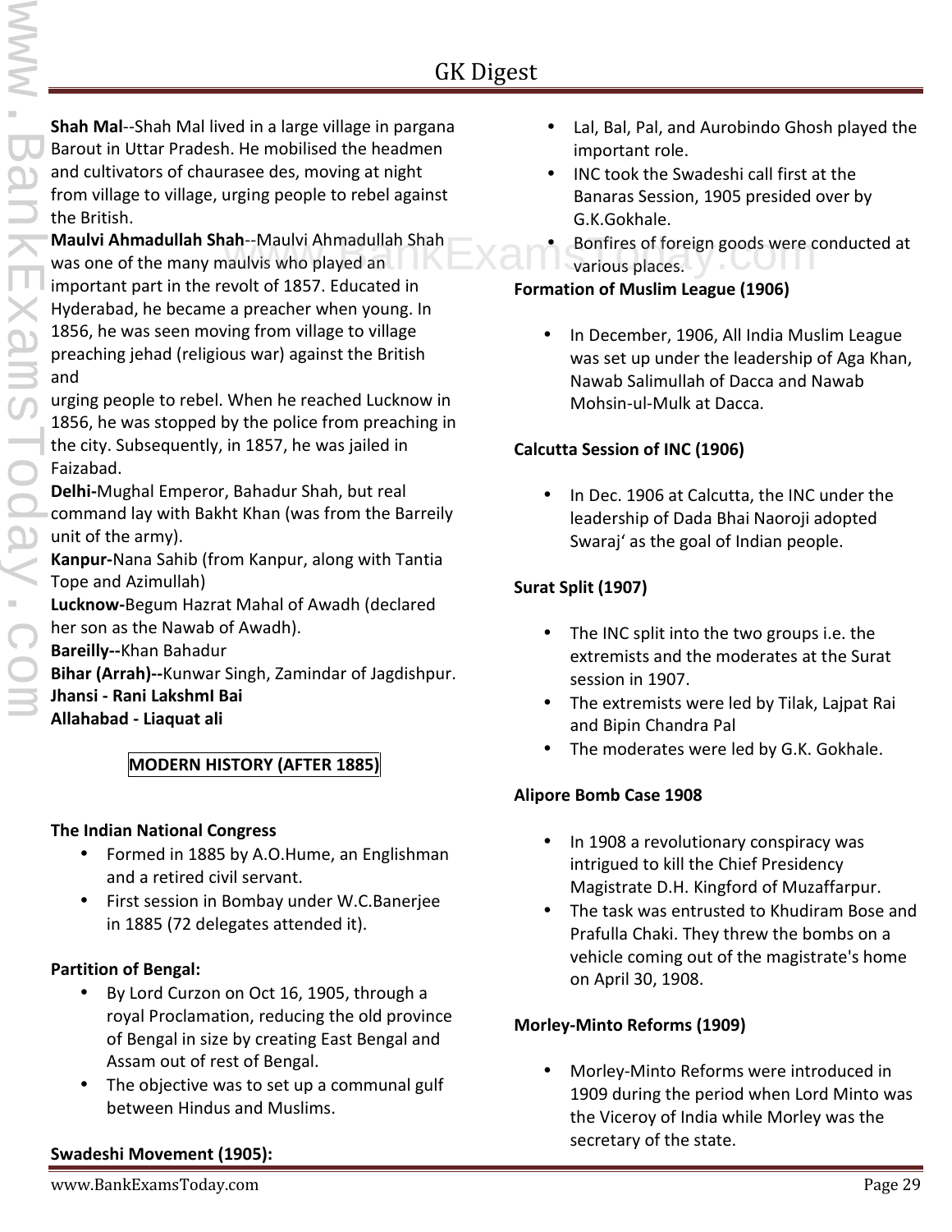**Shah Mal**--Shah Mal lived in a large village in pargana Barout in Uttar Pradesh. He mobilised the headmen and cultivators of chaurasee des, moving at night from village to village, urging people to rebel against the British.

**Maulvi Ahmadullah Shah**--Maulvi Ahmadullah Shah was one of the many maulvis who played an important part in the revolt of 1857. Educated in Hyderabad, he became a preacher when young. In 1856, he was seen moving from village to village preaching jehad (religious war) against the British and urging people to rebel. When he reached Lucknow in 1856, he was stopped by the police from preaching in the city. Subsequently, in 1857, he was jailed in Faizabad.

**Delhi-**Mughal Emperor, Bahadur Shah, but real command lay with Bakht Khan (was from the Barreily unit of the army).

**Kanpur-**Nana Sahib (from Kanpur, along with Tantia Tope and Azimullah)

**Lucknow-**Begum Hazrat Mahal of Awadh (declared her son as the Nawab of Awadh).

**Bareilly--**Khan Bahadur

**Bihar (Arrah)--**Kunwar Singh, Zamindar of Jagdishpur.

**Jhansi - Rani LakshmI Bai**

**Allahabad - Liaquat ali**

## MODERN HISTORY (AFTER 1885)

### The Indian National Congress

- Formed in 1885 by A.O.Hume, an Englishman and a retired civil servant.
- First session in Bombay under W.C.Banerjee in 1885 (72 delegates attended it).

### Partition of Bengal:

- By Lord Curzon on Oct 16, 1905, through a royal Proclamation, reducing the old province of Bengal in size by creating East Bengal and Assam out of rest of Bengal.
- The objective was to set up a communal gulf between Hindus and Muslims.

### Swadeshi Movement (1905):

- Lal, Bal, Pal, and Aurobindo Ghosh played the important role.
- INC took the Swadeshi call first at the Banaras Session, 1905 presided over by G.K.Gokhale.
- Bonfires of foreign goods were conducted at various places.

### Formation of Muslim League (1906)

- In December, 1906, All India Muslim League was set up under the leadership of Aga Khan, Nawab Salimullah of Dacca and Nawab Mohsin-ul-Mulk at Dacca.

### Calcutta Session of INC (1906)

- In Dec. 1906 at Calcutta, the INC under the leadership of Dada Bhai Naoroji adopted Swaraj' as the goal of Indian people.

### Surat Split (1907)

- The INC split into the two groups i.e. the extremists and the moderates at the Surat session in 1907.
- The extremists were led by Tilak, Lajpat Rai and Bipin Chandra Pal
- The moderates were led by G.K. Gokhale.

### Alipore Bomb Case 1908

- In 1908 a revolutionary conspiracy was intrigued to kill the Chief Presidency Magistrate D.H. Kingford of Muzaffarpur.
- The task was entrusted to Khudiram Bose and Prafulla Chaki. They threw the bombs on a vehicle coming out of the magistrate's home on April 30, 1908.

### Morley-Minto Reforms (1909)

- Morley-Minto Reforms were introduced in 1909 during the period when Lord Minto was the Viceroy of India while Morley was the secretary of the state.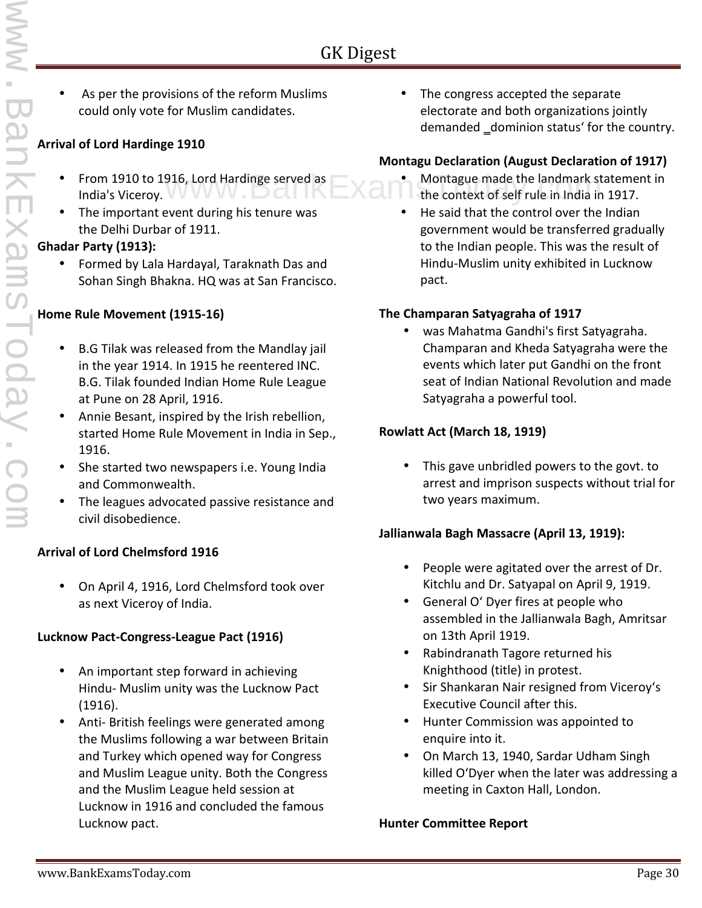- As per the provisions of the reform Muslims could only vote for Muslim candidates.

**Arrival of Lord Hardinge 1910**

- From 1910 to 1916, Lord Hardinge served as India's Viceroy.
- The important event during his tenure was the Delhi Durbar of 1911.

**Ghadar Party (1913):**

- Formed by Lala Hardayal, Taraknath Das and Sohan Singh Bhakna. HQ was at San Francisco.

**Home Rule Movement (1915-16)**

- B.G Tilak was released from the Mandlay jail in the year 1914. In 1915 he reentered INC. B.G. Tilak founded Indian Home Rule League at Pune on 28 April, 1916.
- Annie Besant, inspired by the Irish rebellion, started Home Rule Movement in India in Sep., 1916.
- She started two newspapers i.e. Young India and Commonwealth.
- The leagues advocated passive resistance and civil disobedience.

**Arrival of Lord Chelmsford 1916**

- On April 4, 1916, Lord Chelmsford took over as next Viceroy of India.

**Lucknow Pact-Congress-League Pact (1916)**

- An important step forward in achieving Hindu- Muslim unity was the Lucknow Pact (1916).
- Anti- British feelings were generated among the Muslims following a war between Britain and Turkey which opened way for Congress and Muslim League unity. Both the Congress and the Muslim League held session at Lucknow in 1916 and concluded the famous Lucknow pact.
- The congress accepted the separate electorate and both organizations jointly demanded ‗dominion status' for the country.

**Montagu Declaration (August Declaration of 1917)**

- Montague made the landmark statement in the context of self rule in India in 1917.
- He said that the control over the Indian government would be transferred gradually to the Indian people. This was the result of Hindu-Muslim unity exhibited in Lucknow pact.

**The Champaran Satyagraha of 1917**

- was Mahatma Gandhi's first Satyagraha. Champaran and Kheda Satyagraha were the events which later put Gandhi on the front seat of Indian National Revolution and made Satyagraha a powerful tool.

**Rowlatt Act (March 18, 1919)**

- This gave unbridled powers to the govt. to arrest and imprison suspects without trial for two years maximum.

**Jallianwala Bagh Massacre (April 13, 1919):**

- People were agitated over the arrest of Dr. Kitchlu and Dr. Satyapal on April 9, 1919.
- General O' Dyer fires at people who assembled in the Jallianwala Bagh, Amritsar on 13th April 1919.
- Rabindranath Tagore returned his Knighthood (title) in protest.
- Sir Shankaran Nair resigned from Viceroy's Executive Council after this.
- Hunter Commission was appointed to enquire into it.
- On March 13, 1940, Sardar Udham Singh killed O'Dyer when the later was addressing a meeting in Caxton Hall, London.

**Hunter Committee Report**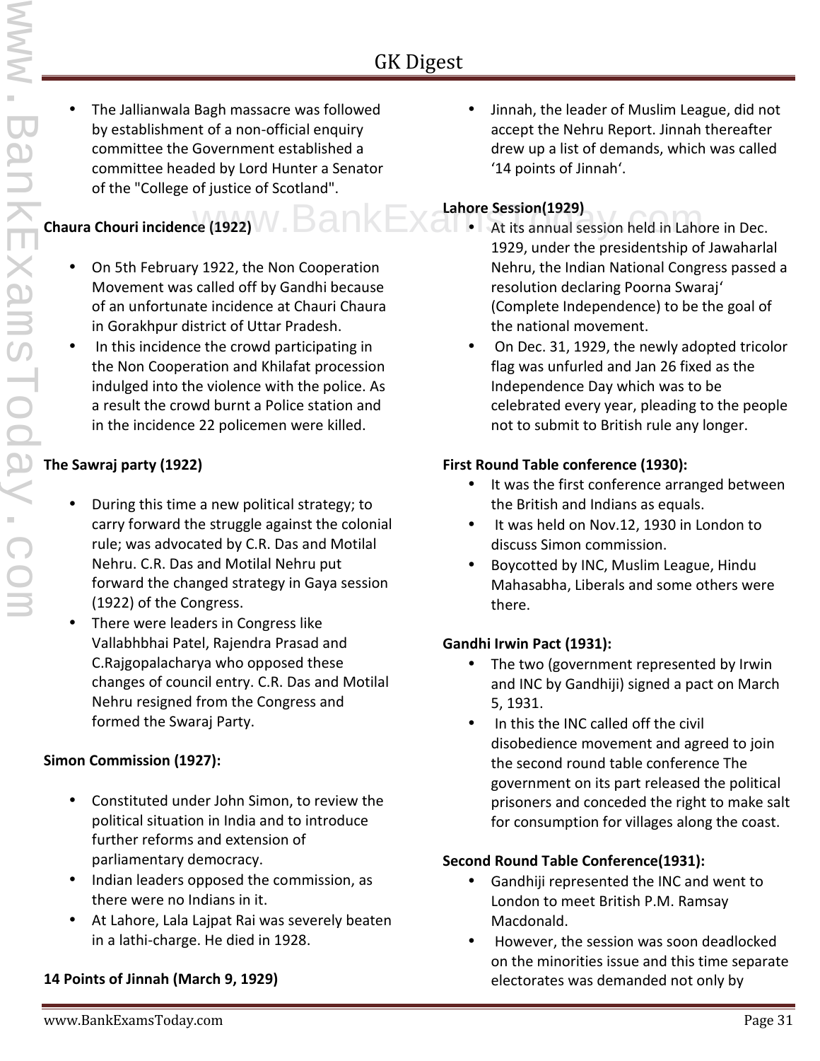- The Jallianwala Bagh massacre was followed by establishment of a non-official enquiry committee the Government established a committee headed by Lord Hunter a Senator of the "College of justice of Scotland".

**Chaura Chouri incidence (1922)**

- On 5th February 1922, the Non Cooperation Movement was called off by Gandhi because of an unfortunate incidence at Chauri Chaura in Gorakhpur district of Uttar Pradesh.
- In this incidence the crowd participating in the Non Cooperation and Khilafat procession indulged into the violence with the police. As a result the crowd burnt a Police station and in the incidence 22 policemen were killed.

**The Sawraj party (1922)**

- During this time a new political strategy; to carry forward the struggle against the colonial rule; was advocated by C.R. Das and Motilal Nehru. C.R. Das and Motilal Nehru put forward the changed strategy in Gaya session (1922) of the Congress.
- There were leaders in Congress like Vallabhbhai Patel, Rajendra Prasad and C.Rajgopalacharya who opposed these changes of council entry. C.R. Das and Motilal Nehru resigned from the Congress and formed the Swaraj Party.

**Simon Commission (1927):**

- Constituted under John Simon, to review the political situation in India and to introduce further reforms and extension of parliamentary democracy.
- Indian leaders opposed the commission, as there were no Indians in it.
- At Lahore, Lala Lajpat Rai was severely beaten in a lathi-charge. He died in 1928.

**14 Points of Jinnah (March 9, 1929)**

- Jinnah, the leader of Muslim League, did not accept the Nehru Report. Jinnah thereafter drew up a list of demands, which was called '14 points of Jinnah'.

**Lahore Session(1929)**

- At its annual session held in Lahore in Dec. 1929, under the presidentship of Jawaharlal Nehru, the Indian National Congress passed a resolution declaring Poorna Swaraj' (Complete Independence) to be the goal of the national movement.
- On Dec. 31, 1929, the newly adopted tricolor flag was unfurled and Jan 26 fixed as the Independence Day which was to be celebrated every year, pleading to the people not to submit to British rule any longer.

**First Round Table conference (1930):**

- It was the first conference arranged between the British and Indians as equals.
- It was held on Nov.12, 1930 in London to discuss Simon commission.
- Boycotted by INC, Muslim League, Hindu Mahasabha, Liberals and some others were there.

**Gandhi Irwin Pact (1931):**

- The two (government represented by Irwin and INC by Gandhiji) signed a pact on March 5, 1931.
- In this the INC called off the civil disobedience movement and agreed to join the second round table conference The government on its part released the political prisoners and conceded the right to make salt for consumption for villages along the coast.

**Second Round Table Conference(1931):**

- Gandhiji represented the INC and went to London to meet British P.M. Ramsay Macdonald.
- However, the session was soon deadlocked on the minorities issue and this time separate electorates was demanded not only by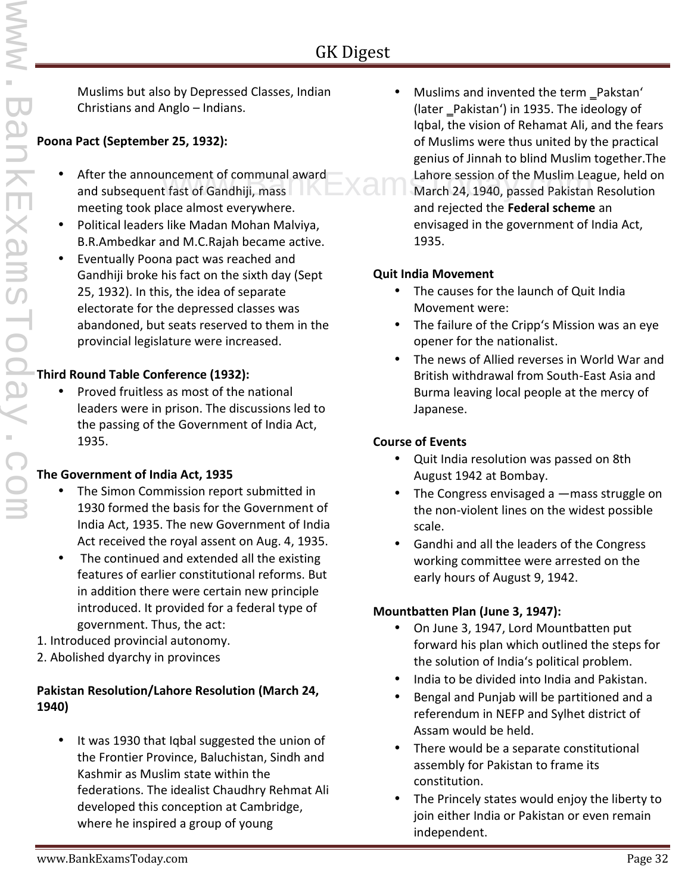Muslims but also by Depressed Classes, Indian Christians and Anglo – Indians.

**Poona Pact (September 25, 1932):**

- After the announcement of communal award and subsequent fast of Gandhiji, mass meeting took place almost everywhere.
- Political leaders like Madan Mohan Malviya, B.R.Ambedkar and M.C.Rajah became active.
- Eventually Poona pact was reached and Gandhiji broke his fact on the sixth day (Sept 25, 1932). In this, the idea of separate electorate for the depressed classes was abandoned, but seats reserved to them in the provincial legislature were increased.

**Third Round Table Conference (1932):**

- Proved fruitless as most of the national leaders were in prison. The discussions led to the passing of the Government of India Act, 1935.

**The Government of India Act, 1935**

- The Simon Commission report submitted in 1930 formed the basis for the Government of India Act, 1935. The new Government of India Act received the royal assent on Aug. 4, 1935.
- The continued and extended all the existing features of earlier constitutional reforms. But in addition there were certain new principle introduced. It provided for a federal type of government. Thus, the act:

1. Introduced provincial autonomy.
2. Abolished dyarchy in provinces

**Pakistan Resolution/Lahore Resolution (March 24, 1940)**

- It was 1930 that Iqbal suggested the union of the Frontier Province, Baluchistan, Sindh and Kashmir as Muslim state within the federations. The idealist Chaudhry Rehmat Ali developed this conception at Cambridge, where he inspired a group of young Muslims and invented the term _Pakstan' (later _Pakistan') in 1935. The ideology of Iqbal, the vision of Rehamat Ali, and the fears of Muslims were thus united by the practical genius of Jinnah to blind Muslim together.The Lahore session of the Muslim League, held on March 24, 1940, passed Pakistan Resolution and rejected the **Federal scheme** an envisaged in the government of India Act, 1935.

**Quit India Movement**

- The causes for the launch of Quit India Movement were:
- The failure of the Cripp's Mission was an eye opener for the nationalist.
- The news of Allied reverses in World War and British withdrawal from South-East Asia and Burma leaving local people at the mercy of Japanese.

**Course of Events**

- Quit India resolution was passed on 8th August 1942 at Bombay.
- The Congress envisaged a —mass struggle on the non-violent lines on the widest possible scale.
- Gandhi and all the leaders of the Congress working committee were arrested on the early hours of August 9, 1942.

**Mountbatten Plan (June 3, 1947):**

- On June 3, 1947, Lord Mountbatten put forward his plan which outlined the steps for the solution of India's political problem.
- India to be divided into India and Pakistan.
- Bengal and Punjab will be partitioned and a referendum in NEFP and Sylhet district of Assam would be held.
- There would be a separate constitutional assembly for Pakistan to frame its constitution.
- The Princely states would enjoy the liberty to join either India or Pakistan or even remain independent.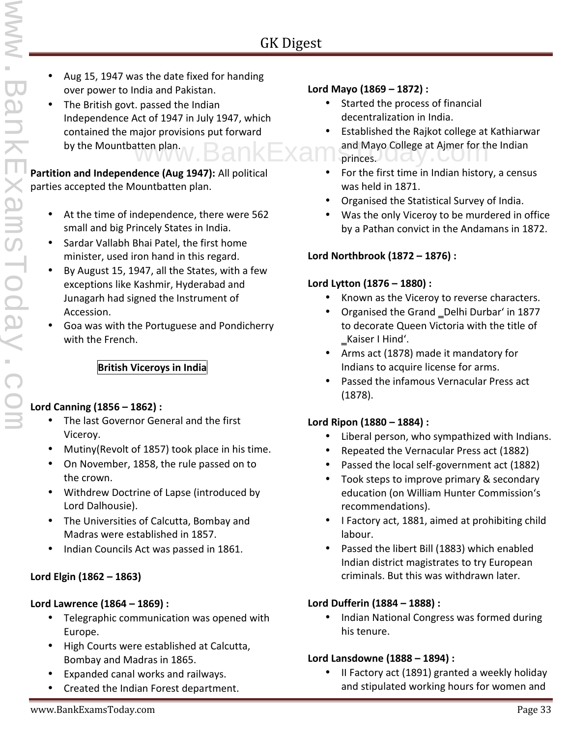- Aug 15, 1947 was the date fixed for handing over power to India and Pakistan.
- The British govt. passed the Indian Independence Act of 1947 in July 1947, which contained the major provisions put forward by the Mountbatten plan.

**Partition and Independence (Aug 1947):** All political parties accepted the Mountbatten plan.

- At the time of independence, there were 562 small and big Princely States in India.
- Sardar Vallabh Bhai Patel, the first home minister, used iron hand in this regard.
- By August 15, 1947, all the States, with a few exceptions like Kashmir, Hyderabad and Junagarh had signed the Instrument of Accession.
- Goa was with the Portuguese and Pondicherry with the French.

## British Viceroys in India

**Lord Canning (1856 – 1862) :**

- The last Governor General and the first Viceroy.
- Mutiny(Revolt of 1857) took place in his time.
- On November, 1858, the rule passed on to the crown.
- Withdrew Doctrine of Lapse (introduced by Lord Dalhousie).
- The Universities of Calcutta, Bombay and Madras were established in 1857.
- Indian Councils Act was passed in 1861.

**Lord Elgin (1862 – 1863)**

**Lord Lawrence (1864 – 1869) :**

- Telegraphic communication was opened with Europe.
- High Courts were established at Calcutta, Bombay and Madras in 1865.
- Expanded canal works and railways.
- Created the Indian Forest department.

**Lord Mayo (1869 – 1872) :**

- Started the process of financial decentralization in India.
- Established the Rajkot college at Kathiarwar and Mayo College at Ajmer for the Indian princes.
- For the first time in Indian history, a census was held in 1871.
- Organised the Statistical Survey of India.
- Was the only Viceroy to be murdered in office by a Pathan convict in the Andamans in 1872.

**Lord Northbrook (1872 – 1876) :**

**Lord Lytton (1876 – 1880) :**

- Known as the Viceroy to reverse characters.
- Organised the Grand ‗Delhi Durbar' in 1877 to decorate Queen Victoria with the title of ‗Kaiser I Hind'.
- Arms act (1878) made it mandatory for Indians to acquire license for arms.
- Passed the infamous Vernacular Press act (1878).

**Lord Ripon (1880 – 1884) :**

- Liberal person, who sympathized with Indians.
- Repeated the Vernacular Press act (1882)
- Passed the local self-government act (1882)
- Took steps to improve primary & secondary education (on William Hunter Commission's recommendations).
- I Factory act, 1881, aimed at prohibiting child labour.
- Passed the libert Bill (1883) which enabled Indian district magistrates to try European criminals. But this was withdrawn later.

**Lord Dufferin (1884 – 1888) :**

- Indian National Congress was formed during his tenure.

**Lord Lansdowne (1888 – 1894) :**

- II Factory act (1891) granted a weekly holiday and stipulated working hours for women and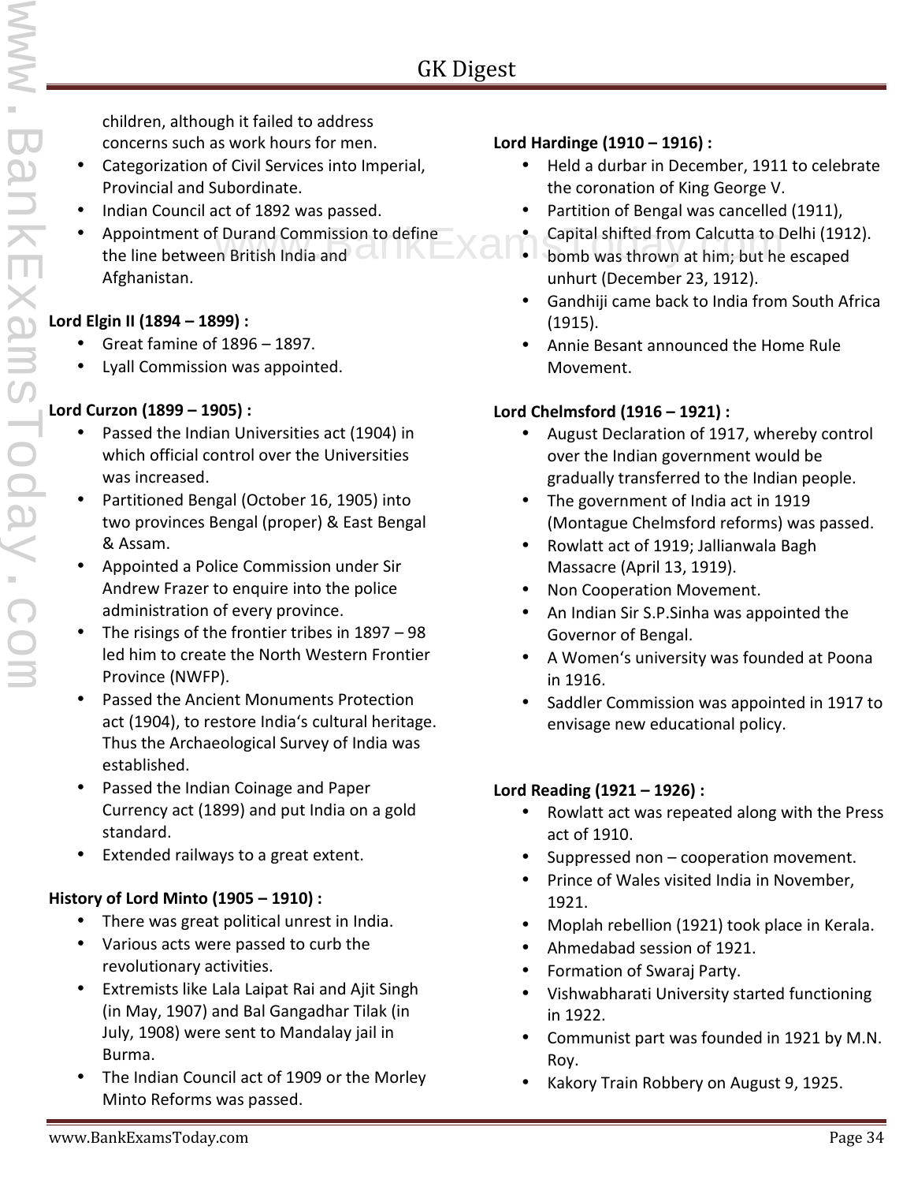children, although it failed to address concerns such as work hours for men.
- Categorization of Civil Services into Imperial, Provincial and Subordinate.
- Indian Council act of 1892 was passed.
- Appointment of Durand Commission to define the line between British India and Afghanistan.

**Lord Elgin II (1894 – 1899) :**

- Great famine of 1896 – 1897.
- Lyall Commission was appointed.

**Lord Curzon (1899 – 1905) :**

- Passed the Indian Universities act (1904) in which official control over the Universities was increased.
- Partitioned Bengal (October 16, 1905) into two provinces Bengal (proper) & East Bengal & Assam.
- Appointed a Police Commission under Sir Andrew Frazer to enquire into the police administration of every province.
- The risings of the frontier tribes in 1897 – 98 led him to create the North Western Frontier Province (NWFP).
- Passed the Ancient Monuments Protection act (1904), to restore India's cultural heritage. Thus the Archaeological Survey of India was established.
- Passed the Indian Coinage and Paper Currency act (1899) and put India on a gold standard.
- Extended railways to a great extent.

**History of Lord Minto (1905 – 1910) :**

- There was great political unrest in India.
- Various acts were passed to curb the revolutionary activities.
- Extremists like Lala Laipat Rai and Ajit Singh (in May, 1907) and Bal Gangadhar Tilak (in July, 1908) were sent to Mandalay jail in Burma.
- The Indian Council act of 1909 or the Morley Minto Reforms was passed.

**Lord Hardinge (1910 – 1916) :**

- Held a durbar in December, 1911 to celebrate the coronation of King George V.
- Partition of Bengal was cancelled (1911),
- Capital shifted from Calcutta to Delhi (1912).
- bomb was thrown at him; but he escaped unhurt (December 23, 1912).
- Gandhiji came back to India from South Africa (1915).
- Annie Besant announced the Home Rule Movement.

**Lord Chelmsford (1916 – 1921) :**

- August Declaration of 1917, whereby control over the Indian government would be gradually transferred to the Indian people.
- The government of India act in 1919 (Montague Chelmsford reforms) was passed.
- Rowlatt act of 1919; Jallianwala Bagh Massacre (April 13, 1919).
- Non Cooperation Movement.
- An Indian Sir S.P.Sinha was appointed the Governor of Bengal.
- A Women's university was founded at Poona in 1916.
- Saddler Commission was appointed in 1917 to envisage new educational policy.

**Lord Reading (1921 – 1926) :**

- Rowlatt act was repeated along with the Press act of 1910.
- Suppressed non – cooperation movement.
- Prince of Wales visited India in November, 1921.
- Moplah rebellion (1921) took place in Kerala.
- Ahmedabad session of 1921.
- Formation of Swaraj Party.
- Vishwabharati University started functioning in 1922.
- Communist part was founded in 1921 by M.N. Roy.
- Kakory Train Robbery on August 9, 1925.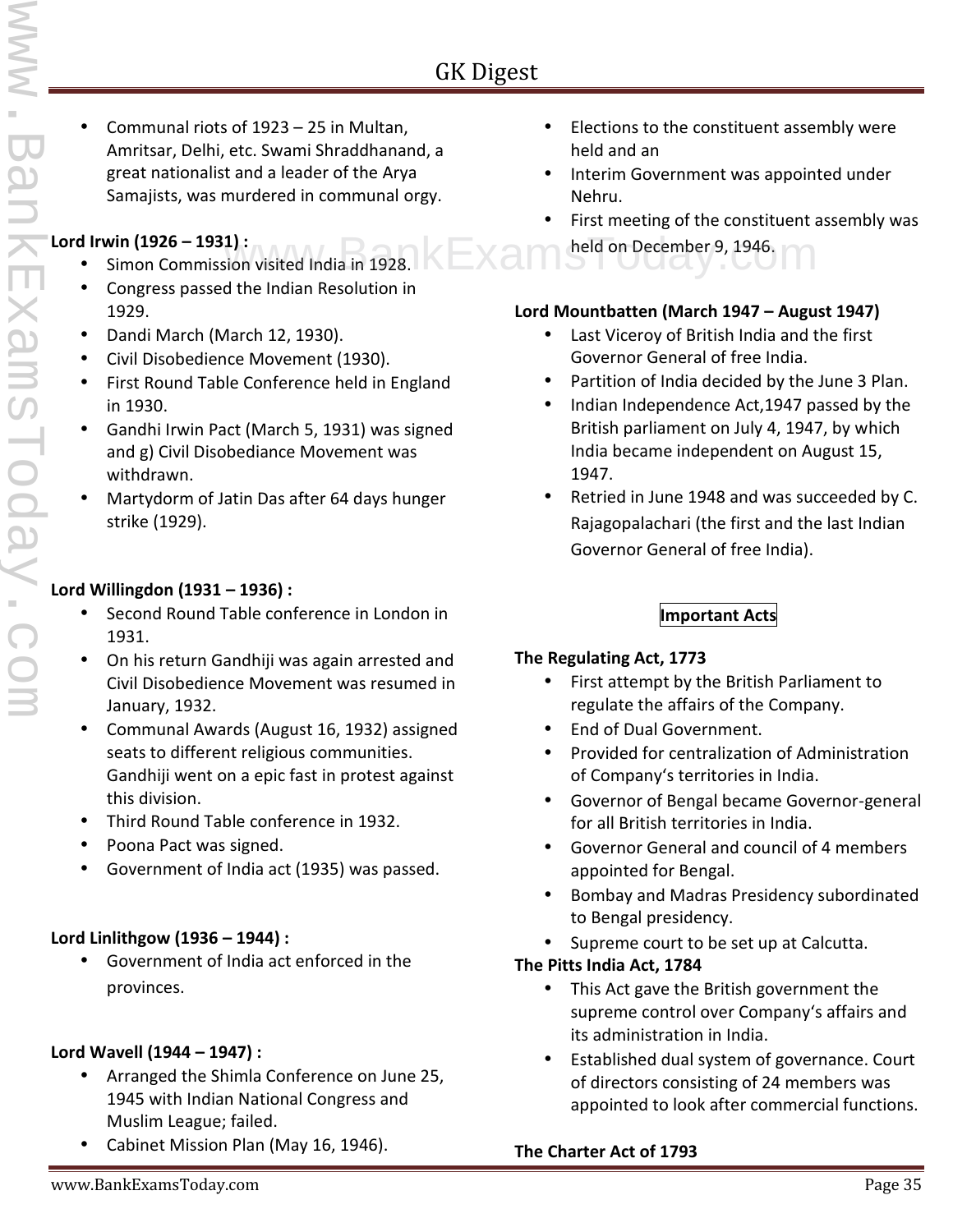- Communal riots of 1923 – 25 in Multan, Amritsar, Delhi, etc. Swami Shraddhanand, a great nationalist and a leader of the Arya Samajists, was murdered in communal orgy.

**Lord Irwin (1926 – 1931) :**

- Simon Commission visited India in 1928.
- Congress passed the Indian Resolution in 1929.
- Dandi March (March 12, 1930).
- Civil Disobedience Movement (1930).
- First Round Table Conference held in England in 1930.
- Gandhi Irwin Pact (March 5, 1931) was signed and g) Civil Disobediance Movement was withdrawn.
- Martydorm of Jatin Das after 64 days hunger strike (1929).

**Lord Willingdon (1931 – 1936) :**

- Second Round Table conference in London in 1931.
- On his return Gandhiji was again arrested and Civil Disobedience Movement was resumed in January, 1932.
- Communal Awards (August 16, 1932) assigned seats to different religious communities. Gandhiji went on a epic fast in protest against this division.
- Third Round Table conference in 1932.
- Poona Pact was signed.
- Government of India act (1935) was passed.

**Lord Linlithgow (1936 – 1944) :**

- Government of India act enforced in the provinces.

**Lord Wavell (1944 – 1947) :**

- Arranged the Shimla Conference on June 25, 1945 with Indian National Congress and Muslim League; failed.
- Cabinet Mission Plan (May 16, 1946).
- Elections to the constituent assembly were held and an
- Interim Government was appointed under Nehru.
- First meeting of the constituent assembly was held on December 9, 1946.

**Lord Mountbatten (March 1947 – August 1947)**

- Last Viceroy of British India and the first Governor General of free India.
- Partition of India decided by the June 3 Plan.
- Indian Independence Act,1947 passed by the British parliament on July 4, 1947, by which India became independent on August 15, 1947.
- Retried in June 1948 and was succeeded by C. Rajagopalachari (the first and the last Indian Governor General of free India).

## Important Acts

**The Regulating Act, 1773**

- First attempt by the British Parliament to regulate the affairs of the Company.
- End of Dual Government.
- Provided for centralization of Administration of Company's territories in India.
- Governor of Bengal became Governor-general for all British territories in India.
- Governor General and council of 4 members appointed for Bengal.
- Bombay and Madras Presidency subordinated to Bengal presidency.
- Supreme court to be set up at Calcutta.

**The Pitts India Act, 1784**

- This Act gave the British government the supreme control over Company's affairs and its administration in India.
- Established dual system of governance. Court of directors consisting of 24 members was appointed to look after commercial functions.

**The Charter Act of 1793**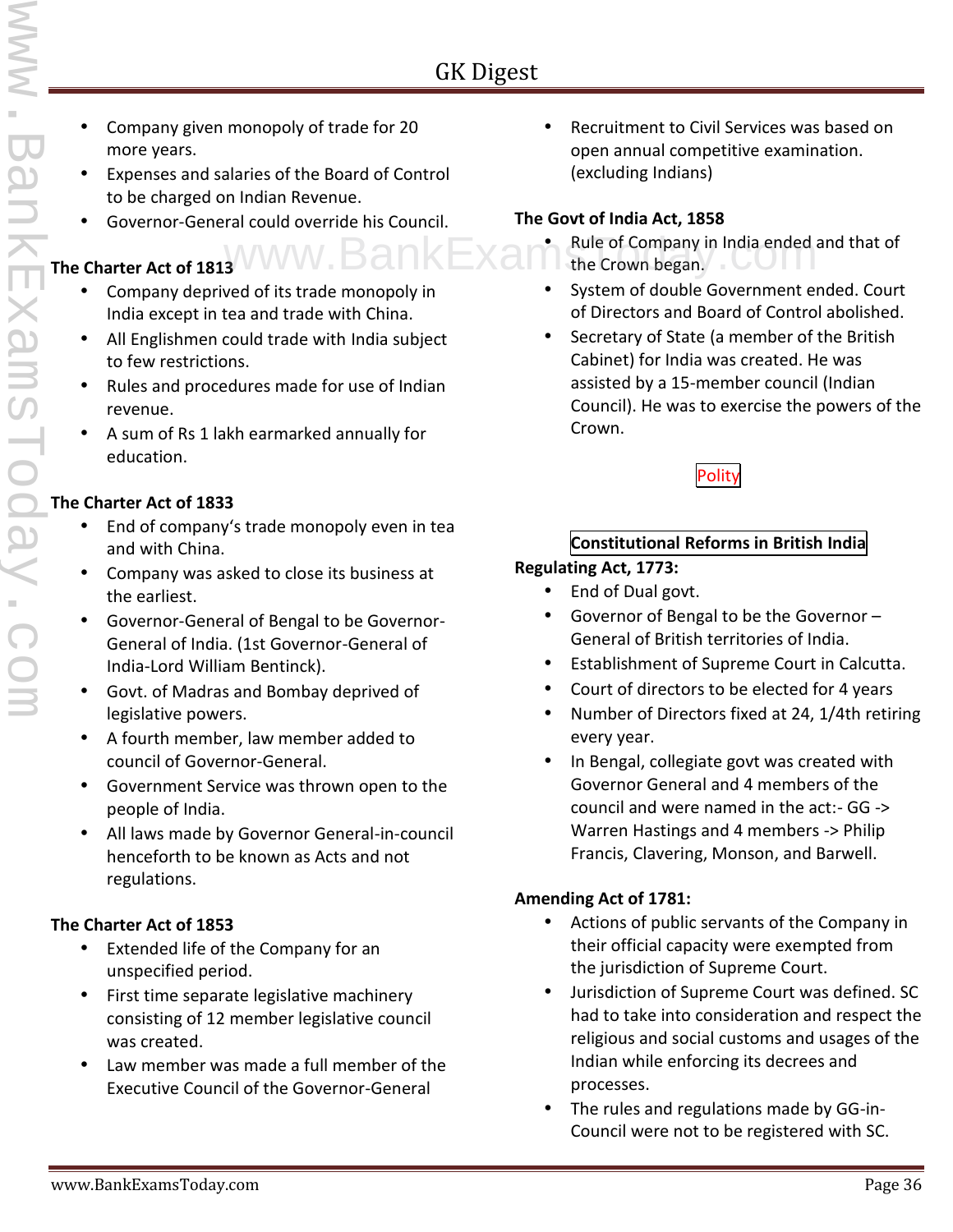- Company given monopoly of trade for 20 more years.
- Expenses and salaries of the Board of Control to be charged on Indian Revenue.
- Governor-General could override his Council.

**The Charter Act of 1813**

- Company deprived of its trade monopoly in India except in tea and trade with China.
- All Englishmen could trade with India subject to few restrictions.
- Rules and procedures made for use of Indian revenue.
- A sum of Rs 1 lakh earmarked annually for education.

**The Charter Act of 1833**

- End of company's trade monopoly even in tea and with China.
- Company was asked to close its business at the earliest.
- Governor-General of Bengal to be Governor-General of India. (1st Governor-General of India-Lord William Bentinck).
- Govt. of Madras and Bombay deprived of legislative powers.
- A fourth member, law member added to council of Governor-General.
- Government Service was thrown open to the people of India.
- All laws made by Governor General-in-council henceforth to be known as Acts and not regulations.

**The Charter Act of 1853**

- Extended life of the Company for an unspecified period.
- First time separate legislative machinery consisting of 12 member legislative council was created.
- Law member was made a full member of the Executive Council of the Governor-General
- Recruitment to Civil Services was based on open annual competitive examination. (excluding Indians)

**The Govt of India Act, 1858**

- Rule of Company in India ended and that of the Crown began.
- System of double Government ended. Court of Directors and Board of Control abolished.
- Secretary of State (a member of the British Cabinet) for India was created. He was assisted by a 15-member council (Indian Council). He was to exercise the powers of the Crown.

## Polity

### Constitutional Reforms in British India

**Regulating Act, 1773:**

- End of Dual govt.
- Governor of Bengal to be the Governor – General of British territories of India.
- Establishment of Supreme Court in Calcutta.
- Court of directors to be elected for 4 years
- Number of Directors fixed at 24, 1/4th retiring every year.
- In Bengal, collegiate govt was created with Governor General and 4 members of the council and were named in the act:- GG -> Warren Hastings and 4 members -> Philip Francis, Clavering, Monson, and Barwell.

**Amending Act of 1781:**

- Actions of public servants of the Company in their official capacity were exempted from the jurisdiction of Supreme Court.
- Jurisdiction of Supreme Court was defined. SC had to take into consideration and respect the religious and social customs and usages of the Indian while enforcing its decrees and processes.
- The rules and regulations made by GG-in-Council were not to be registered with SC.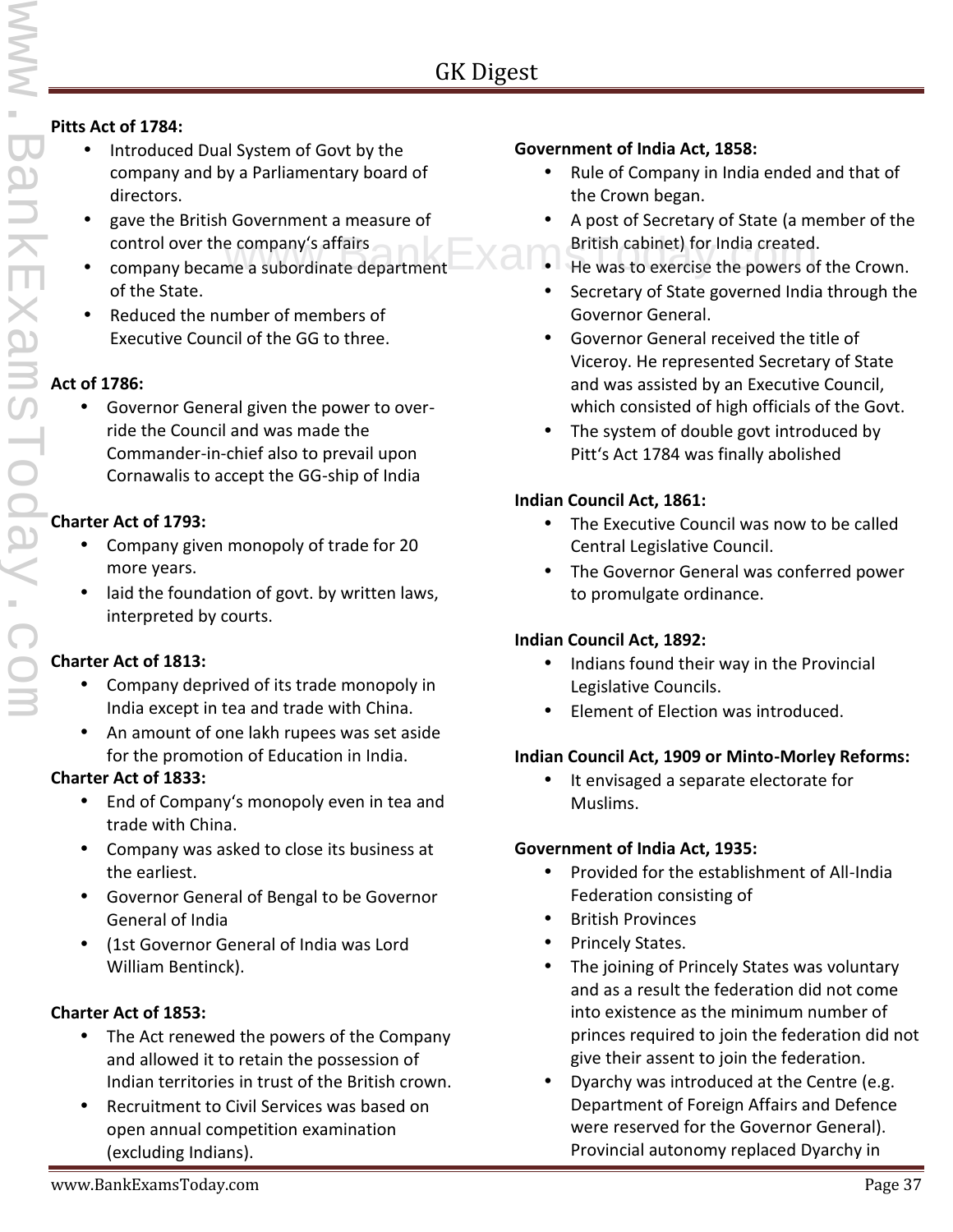**Pitts Act of 1784:**

- Introduced Dual System of Govt by the company and by a Parliamentary board of directors.
- gave the British Government a measure of control over the company's affairs
- company became a subordinate department of the State.
- Reduced the number of members of Executive Council of the GG to three.

**Act of 1786:**

- Governor General given the power to over-ride the Council and was made the Commander-in-chief also to prevail upon Cornawalis to accept the GG-ship of India

**Charter Act of 1793:**

- Company given monopoly of trade for 20 more years.
- laid the foundation of govt. by written laws, interpreted by courts.

**Charter Act of 1813:**

- Company deprived of its trade monopoly in India except in tea and trade with China.
- An amount of one lakh rupees was set aside for the promotion of Education in India.

**Charter Act of 1833:**

- End of Company's monopoly even in tea and trade with China.
- Company was asked to close its business at the earliest.
- Governor General of Bengal to be Governor General of India
- (1st Governor General of India was Lord William Bentinck).

**Charter Act of 1853:**

- The Act renewed the powers of the Company and allowed it to retain the possession of Indian territories in trust of the British crown.
- Recruitment to Civil Services was based on open annual competition examination (excluding Indians).

**Government of India Act, 1858:**

- Rule of Company in India ended and that of the Crown began.
- A post of Secretary of State (a member of the British cabinet) for India created.
- He was to exercise the powers of the Crown.
- Secretary of State governed India through the Governor General.
- Governor General received the title of Viceroy. He represented Secretary of State and was assisted by an Executive Council, which consisted of high officials of the Govt.
- The system of double govt introduced by Pitt's Act 1784 was finally abolished

**Indian Council Act, 1861:**

- The Executive Council was now to be called Central Legislative Council.
- The Governor General was conferred power to promulgate ordinance.

**Indian Council Act, 1892:**

- Indians found their way in the Provincial Legislative Councils.
- Element of Election was introduced.

**Indian Council Act, 1909 or Minto-Morley Reforms:**

- It envisaged a separate electorate for Muslims.

**Government of India Act, 1935:**

- Provided for the establishment of All-India Federation consisting of
- British Provinces
- Princely States.
- The joining of Princely States was voluntary and as a result the federation did not come into existence as the minimum number of princes required to join the federation did not give their assent to join the federation.
- Dyarchy was introduced at the Centre (e.g. Department of Foreign Affairs and Defence were reserved for the Governor General). Provincial autonomy replaced Dyarchy in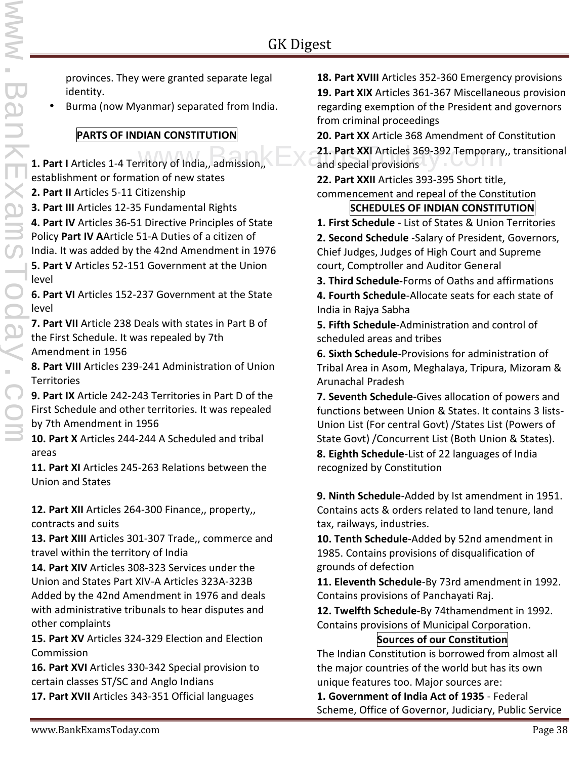provinces. They were granted separate legal identity.

- Burma (now Myanmar) separated from India.

## PARTS OF INDIAN CONSTITUTION

**1. Part I** Articles 1-4 Territory of India,, admission,, establishment or formation of new states

**2. Part II** Articles 5-11 Citizenship

**3. Part III** Articles 12-35 Fundamental Rights

**4. Part IV** Articles 36-51 Directive Principles of State Policy **Part IV A**Article 51-A Duties of a citizen of India. It was added by the 42nd Amendment in 1976

**5. Part V** Articles 52-151 Government at the Union level

**6. Part VI** Articles 152-237 Government at the State level

**7. Part VII** Article 238 Deals with states in Part B of the First Schedule. It was repealed by 7th Amendment in 1956

**8. Part VIII** Articles 239-241 Administration of Union Territories

**9. Part IX** Article 242-243 Territories in Part D of the First Schedule and other territories. It was repealed by 7th Amendment in 1956

**10. Part X** Articles 244-244 A Scheduled and tribal areas

**11. Part XI** Articles 245-263 Relations between the Union and States

**12. Part XII** Articles 264-300 Finance,, property,, contracts and suits

**13. Part XIII** Articles 301-307 Trade,, commerce and travel within the territory of India

**14. Part XIV** Articles 308-323 Services under the Union and States Part XIV-A Articles 323A-323B Added by the 42nd Amendment in 1976 and deals with administrative tribunals to hear disputes and other complaints

**15. Part XV** Articles 324-329 Election and Election Commission

**16. Part XVI** Articles 330-342 Special provision to certain classes ST/SC and Anglo Indians

**17. Part XVII** Articles 343-351 Official languages

**18. Part XVIII** Articles 352-360 Emergency provisions

**19. Part XIX** Articles 361-367 Miscellaneous provision regarding exemption of the President and governors from criminal proceedings

**20. Part XX** Article 368 Amendment of Constitution

**21. Part XXI** Articles 369-392 Temporary,, transitional and special provisions

**22. Part XXII** Articles 393-395 Short title, commencement and repeal of the Constitution

## SCHEDULES OF INDIAN CONSTITUTION

**1. First Schedule** - List of States & Union Territories

**2. Second Schedule** -Salary of President, Governors, Chief Judges, Judges of High Court and Supreme court, Comptroller and Auditor General

**3. Third Schedule-**Forms of Oaths and affirmations

**4. Fourth Schedule**-Allocate seats for each state of India in Rajya Sabha

**5. Fifth Schedule**-Administration and control of scheduled areas and tribes

**6. Sixth Schedule**-Provisions for administration of Tribal Area in Asom, Meghalaya, Tripura, Mizoram & Arunachal Pradesh

**7. Seventh Schedule-**Gives allocation of powers and functions between Union & States. It contains 3 lists- Union List (For central Govt) /States List (Powers of State Govt) /Concurrent List (Both Union & States).

**8. Eighth Schedule**-List of 22 languages of India recognized by Constitution

**9. Ninth Schedule**-Added by Ist amendment in 1951. Contains acts & orders related to land tenure, land tax, railways, industries.

**10. Tenth Schedule**-Added by 52nd amendment in 1985. Contains provisions of disqualification of grounds of defection

**11. Eleventh Schedule**-By 73rd amendment in 1992. Contains provisions of Panchayati Raj.

**12. Twelfth Schedule-**By 74thamendment in 1992. Contains provisions of Municipal Corporation.

## Sources of our Constitution

The Indian Constitution is borrowed from almost all the major countries of the world but has its own unique features too. Major sources are:

**1. Government of India Act of 1935** - Federal Scheme, Office of Governor, Judiciary, Public Service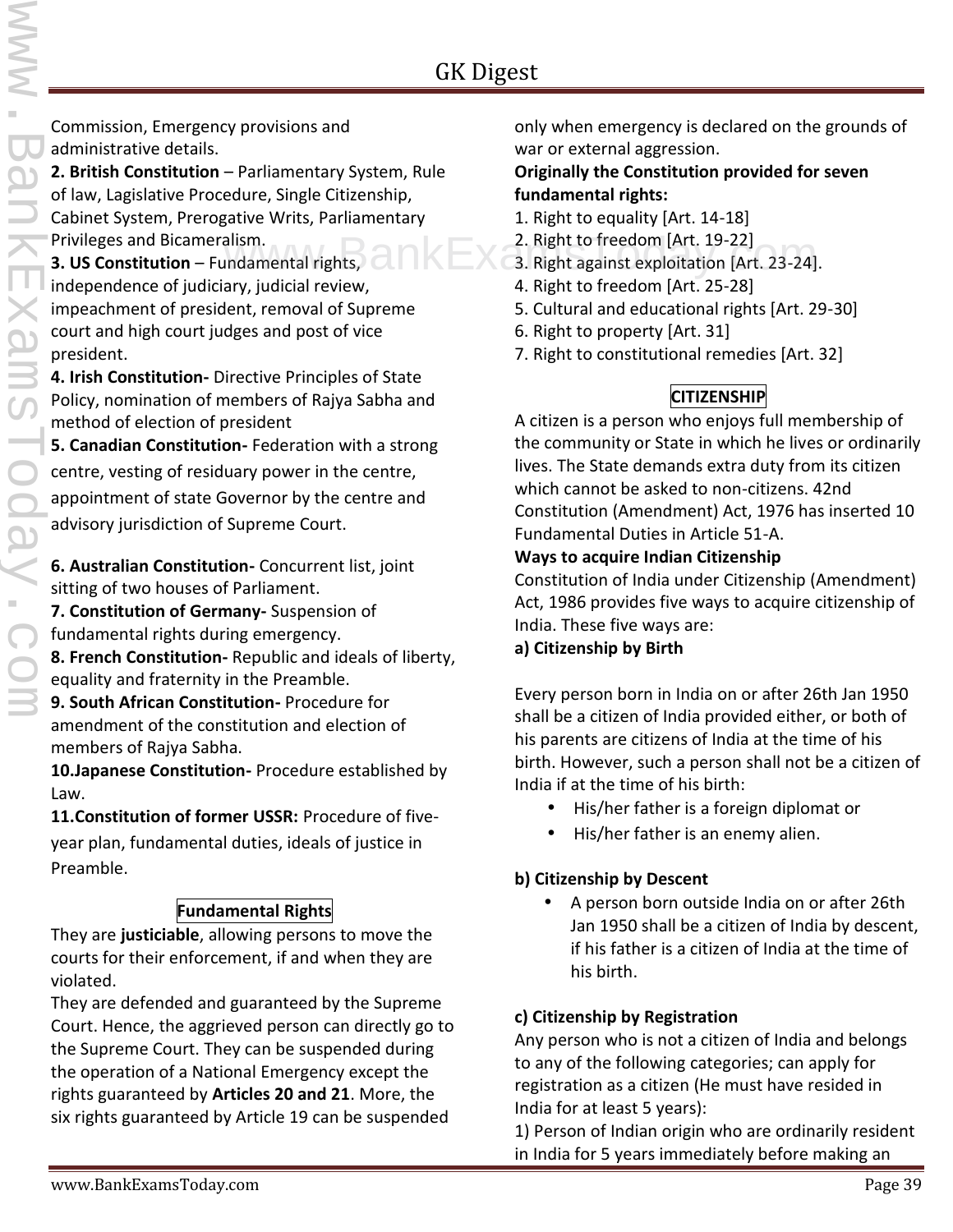Commission, Emergency provisions and administrative details.

**2. British Constitution** – Parliamentary System, Rule of law, Lagislative Procedure, Single Citizenship, Cabinet System, Prerogative Writs, Parliamentary Privileges and Bicameralism.

**3. US Constitution** – Fundamental rights, independence of judiciary, judicial review, impeachment of president, removal of Supreme court and high court judges and post of vice president.

**4. Irish Constitution-** Directive Principles of State Policy, nomination of members of Rajya Sabha and method of election of president

**5. Canadian Constitution-** Federation with a strong centre, vesting of residuary power in the centre, appointment of state Governor by the centre and advisory jurisdiction of Supreme Court.

**6. Australian Constitution-** Concurrent list, joint sitting of two houses of Parliament.

**7. Constitution of Germany-** Suspension of fundamental rights during emergency.

**8. French Constitution-** Republic and ideals of liberty, equality and fraternity in the Preamble.

**9. South African Constitution-** Procedure for amendment of the constitution and election of members of Rajya Sabha.

**10.Japanese Constitution-** Procedure established by Law.

**11.Constitution of former USSR:** Procedure of five-year plan, fundamental duties, ideals of justice in Preamble.

## Fundamental Rights

They are **justiciable**, allowing persons to move the courts for their enforcement, if and when they are violated.

They are defended and guaranteed by the Supreme Court. Hence, the aggrieved person can directly go to the Supreme Court. They can be suspended during the operation of a National Emergency except the rights guaranteed by **Articles 20 and 21**. More, the six rights guaranteed by Article 19 can be suspended only when emergency is declared on the grounds of war or external aggression.

**Originally the Constitution provided for seven fundamental rights:**

1. Right to equality [Art. 14-18]
2. Right to freedom [Art. 19-22]
3. Right against exploitation [Art. 23-24].
4. Right to freedom [Art. 25-28]
5. Cultural and educational rights [Art. 29-30]
6. Right to property [Art. 31]
7. Right to constitutional remedies [Art. 32]

## CITIZENSHIP

A citizen is a person who enjoys full membership of the community or State in which he lives or ordinarily lives. The State demands extra duty from its citizen which cannot be asked to non-citizens. 42nd Constitution (Amendment) Act, 1976 has inserted 10 Fundamental Duties in Article 51-A.

**Ways to acquire Indian Citizenship**

Constitution of India under Citizenship (Amendment) Act, 1986 provides five ways to acquire citizenship of India. These five ways are:

**a) Citizenship by Birth**

Every person born in India on or after 26th Jan 1950 shall be a citizen of India provided either, or both of his parents are citizens of India at the time of his birth. However, such a person shall not be a citizen of India if at the time of his birth:

- His/her father is a foreign diplomat or
- His/her father is an enemy alien.

**b) Citizenship by Descent**

- A person born outside India on or after 26th Jan 1950 shall be a citizen of India by descent, if his father is a citizen of India at the time of his birth.

**c) Citizenship by Registration**

Any person who is not a citizen of India and belongs to any of the following categories; can apply for registration as a citizen (He must have resided in India for at least 5 years):

1) Person of Indian origin who are ordinarily resident in India for 5 years immediately before making an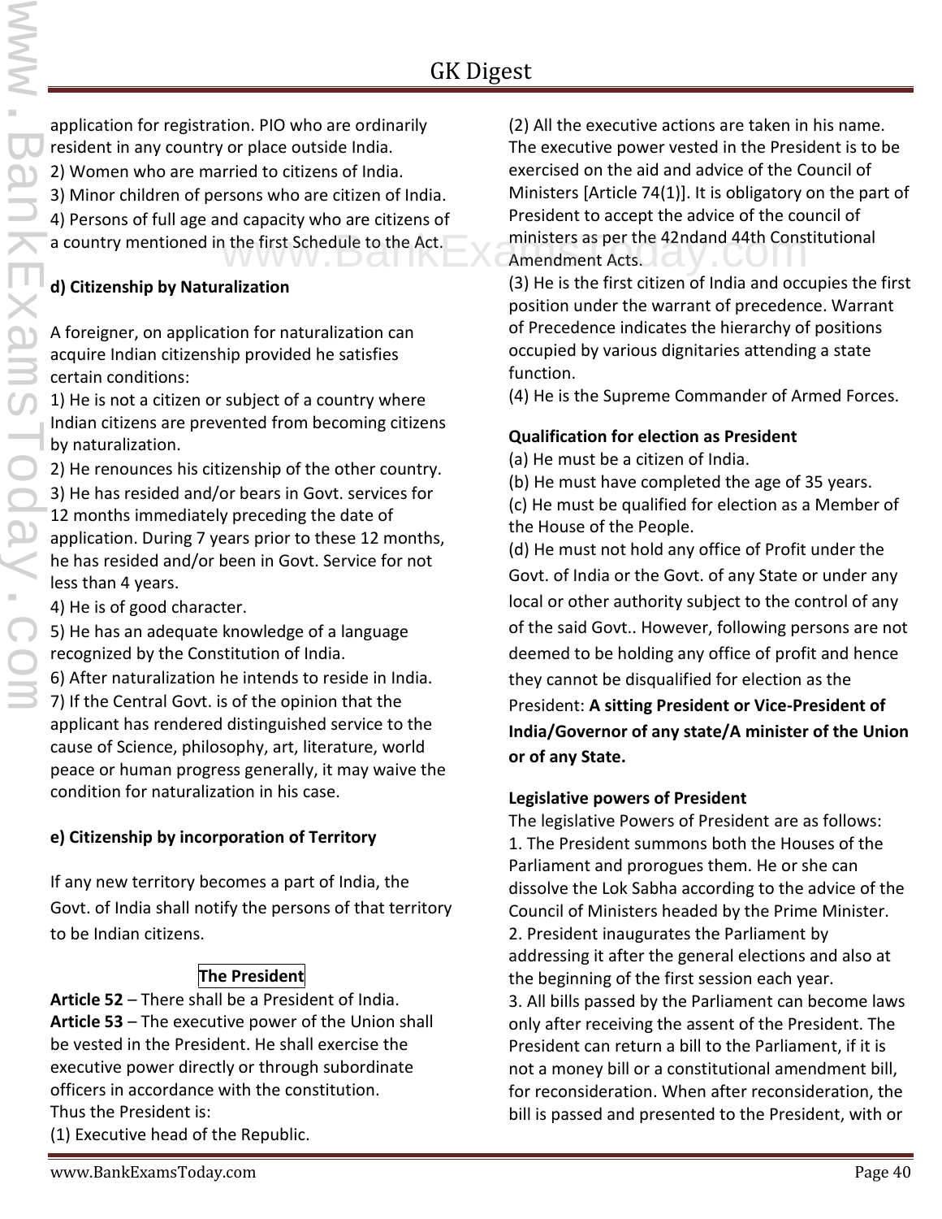application for registration. PIO who are ordinarily resident in any country or place outside India.
2) Women who are married to citizens of India.
3) Minor children of persons who are citizen of India.
4) Persons of full age and capacity who are citizens of a country mentioned in the first Schedule to the Act.

**d) Citizenship by Naturalization**

A foreigner, on application for naturalization can acquire Indian citizenship provided he satisfies certain conditions:
1) He is not a citizen or subject of a country where Indian citizens are prevented from becoming citizens by naturalization.
2) He renounces his citizenship of the other country.
3) He has resided and/or bears in Govt. services for 12 months immediately preceding the date of application. During 7 years prior to these 12 months, he has resided and/or been in Govt. Service for not less than 4 years.
4) He is of good character.
5) He has an adequate knowledge of a language recognized by the Constitution of India.
6) After naturalization he intends to reside in India.
7) If the Central Govt. is of the opinion that the applicant has rendered distinguished service to the cause of Science, philosophy, art, literature, world peace or human progress generally, it may waive the condition for naturalization in his case.

**e) Citizenship by incorporation of Territory**

If any new territory becomes a part of India, the Govt. of India shall notify the persons of that territory to be Indian citizens.

## The President

**Article 52** – There shall be a President of India.
**Article 53** – The executive power of the Union shall be vested in the President. He shall exercise the executive power directly or through subordinate officers in accordance with the constitution.
Thus the President is:
(1) Executive head of the Republic.
(2) All the executive actions are taken in his name. The executive power vested in the President is to be exercised on the aid and advice of the Council of Ministers [Article 74(1)]. It is obligatory on the part of President to accept the advice of the council of ministers as per the 42ndand 44th Constitutional Amendment Acts.
(3) He is the first citizen of India and occupies the first position under the warrant of precedence. Warrant of Precedence indicates the hierarchy of positions occupied by various dignitaries attending a state function.
(4) He is the Supreme Commander of Armed Forces.

**Qualification for election as President**
(a) He must be a citizen of India.
(b) He must have completed the age of 35 years.
(c) He must be qualified for election as a Member of the House of the People.
(d) He must not hold any office of Profit under the Govt. of India or the Govt. of any State or under any local or other authority subject to the control of any of the said Govt.. However, following persons are not deemed to be holding any office of profit and hence they cannot be disqualified for election as the President: **A sitting President or Vice-President of India/Governor of any state/A minister of the Union or of any State.**

**Legislative powers of President**
The legislative Powers of President are as follows:
1. The President summons both the Houses of the Parliament and prorogues them. He or she can dissolve the Lok Sabha according to the advice of the Council of Ministers headed by the Prime Minister.
2. President inaugurates the Parliament by addressing it after the general elections and also at the beginning of the first session each year.
3. All bills passed by the Parliament can become laws only after receiving the assent of the President. The President can return a bill to the Parliament, if it is not a money bill or a constitutional amendment bill, for reconsideration. When after reconsideration, the bill is passed and presented to the President, with or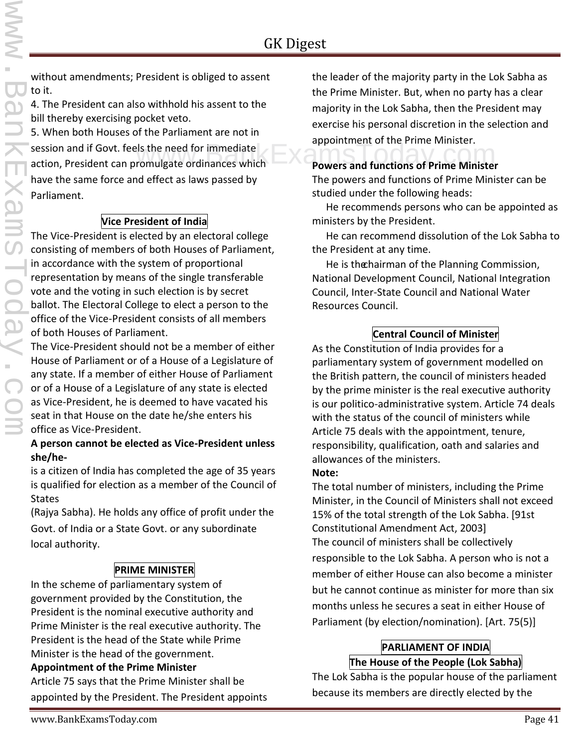without amendments; President is obliged to assent to it.

4. The President can also withhold his assent to the bill thereby exercising pocket veto.

5. When both Houses of the Parliament are not in session and if Govt. feels the need for immediate action, President can promulgate ordinances which have the same force and effect as laws passed by Parliament.

## Vice President of India

The Vice-President is elected by an electoral college consisting of members of both Houses of Parliament, in accordance with the system of proportional representation by means of the single transferable vote and the voting in such election is by secret ballot. The Electoral College to elect a person to the office of the Vice-President consists of all members of both Houses of Parliament.

The Vice-President should not be a member of either House of Parliament or of a House of a Legislature of any state. If a member of either House of Parliament or of a House of a Legislature of any state is elected as Vice-President, he is deemed to have vacated his seat in that House on the date he/she enters his office as Vice-President.

**A person cannot be elected as Vice-President unless she/he-**

is a citizen of India has completed the age of 35 years is qualified for election as a member of the Council of States

(Rajya Sabha). He holds any office of profit under the Govt. of India or a State Govt. or any subordinate local authority.

## PRIME MINISTER

In the scheme of parliamentary system of government provided by the Constitution, the President is the nominal executive authority and Prime Minister is the real executive authority. The President is the head of the State while Prime Minister is the head of the government.

**Appointment of the Prime Minister**

Article 75 says that the Prime Minister shall be appointed by the President. The President appoints the leader of the majority party in the Lok Sabha as the Prime Minister. But, when no party has a clear majority in the Lok Sabha, then the President may exercise his personal discretion in the selection and appointment of the Prime Minister.

**Powers and functions of Prime Minister**

The powers and functions of Prime Minister can be studied under the following heads:

He recommends persons who can be appointed as ministers by the President.

He can recommend dissolution of the Lok Sabha to the President at any time.

He is thechairman of the Planning Commission, National Development Council, National Integration Council, Inter-State Council and National Water Resources Council.

## Central Council of Minister

As the Constitution of India provides for a parliamentary system of government modelled on the British pattern, the council of ministers headed by the prime minister is the real executive authority is our politico-administrative system. Article 74 deals with the status of the council of ministers while Article 75 deals with the appointment, tenure, responsibility, qualification, oath and salaries and allowances of the ministers.

**Note:**

The total number of ministers, including the Prime Minister, in the Council of Ministers shall not exceed 15% of the total strength of the Lok Sabha. [91st Constitutional Amendment Act, 2003]

The council of ministers shall be collectively responsible to the Lok Sabha. A person who is not a member of either House can also become a minister but he cannot continue as minister for more than six months unless he secures a seat in either House of Parliament (by election/nomination). [Art. 75(5)]

## PARLIAMENT OF INDIA

### The House of the People (Lok Sabha)

The Lok Sabha is the popular house of the parliament because its members are directly elected by the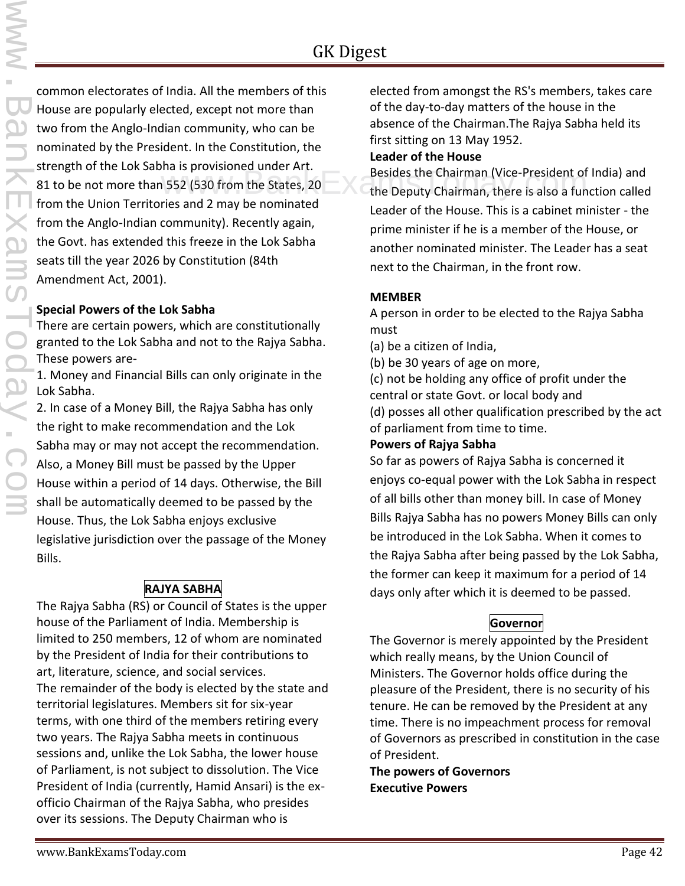common electorates of India. All the members of this House are popularly elected, except not more than two from the Anglo-Indian community, who can be nominated by the President. In the Constitution, the strength of the Lok Sabha is provisioned under Art. 81 to be not more than 552 (530 from the States, 20 from the Union Territories and 2 may be nominated from the Anglo-Indian community). Recently again, the Govt. has extended this freeze in the Lok Sabha seats till the year 2026 by Constitution (84th Amendment Act, 2001).

**Special Powers of the Lok Sabha**

There are certain powers, which are constitutionally granted to the Lok Sabha and not to the Rajya Sabha. These powers are-

1. Money and Financial Bills can only originate in the Lok Sabha.
2. In case of a Money Bill, the Rajya Sabha has only the right to make recommendation and the Lok Sabha may or may not accept the recommendation. Also, a Money Bill must be passed by the Upper House within a period of 14 days. Otherwise, the Bill shall be automatically deemed to be passed by the House. Thus, the Lok Sabha enjoys exclusive legislative jurisdiction over the passage of the Money Bills.

## RAJYA SABHA

The Rajya Sabha (RS) or Council of States is the upper house of the Parliament of India. Membership is limited to 250 members, 12 of whom are nominated by the President of India for their contributions to art, literature, science, and social services.

The remainder of the body is elected by the state and territorial legislatures. Members sit for six-year terms, with one third of the members retiring every two years. The Rajya Sabha meets in continuous sessions and, unlike the Lok Sabha, the lower house of Parliament, is not subject to dissolution. The Vice President of India (currently, Hamid Ansari) is the ex-officio Chairman of the Rajya Sabha, who presides over its sessions. The Deputy Chairman who is elected from amongst the RS's members, takes care of the day-to-day matters of the house in the absence of the Chairman.The Rajya Sabha held its first sitting on 13 May 1952.

**Leader of the House**

Besides the Chairman (Vice-President of India) and the Deputy Chairman, there is also a function called Leader of the House. This is a cabinet minister - the prime minister if he is a member of the House, or another nominated minister. The Leader has a seat next to the Chairman, in the front row.

**MEMBER**

A person in order to be elected to the Rajya Sabha must

(a) be a citizen of India,
(b) be 30 years of age on more,
(c) not be holding any office of profit under the central or state Govt. or local body and
(d) posses all other qualification prescribed by the act of parliament from time to time.

**Powers of Rajya Sabha**

So far as powers of Rajya Sabha is concerned it enjoys co-equal power with the Lok Sabha in respect of all bills other than money bill. In case of Money Bills Rajya Sabha has no powers Money Bills can only be introduced in the Lok Sabha. When it comes to the Rajya Sabha after being passed by the Lok Sabha, the former can keep it maximum for a period of 14 days only after which it is deemed to be passed.

## Governor

The Governor is merely appointed by the President which really means, by the Union Council of Ministers. The Governor holds office during the pleasure of the President, there is no security of his tenure. He can be removed by the President at any time. There is no impeachment process for removal of Governors as prescribed in constitution in the case of President.

**The powers of Governors**

**Executive Powers**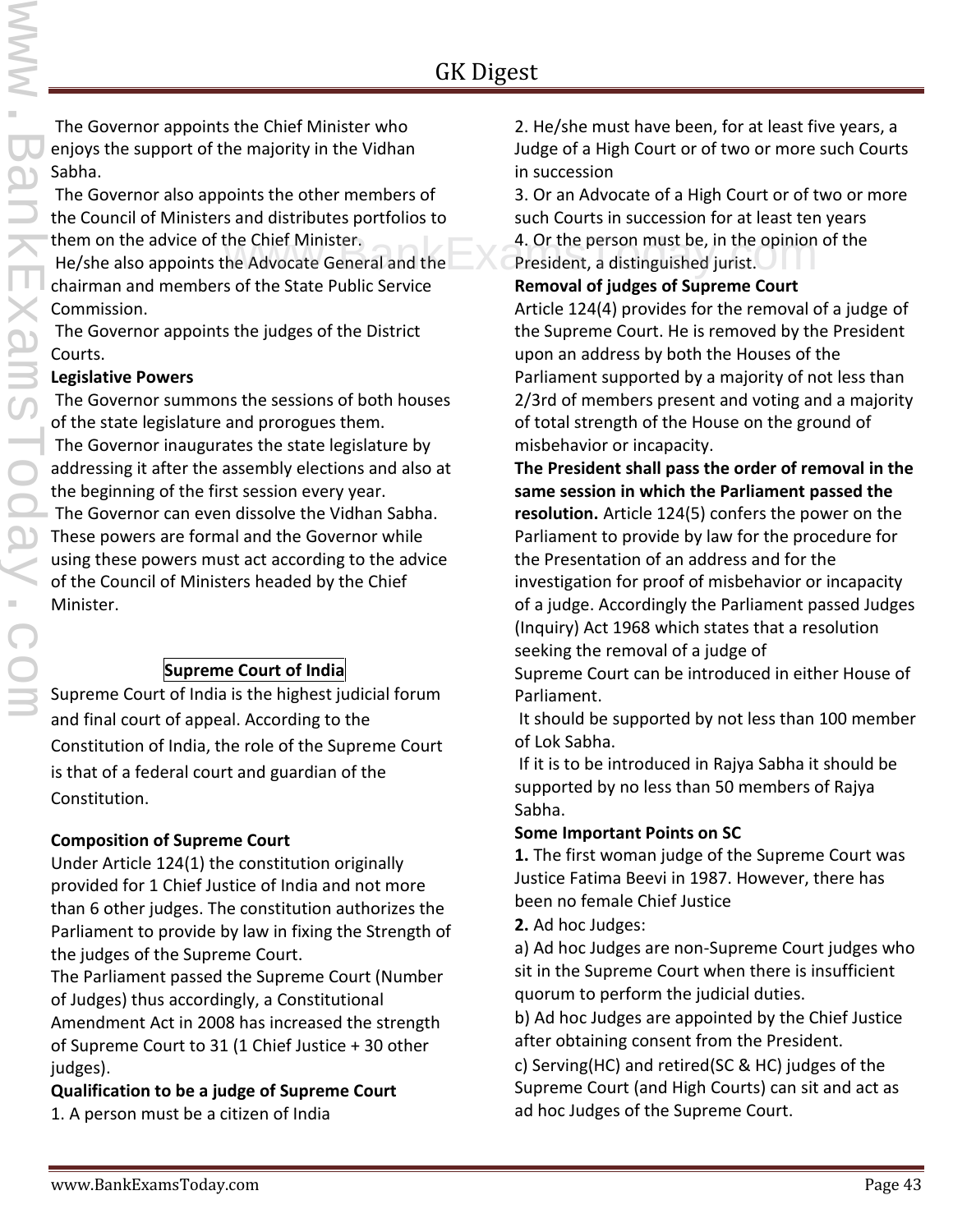The Governor appoints the Chief Minister who enjoys the support of the majority in the Vidhan Sabha.

The Governor also appoints the other members of the Council of Ministers and distributes portfolios to them on the advice of the Chief Minister.

He/she also appoints the Advocate General and the chairman and members of the State Public Service Commission.

The Governor appoints the judges of the District Courts.

**Legislative Powers**

The Governor summons the sessions of both houses of the state legislature and prorogues them.

The Governor inaugurates the state legislature by addressing it after the assembly elections and also at the beginning of the first session every year.

The Governor can even dissolve the Vidhan Sabha. These powers are formal and the Governor while using these powers must act according to the advice of the Council of Ministers headed by the Chief Minister.

## Supreme Court of India

Supreme Court of India is the highest judicial forum and final court of appeal. According to the Constitution of India, the role of the Supreme Court is that of a federal court and guardian of the Constitution.

**Composition of Supreme Court**

Under Article 124(1) the constitution originally provided for 1 Chief Justice of India and not more than 6 other judges. The constitution authorizes the Parliament to provide by law in fixing the Strength of the judges of the Supreme Court.

The Parliament passed the Supreme Court (Number of Judges) thus accordingly, a Constitutional Amendment Act in 2008 has increased the strength of Supreme Court to 31 (1 Chief Justice + 30 other judges).

**Qualification to be a judge of Supreme Court**

1. A person must be a citizen of India
2. He/she must have been, for at least five years, a Judge of a High Court or of two or more such Courts in succession
3. Or an Advocate of a High Court or of two or more such Courts in succession for at least ten years
4. Or the person must be, in the opinion of the President, a distinguished jurist.

**Removal of judges of Supreme Court**

Article 124(4) provides for the removal of a judge of the Supreme Court. He is removed by the President upon an address by both the Houses of the Parliament supported by a majority of not less than 2/3rd of members present and voting and a majority of total strength of the House on the ground of misbehavior or incapacity.

**The President shall pass the order of removal in the same session in which the Parliament passed the resolution.** Article 124(5) confers the power on the Parliament to provide by law for the procedure for the Presentation of an address and for the investigation for proof of misbehavior or incapacity of a judge. Accordingly the Parliament passed Judges (Inquiry) Act 1968 which states that a resolution seeking the removal of a judge of Supreme Court can be introduced in either House of Parliament.

It should be supported by not less than 100 member of Lok Sabha.

If it is to be introduced in Rajya Sabha it should be supported by no less than 50 members of Rajya Sabha.

**Some Important Points on SC**

**1.** The first woman judge of the Supreme Court was Justice Fatima Beevi in 1987. However, there has been no female Chief Justice

**2.** Ad hoc Judges:

a) Ad hoc Judges are non-Supreme Court judges who sit in the Supreme Court when there is insufficient quorum to perform the judicial duties.

b) Ad hoc Judges are appointed by the Chief Justice after obtaining consent from the President.

c) Serving(HC) and retired(SC & HC) judges of the Supreme Court (and High Courts) can sit and act as ad hoc Judges of the Supreme Court.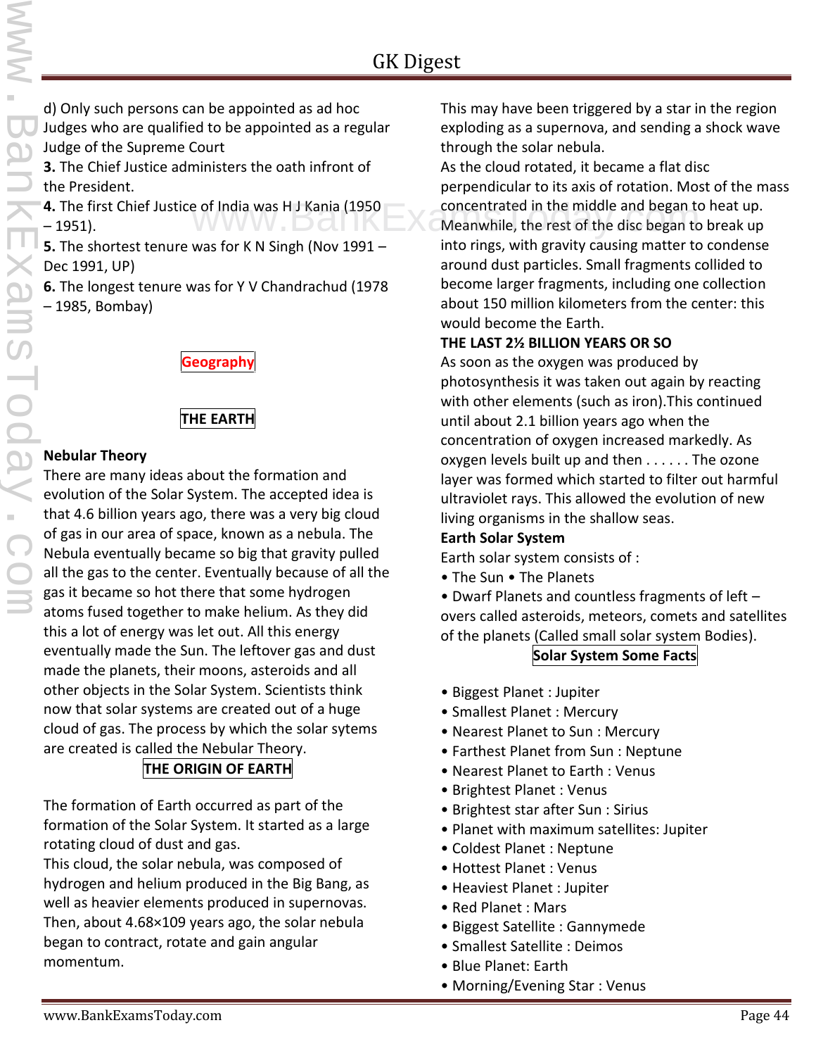d) Only such persons can be appointed as ad hoc Judges who are qualified to be appointed as a regular Judge of the Supreme Court

**3.** The Chief Justice administers the oath infront of the President.

**4.** The first Chief Justice of India was H J Kania (1950 – 1951).

**5.** The shortest tenure was for K N Singh (Nov 1991 – Dec 1991, UP)

**6.** The longest tenure was for Y V Chandrachud (1978 – 1985, Bombay)

## Geography

## THE EARTH

**Nebular Theory**

There are many ideas about the formation and evolution of the Solar System. The accepted idea is that 4.6 billion years ago, there was a very big cloud of gas in our area of space, known as a nebula. The Nebula eventually became so big that gravity pulled all the gas to the center. Eventually because of all the gas it became so hot there that some hydrogen atoms fused together to make helium. As they did this a lot of energy was let out. All this energy eventually made the Sun. The leftover gas and dust made the planets, their moons, asteroids and all other objects in the Solar System. Scientists think now that solar systems are created out of a huge cloud of gas. The process by which the solar sytems are created is called the Nebular Theory.

## THE ORIGIN OF EARTH

The formation of Earth occurred as part of the formation of the Solar System. It started as a large rotating cloud of dust and gas.

This cloud, the solar nebula, was composed of hydrogen and helium produced in the Big Bang, as well as heavier elements produced in supernovas. Then, about 4.68×109 years ago, the solar nebula began to contract, rotate and gain angular momentum.

This may have been triggered by a star in the region exploding as a supernova, and sending a shock wave through the solar nebula.

As the cloud rotated, it became a flat disc perpendicular to its axis of rotation. Most of the mass concentrated in the middle and began to heat up. Meanwhile, the rest of the disc began to break up into rings, with gravity causing matter to condense around dust particles. Small fragments collided to become larger fragments, including one collection about 150 million kilometers from the center: this would become the Earth.

**THE LAST 2½ BILLION YEARS OR SO**

As soon as the oxygen was produced by photosynthesis it was taken out again by reacting with other elements (such as iron).This continued until about 2.1 billion years ago when the concentration of oxygen increased markedly. As oxygen levels built up and then . . . . . . The ozone layer was formed which started to filter out harmful ultraviolet rays. This allowed the evolution of new living organisms in the shallow seas.

**Earth Solar System**

Earth solar system consists of :

- The Sun • The Planets
- Dwarf Planets and countless fragments of left – overs called asteroids, meteors, comets and satellites of the planets (Called small solar system Bodies).

**Solar System Some Facts**

- Biggest Planet : Jupiter
- Smallest Planet : Mercury
- Nearest Planet to Sun : Mercury
- Farthest Planet from Sun : Neptune
- Nearest Planet to Earth : Venus
- Brightest Planet : Venus
- Brightest star after Sun : Sirius
- Planet with maximum satellites: Jupiter
- Coldest Planet : Neptune
- Hottest Planet : Venus
- Heaviest Planet : Jupiter
- Red Planet : Mars
- Biggest Satellite : Gannymede
- Smallest Satellite : Deimos
- Blue Planet: Earth
- Morning/Evening Star : Venus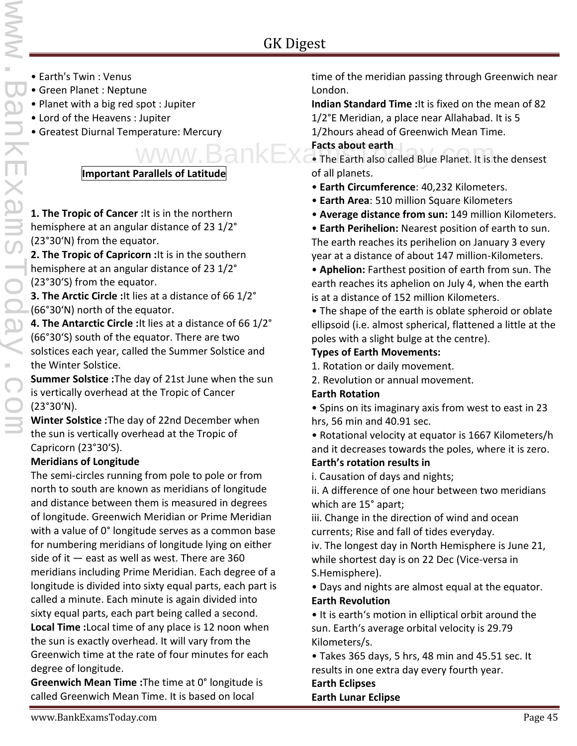- Earth's Twin : Venus
- Green Planet : Neptune
- Planet with a big red spot : Jupiter
- Lord of the Heavens : Jupiter
- Greatest Diurnal Temperature: Mercury

**Important Parallels of Latitude**

**1. The Tropic of Cancer :** It is in the northern hemisphere at an angular distance of 23 1/2° (23°30'N) from the equator.

**2. The Tropic of Capricorn :** It is in the southern hemisphere at an angular distance of 23 1/2° (23°30'S) from the equator.

**3. The Arctic Circle :** It lies at a distance of 66 1/2° (66°30'N) north of the equator.

**4. The Antarctic Circle :** It lies at a distance of 66 1/2° (66°30'S) south of the equator. There are two solstices each year, called the Summer Solstice and the Winter Solstice.

**Summer Solstice :** The day of 21st June when the sun is vertically overhead at the Tropic of Cancer (23°30'N).

**Winter Solstice :** The day of 22nd December when the sun is vertically overhead at the Tropic of Capricorn (23°30'S).

**Meridians of Longitude**

The semi-circles running from pole to pole or from north to south are known as meridians of longitude and distance between them is measured in degrees of longitude. Greenwich Meridian or Prime Meridian with a value of 0° longitude serves as a common base for numbering meridians of longitude lying on either side of it — east as well as west. There are 360 meridians including Prime Meridian. Each degree of a longitude is divided into sixty equal parts, each part is called a minute. Each minute is again divided into sixty equal parts, each part being called a second.

**Local Time :** Local time of any place is 12 noon when the sun is exactly overhead. It will vary from the Greenwich time at the rate of four minutes for each degree of longitude.

**Greenwich Mean Time :** The time at 0° longitude is called Greenwich Mean Time. It is based on local time of the meridian passing through Greenwich near London.

**Indian Standard Time :** It is fixed on the mean of 82 1/2°E Meridian, a place near Allahabad. It is 5 1/2hours ahead of Greenwich Mean Time.

**Facts about earth**

- The Earth also called Blue Planet. It is the densest of all planets.
- **Earth Circumference**: 40,232 Kilometers.
- **Earth Area**: 510 million Square Kilometers
- **Average distance from sun:** 149 million Kilometers.
- **Earth Perihelion:** Nearest position of earth to sun. The earth reaches its perihelion on January 3 every year at a distance of about 147 million-Kilometers.
- **Aphelion:** Farthest position of earth from sun. The earth reaches its aphelion on July 4, when the earth is at a distance of 152 million Kilometers.
- The shape of the earth is oblate spheroid or oblate ellipsoid (i.e. almost spherical, flattened a little at the poles with a slight bulge at the centre).

**Types of Earth Movements:**

1. Rotation or daily movement.
2. Revolution or annual movement.

**Earth Rotation**

- Spins on its imaginary axis from west to east in 23 hrs, 56 min and 40.91 sec.
- Rotational velocity at equator is 1667 Kilometers/h and it decreases towards the poles, where it is zero.

**Earth's rotation results in**

i. Causation of days and nights;

ii. A difference of one hour between two meridians which are 15° apart;

iii. Change in the direction of wind and ocean currents; Rise and fall of tides everyday.

iv. The longest day in North Hemisphere is June 21, while shortest day is on 22 Dec (Vice-versa in S.Hemisphere).

- Days and nights are almost equal at the equator.

**Earth Revolution**

- It is earth's motion in elliptical orbit around the sun. Earth's average orbital velocity is 29.79 Kilometers/s.
- Takes 365 days, 5 hrs, 48 min and 45.51 sec. It results in one extra day every fourth year.

**Earth Eclipses**

**Earth Lunar Eclipse**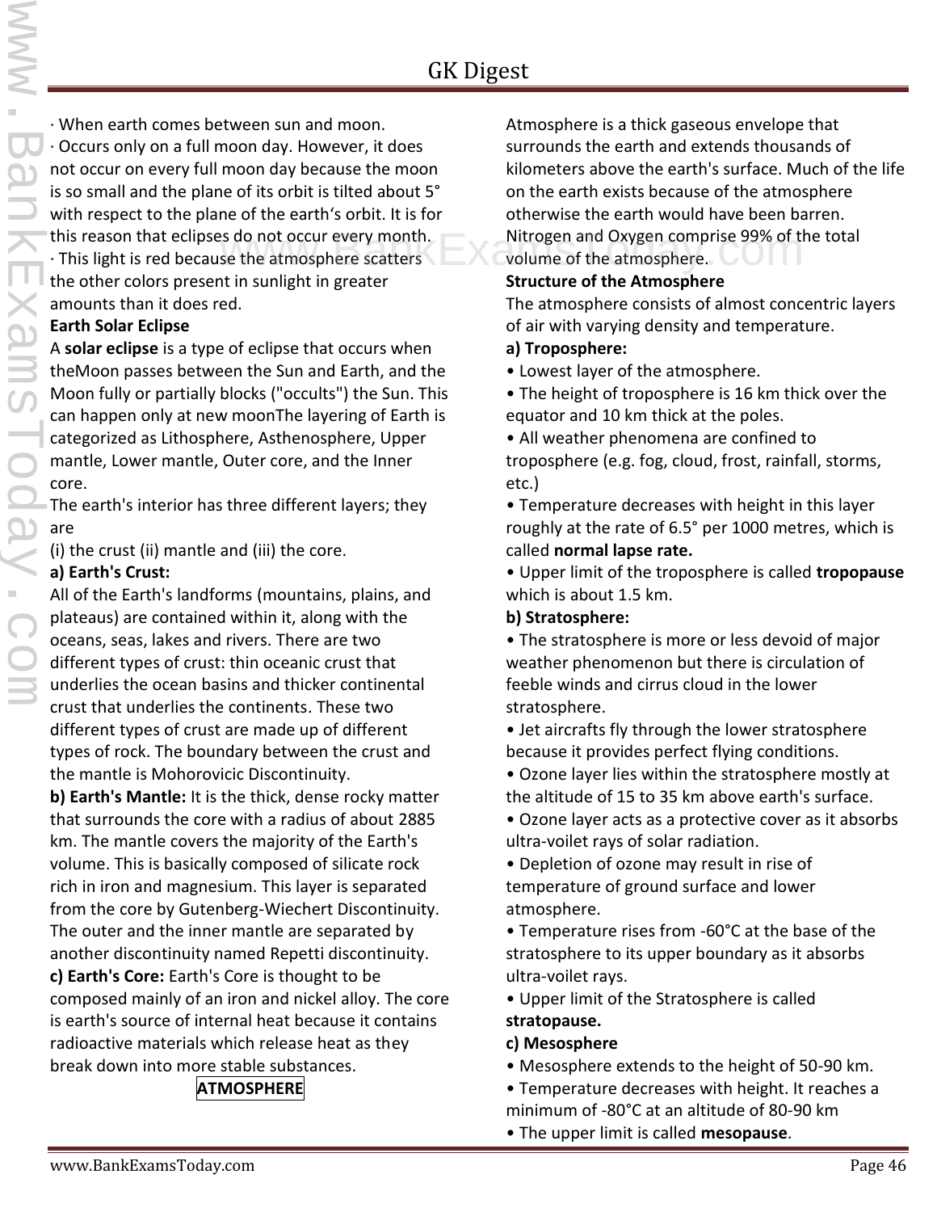· When earth comes between sun and moon.

· Occurs only on a full moon day. However, it does not occur on every full moon day because the moon is so small and the plane of its orbit is tilted about 5° with respect to the plane of the earth's orbit. It is for this reason that eclipses do not occur every month.

· This light is red because the atmosphere scatters the other colors present in sunlight in greater amounts than it does red.

**Earth Solar Eclipse**

A **solar eclipse** is a type of eclipse that occurs when theMoon passes between the Sun and Earth, and the Moon fully or partially blocks ("occults") the Sun. This can happen only at new moonThe layering of Earth is categorized as Lithosphere, Asthenosphere, Upper mantle, Lower mantle, Outer core, and the Inner core.

The earth's interior has three different layers; they are

(i) the crust (ii) mantle and (iii) the core.

**a) Earth's Crust:**

All of the Earth's landforms (mountains, plains, and plateaus) are contained within it, along with the oceans, seas, lakes and rivers. There are two different types of crust: thin oceanic crust that underlies the ocean basins and thicker continental crust that underlies the continents. These two different types of crust are made up of different types of rock. The boundary between the crust and the mantle is Mohorovicic Discontinuity.

**b) Earth's Mantle:** It is the thick, dense rocky matter that surrounds the core with a radius of about 2885 km. The mantle covers the majority of the Earth's volume. This is basically composed of silicate rock rich in iron and magnesium. This layer is separated from the core by Gutenberg-Wiechert Discontinuity. The outer and the inner mantle are separated by another discontinuity named Repetti discontinuity.

**c) Earth's Core:** Earth's Core is thought to be composed mainly of an iron and nickel alloy. The core is earth's source of internal heat because it contains radioactive materials which release heat as they break down into more stable substances.

## ATMOSPHERE

Atmosphere is a thick gaseous envelope that surrounds the earth and extends thousands of kilometers above the earth's surface. Much of the life on the earth exists because of the atmosphere otherwise the earth would have been barren. Nitrogen and Oxygen comprise 99% of the total volume of the atmosphere.

**Structure of the Atmosphere**

The atmosphere consists of almost concentric layers of air with varying density and temperature.

**a) Troposphere:**

- Lowest layer of the atmosphere.
- The height of troposphere is 16 km thick over the equator and 10 km thick at the poles.
- All weather phenomena are confined to troposphere (e.g. fog, cloud, frost, rainfall, storms, etc.)
- Temperature decreases with height in this layer roughly at the rate of 6.5° per 1000 metres, which is called **normal lapse rate.**
- Upper limit of the troposphere is called **tropopause** which is about 1.5 km.

**b) Stratosphere:**

- The stratosphere is more or less devoid of major weather phenomenon but there is circulation of feeble winds and cirrus cloud in the lower stratosphere.
- Jet aircrafts fly through the lower stratosphere because it provides perfect flying conditions.
- Ozone layer lies within the stratosphere mostly at the altitude of 15 to 35 km above earth's surface.
- Ozone layer acts as a protective cover as it absorbs ultra-voilet rays of solar radiation.
- Depletion of ozone may result in rise of temperature of ground surface and lower atmosphere.
- Temperature rises from -60°C at the base of the stratosphere to its upper boundary as it absorbs ultra-voilet rays.
- Upper limit of the Stratosphere is called **stratopause.**

**c) Mesosphere**

- Mesosphere extends to the height of 50-90 km.
- Temperature decreases with height. It reaches a minimum of -80°C at an altitude of 80-90 km
- The upper limit is called **mesopause**.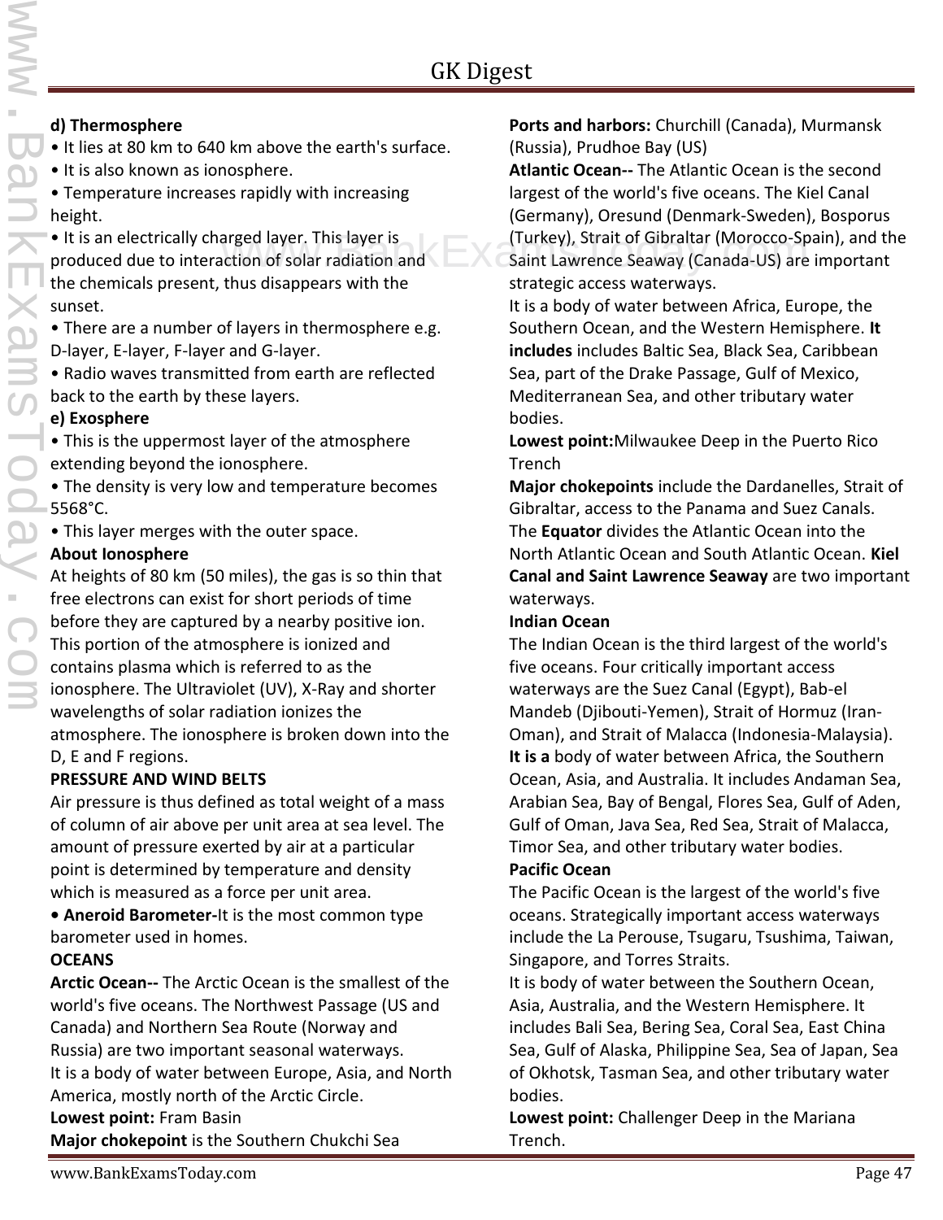**d) Thermosphere**

- It lies at 80 km to 640 km above the earth's surface.
- It is also known as ionosphere.
- Temperature increases rapidly with increasing height.
- It is an electrically charged layer. This layer is produced due to interaction of solar radiation and the chemicals present, thus disappears with the sunset.
- There are a number of layers in thermosphere e.g. D-layer, E-layer, F-layer and G-layer.
- Radio waves transmitted from earth are reflected back to the earth by these layers.

**e) Exosphere**

- This is the uppermost layer of the atmosphere extending beyond the ionosphere.
- The density is very low and temperature becomes 5568°C.
- This layer merges with the outer space.

**About Ionosphere**

At heights of 80 km (50 miles), the gas is so thin that free electrons can exist for short periods of time before they are captured by a nearby positive ion. This portion of the atmosphere is ionized and contains plasma which is referred to as the ionosphere. The Ultraviolet (UV), X-Ray and shorter wavelengths of solar radiation ionizes the atmosphere. The ionosphere is broken down into the D, E and F regions.

**PRESSURE AND WIND BELTS**

Air pressure is thus defined as total weight of a mass of column of air above per unit area at sea level. The amount of pressure exerted by air at a particular point is determined by temperature and density which is measured as a force per unit area.

- **Aneroid Barometer-**It is the most common type barometer used in homes.

**OCEANS**

**Arctic Ocean--** The Arctic Ocean is the smallest of the world's five oceans. The Northwest Passage (US and Canada) and Northern Sea Route (Norway and Russia) are two important seasonal waterways.

It is a body of water between Europe, Asia, and North America, mostly north of the Arctic Circle.

**Lowest point:** Fram Basin

**Major chokepoint** is the Southern Chukchi Sea

**Ports and harbors:** Churchill (Canada), Murmansk (Russia), Prudhoe Bay (US)

**Atlantic Ocean--** The Atlantic Ocean is the second largest of the world's five oceans. The Kiel Canal (Germany), Oresund (Denmark-Sweden), Bosporus (Turkey), Strait of Gibraltar (Morocco-Spain), and the Saint Lawrence Seaway (Canada-US) are important strategic access waterways.

It is a body of water between Africa, Europe, the Southern Ocean, and the Western Hemisphere. **It includes** includes Baltic Sea, Black Sea, Caribbean Sea, part of the Drake Passage, Gulf of Mexico, Mediterranean Sea, and other tributary water bodies.

**Lowest point:**Milwaukee Deep in the Puerto Rico Trench

**Major chokepoints** include the Dardanelles, Strait of Gibraltar, access to the Panama and Suez Canals.

The **Equator** divides the Atlantic Ocean into the North Atlantic Ocean and South Atlantic Ocean. **Kiel Canal and Saint Lawrence Seaway** are two important waterways.

**Indian Ocean**

The Indian Ocean is the third largest of the world's five oceans. Four critically important access waterways are the Suez Canal (Egypt), Bab-el Mandeb (Djibouti-Yemen), Strait of Hormuz (Iran-Oman), and Strait of Malacca (Indonesia-Malaysia).

**It is a** body of water between Africa, the Southern Ocean, Asia, and Australia. It includes Andaman Sea, Arabian Sea, Bay of Bengal, Flores Sea, Gulf of Aden, Gulf of Oman, Java Sea, Red Sea, Strait of Malacca, Timor Sea, and other tributary water bodies.

**Pacific Ocean**

The Pacific Ocean is the largest of the world's five oceans. Strategically important access waterways include the La Perouse, Tsugaru, Tsushima, Taiwan, Singapore, and Torres Straits.

It is body of water between the Southern Ocean, Asia, Australia, and the Western Hemisphere. It includes Bali Sea, Bering Sea, Coral Sea, East China Sea, Gulf of Alaska, Philippine Sea, Sea of Japan, Sea of Okhotsk, Tasman Sea, and other tributary water bodies.

**Lowest point:** Challenger Deep in the Mariana Trench.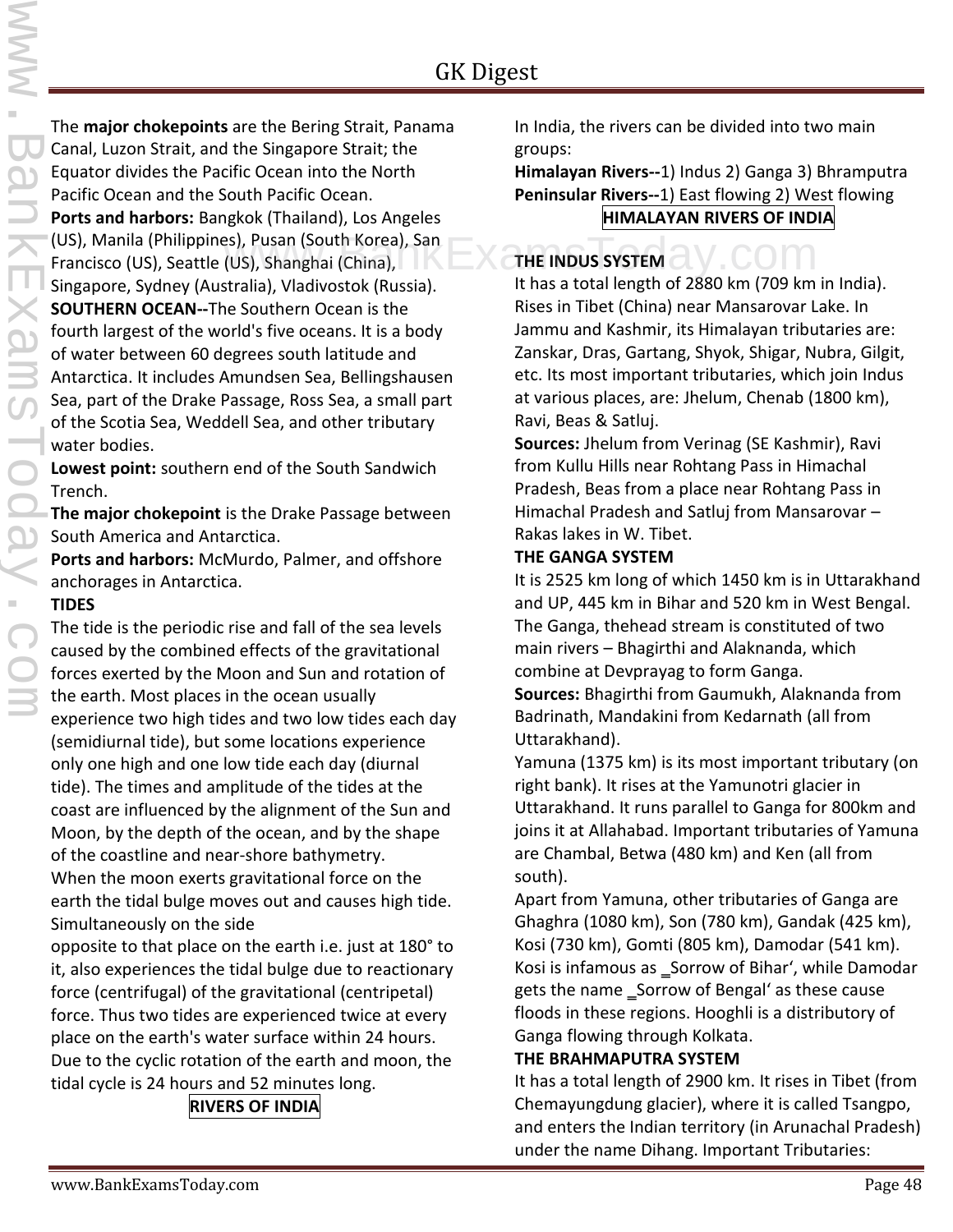The **major chokepoints** are the Bering Strait, Panama Canal, Luzon Strait, and the Singapore Strait; the Equator divides the Pacific Ocean into the North Pacific Ocean and the South Pacific Ocean.

**Ports and harbors:** Bangkok (Thailand), Los Angeles (US), Manila (Philippines), Pusan (South Korea), San Francisco (US), Seattle (US), Shanghai (China), Singapore, Sydney (Australia), Vladivostok (Russia).

**SOUTHERN OCEAN--**The Southern Ocean is the fourth largest of the world's five oceans. It is a body of water between 60 degrees south latitude and Antarctica. It includes Amundsen Sea, Bellingshausen Sea, part of the Drake Passage, Ross Sea, a small part of the Scotia Sea, Weddell Sea, and other tributary water bodies.

**Lowest point:** southern end of the South Sandwich Trench.

**The major chokepoint** is the Drake Passage between South America and Antarctica.

**Ports and harbors:** McMurdo, Palmer, and offshore anchorages in Antarctica.

**TIDES**

The tide is the periodic rise and fall of the sea levels caused by the combined effects of the gravitational forces exerted by the Moon and Sun and rotation of the earth. Most places in the ocean usually experience two high tides and two low tides each day (semidiurnal tide), but some locations experience only one high and one low tide each day (diurnal tide). The times and amplitude of the tides at the coast are influenced by the alignment of the Sun and Moon, by the depth of the ocean, and by the shape of the coastline and near-shore bathymetry.

When the moon exerts gravitational force on the earth the tidal bulge moves out and causes high tide. Simultaneously on the side opposite to that place on the earth i.e. just at 180° to it, also experiences the tidal bulge due to reactionary force (centrifugal) of the gravitational (centripetal) force. Thus two tides are experienced twice at every place on the earth's water surface within 24 hours. Due to the cyclic rotation of the earth and moon, the tidal cycle is 24 hours and 52 minutes long.

## RIVERS OF INDIA

In India, the rivers can be divided into two main groups:

**Himalayan Rivers--**1) Indus 2) Ganga 3) Bhramputra

**Peninsular Rivers--**1) East flowing 2) West flowing

## HIMALAYAN RIVERS OF INDIA

**THE INDUS SYSTEM**

It has a total length of 2880 km (709 km in India). Rises in Tibet (China) near Mansarovar Lake. In Jammu and Kashmir, its Himalayan tributaries are: Zanskar, Dras, Gartang, Shyok, Shigar, Nubra, Gilgit, etc. Its most important tributaries, which join Indus at various places, are: Jhelum, Chenab (1800 km), Ravi, Beas & Satluj.

**Sources:** Jhelum from Verinag (SE Kashmir), Ravi from Kullu Hills near Rohtang Pass in Himachal Pradesh, Beas from a place near Rohtang Pass in Himachal Pradesh and Satluj from Mansarovar – Rakas lakes in W. Tibet.

**THE GANGA SYSTEM**

It is 2525 km long of which 1450 km is in Uttarakhand and UP, 445 km in Bihar and 520 km in West Bengal. The Ganga, thehead stream is constituted of two main rivers – Bhagirthi and Alaknanda, which combine at Devprayag to form Ganga.

**Sources:** Bhagirthi from Gaumukh, Alaknanda from Badrinath, Mandakini from Kedarnath (all from Uttarakhand).

Yamuna (1375 km) is its most important tributary (on right bank). It rises at the Yamunotri glacier in Uttarakhand. It runs parallel to Ganga for 800km and joins it at Allahabad. Important tributaries of Yamuna are Chambal, Betwa (480 km) and Ken (all from south).

Apart from Yamuna, other tributaries of Ganga are Ghaghra (1080 km), Son (780 km), Gandak (425 km), Kosi (730 km), Gomti (805 km), Damodar (541 km). Kosi is infamous as _Sorrow of Bihar', while Damodar gets the name _Sorrow of Bengal' as these cause floods in these regions. Hooghli is a distributory of Ganga flowing through Kolkata.

**THE BRAHMAPUTRA SYSTEM**

It has a total length of 2900 km. It rises in Tibet (from Chemayungdung glacier), where it is called Tsangpo, and enters the Indian territory (in Arunachal Pradesh) under the name Dihang. Important Tributaries: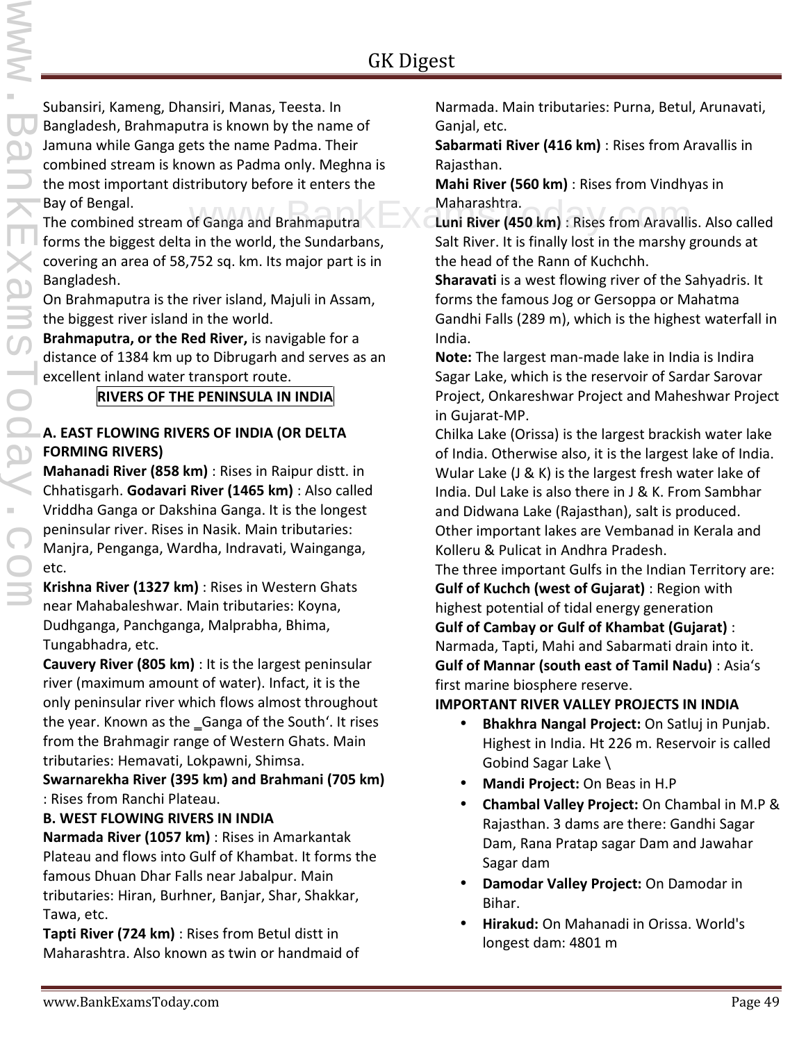Subansiri, Kameng, Dhansiri, Manas, Teesta. In Bangladesh, Brahmaputra is known by the name of Jamuna while Ganga gets the name Padma. Their combined stream is known as Padma only. Meghna is the most important distributory before it enters the Bay of Bengal.

The combined stream of Ganga and Brahmaputra forms the biggest delta in the world, the Sundarbans, covering an area of 58,752 sq. km. Its major part is in Bangladesh.

On Brahmaputra is the river island, Majuli in Assam, the biggest river island in the world.

**Brahmaputra, or the Red River,** is navigable for a distance of 1384 km up to Dibrugarh and serves as an excellent inland water transport route.

## RIVERS OF THE PENINSULA IN INDIA

### A. EAST FLOWING RIVERS OF INDIA (OR DELTA FORMING RIVERS)

**Mahanadi River (858 km)** : Rises in Raipur distt. in Chhatisgarh. **Godavari River (1465 km)** : Also called Vriddha Ganga or Dakshina Ganga. It is the longest peninsular river. Rises in Nasik. Main tributaries: Manjra, Penganga, Wardha, Indravati, Wainganga, etc.

**Krishna River (1327 km)** : Rises in Western Ghats near Mahabaleshwar. Main tributaries: Koyna, Dudhganga, Panchganga, Malprabha, Bhima, Tungabhadra, etc.

**Cauvery River (805 km)** : It is the largest peninsular river (maximum amount of water). Infact, it is the only peninsular river which flows almost throughout the year. Known as the ‗Ganga of the South'. It rises from the Brahmagir range of Western Ghats. Main tributaries: Hemavati, Lokpawni, Shimsa.

**Swarnarekha River (395 km) and Brahmani (705 km)** : Rises from Ranchi Plateau.

### B. WEST FLOWING RIVERS IN INDIA

**Narmada River (1057 km)** : Rises in Amarkantak Plateau and flows into Gulf of Khambat. It forms the famous Dhuan Dhar Falls near Jabalpur. Main tributaries: Hiran, Burhner, Banjar, Shar, Shakkar, Tawa, etc.

**Tapti River (724 km)** : Rises from Betul distt in Maharashtra. Also known as twin or handmaid of Narmada. Main tributaries: Purna, Betul, Arunavati, Ganjal, etc.

**Sabarmati River (416 km)** : Rises from Aravallis in Rajasthan.

**Mahi River (560 km)** : Rises from Vindhyas in Maharashtra.

**Luni River (450 km)** : Rises from Aravallis. Also called Salt River. It is finally lost in the marshy grounds at the head of the Rann of Kuchchh.

**Sharavati** is a west flowing river of the Sahyadris. It forms the famous Jog or Gersoppa or Mahatma Gandhi Falls (289 m), which is the highest waterfall in India.

**Note:** The largest man-made lake in India is Indira Sagar Lake, which is the reservoir of Sardar Sarovar Project, Onkareshwar Project and Maheshwar Project in Gujarat-MP.

Chilka Lake (Orissa) is the largest brackish water lake of India. Otherwise also, it is the largest lake of India. Wular Lake (J & K) is the largest fresh water lake of India. Dul Lake is also there in J & K. From Sambhar and Didwana Lake (Rajasthan), salt is produced. Other important lakes are Vembanad in Kerala and Kolleru & Pulicat in Andhra Pradesh.

The three important Gulfs in the Indian Territory are:

**Gulf of Kuchch (west of Gujarat)** : Region with highest potential of tidal energy generation

**Gulf of Cambay or Gulf of Khambat (Gujarat)** : Narmada, Tapti, Mahi and Sabarmati drain into it.

**Gulf of Mannar (south east of Tamil Nadu)** : Asia's first marine biosphere reserve.

### IMPORTANT RIVER VALLEY PROJECTS IN INDIA

- **Bhakhra Nangal Project:** On Satluj in Punjab. Highest in India. Ht 226 m. Reservoir is called Gobind Sagar Lake \
- **Mandi Project:** On Beas in H.P
- **Chambal Valley Project:** On Chambal in M.P & Rajasthan. 3 dams are there: Gandhi Sagar Dam, Rana Pratap sagar Dam and Jawahar Sagar dam
- **Damodar Valley Project:** On Damodar in Bihar.
- **Hirakud:** On Mahanadi in Orissa. World's longest dam: 4801 m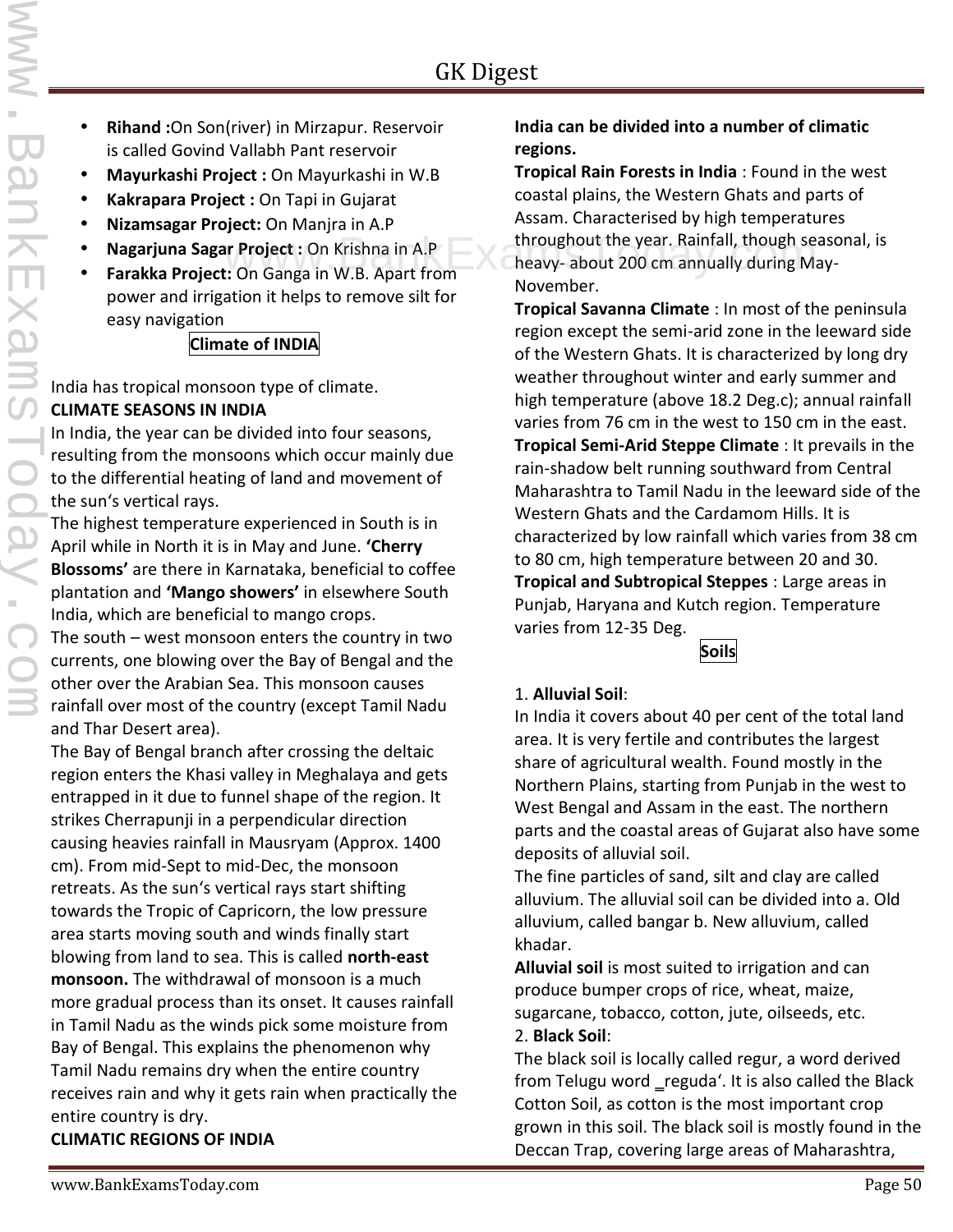- **Rihand :**On Son(river) in Mirzapur. Reservoir is called Govind Vallabh Pant reservoir
- **Mayurkashi Project :** On Mayurkashi in W.B
- **Kakrapara Project :** On Tapi in Gujarat
- **Nizamsagar Project:** On Manjra in A.P
- **Nagarjuna Sagar Project :** On Krishna in A.P
- **Farakka Project:** On Ganga in W.B. Apart from power and irrigation it helps to remove silt for easy navigation

## Climate of INDIA

India has tropical monsoon type of climate.

**CLIMATE SEASONS IN INDIA**

In India, the year can be divided into four seasons, resulting from the monsoons which occur mainly due to the differential heating of land and movement of the sun's vertical rays.

The highest temperature experienced in South is in April while in North it is in May and June. **'Cherry Blossoms'** are there in Karnataka, beneficial to coffee plantation and **'Mango showers'** in elsewhere South India, which are beneficial to mango crops.

The south – west monsoon enters the country in two currents, one blowing over the Bay of Bengal and the other over the Arabian Sea. This monsoon causes rainfall over most of the country (except Tamil Nadu and Thar Desert area).

The Bay of Bengal branch after crossing the deltaic region enters the Khasi valley in Meghalaya and gets entrapped in it due to funnel shape of the region. It strikes Cherrapunji in a perpendicular direction causing heavies rainfall in Mausryam (Approx. 1400 cm). From mid-Sept to mid-Dec, the monsoon retreats. As the sun's vertical rays start shifting towards the Tropic of Capricorn, the low pressure area starts moving south and winds finally start blowing from land to sea. This is called **north-east monsoon.** The withdrawal of monsoon is a much more gradual process than its onset. It causes rainfall in Tamil Nadu as the winds pick some moisture from Bay of Bengal. This explains the phenomenon why Tamil Nadu remains dry when the entire country receives rain and why it gets rain when practically the entire country is dry.

**CLIMATIC REGIONS OF INDIA**

**India can be divided into a number of climatic regions.**

**Tropical Rain Forests in India** : Found in the west coastal plains, the Western Ghats and parts of Assam. Characterised by high temperatures throughout the year. Rainfall, though seasonal, is heavy- about 200 cm annually during May-November.

**Tropical Savanna Climate** : In most of the peninsula region except the semi-arid zone in the leeward side of the Western Ghats. It is characterized by long dry weather throughout winter and early summer and high temperature (above 18.2 Deg.c); annual rainfall varies from 76 cm in the west to 150 cm in the east.

**Tropical Semi-Arid Steppe Climate** : It prevails in the rain-shadow belt running southward from Central Maharashtra to Tamil Nadu in the leeward side of the Western Ghats and the Cardamom Hills. It is characterized by low rainfall which varies from 38 cm to 80 cm, high temperature between 20 and 30.

**Tropical and Subtropical Steppes** : Large areas in Punjab, Haryana and Kutch region. Temperature varies from 12-35 Deg.

## Soils

1. **Alluvial Soil**:

In India it covers about 40 per cent of the total land area. It is very fertile and contributes the largest share of agricultural wealth. Found mostly in the Northern Plains, starting from Punjab in the west to West Bengal and Assam in the east. The northern parts and the coastal areas of Gujarat also have some deposits of alluvial soil.

The fine particles of sand, silt and clay are called alluvium. The alluvial soil can be divided into a. Old alluvium, called bangar b. New alluvium, called khadar.

**Alluvial soil** is most suited to irrigation and can produce bumper crops of rice, wheat, maize, sugarcane, tobacco, cotton, jute, oilseeds, etc.

2. **Black Soil**:

The black soil is locally called regur, a word derived from Telugu word ‗reguda'. It is also called the Black Cotton Soil, as cotton is the most important crop grown in this soil. The black soil is mostly found in the Deccan Trap, covering large areas of Maharashtra,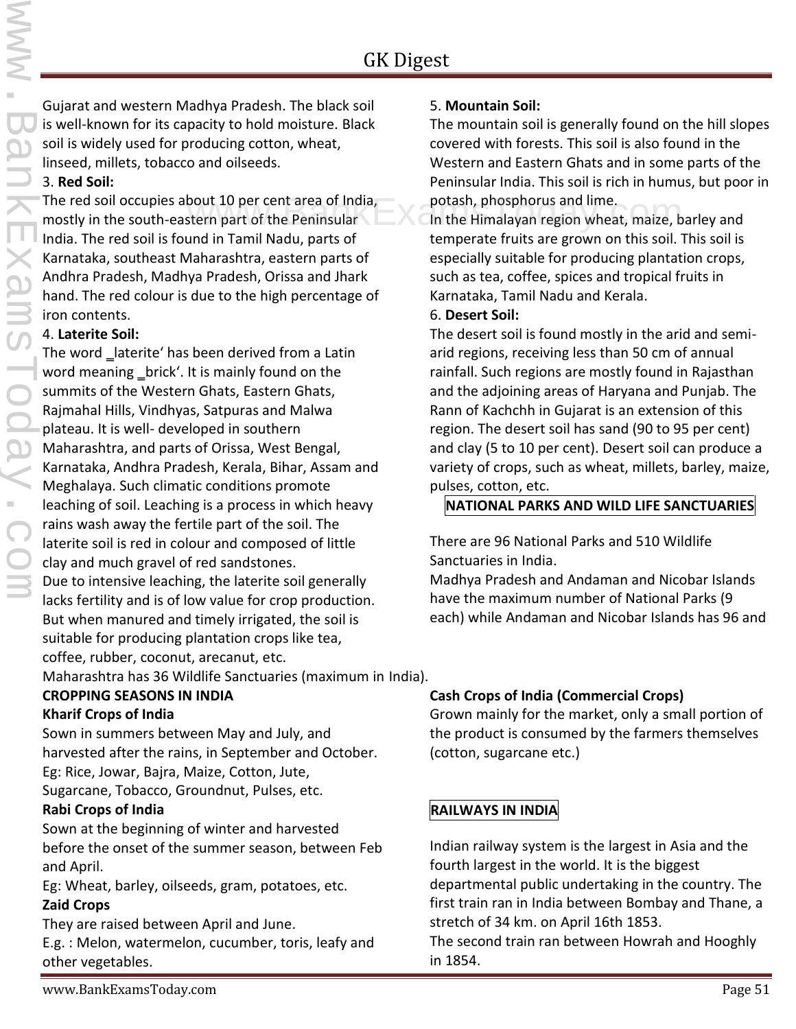Gujarat and western Madhya Pradesh. The black soil is well-known for its capacity to hold moisture. Black soil is widely used for producing cotton, wheat, linseed, millets, tobacco and oilseeds.

3. **Red Soil:**

The red soil occupies about 10 per cent area of India, mostly in the south-eastern part of the Peninsular India. The red soil is found in Tamil Nadu, parts of Karnataka, southeast Maharashtra, eastern parts of Andhra Pradesh, Madhya Pradesh, Orissa and Jhark hand. The red colour is due to the high percentage of iron contents.

4. **Laterite Soil:**

The word ‗laterite' has been derived from a Latin word meaning ‗brick'. It is mainly found on the summits of the Western Ghats, Eastern Ghats, Rajmahal Hills, Vindhyas, Satpuras and Malwa plateau. It is well- developed in southern Maharashtra, and parts of Orissa, West Bengal, Karnataka, Andhra Pradesh, Kerala, Bihar, Assam and Meghalaya. Such climatic conditions promote leaching of soil. Leaching is a process in which heavy rains wash away the fertile part of the soil. The laterite soil is red in colour and composed of little clay and much gravel of red sandstones.

Due to intensive leaching, the laterite soil generally lacks fertility and is of low value for crop production. But when manured and timely irrigated, the soil is suitable for producing plantation crops like tea, coffee, rubber, coconut, arecanut, etc.

5. **Mountain Soil:**

The mountain soil is generally found on the hill slopes covered with forests. This soil is also found in the Western and Eastern Ghats and in some parts of the Peninsular India. This soil is rich in humus, but poor in potash, phosphorus and lime.

In the Himalayan region wheat, maize, barley and temperate fruits are grown on this soil. This soil is especially suitable for producing plantation crops, such as tea, coffee, spices and tropical fruits in Karnataka, Tamil Nadu and Kerala.

6. **Desert Soil:**

The desert soil is found mostly in the arid and semi-arid regions, receiving less than 50 cm of annual rainfall. Such regions are mostly found in Rajasthan and the adjoining areas of Haryana and Punjab. The Rann of Kachchh in Gujarat is an extension of this region. The desert soil has sand (90 to 95 per cent) and clay (5 to 10 per cent). Desert soil can produce a variety of crops, such as wheat, millets, barley, maize, pulses, cotton, etc.

## NATIONAL PARKS AND WILD LIFE SANCTUARIES

There are 96 National Parks and 510 Wildlife Sanctuaries in India.

Madhya Pradesh and Andaman and Nicobar Islands have the maximum number of National Parks (9 each) while Andaman and Nicobar Islands has 96 and Maharashtra has 36 Wildlife Sanctuaries (maximum in India).

## CROPPING SEASONS IN INDIA

### Kharif Crops of India

Sown in summers between May and July, and harvested after the rains, in September and October.

Eg: Rice, Jowar, Bajra, Maize, Cotton, Jute, Sugarcane, Tobacco, Groundnut, Pulses, etc.

### Rabi Crops of India

Sown at the beginning of winter and harvested before the onset of the summer season, between Feb and April.

Eg: Wheat, barley, oilseeds, gram, potatoes, etc.

### Zaid Crops

They are raised between April and June.

E.g. : Melon, watermelon, cucumber, toris, leafy and other vegetables.

### Cash Crops of India (Commercial Crops)

Grown mainly for the market, only a small portion of the product is consumed by the farmers themselves (cotton, sugarcane etc.)

## RAILWAYS IN INDIA

Indian railway system is the largest in Asia and the fourth largest in the world. It is the biggest departmental public undertaking in the country. The first train ran in India between Bombay and Thane, a stretch of 34 km. on April 16th 1853.

The second train ran between Howrah and Hooghly in 1854.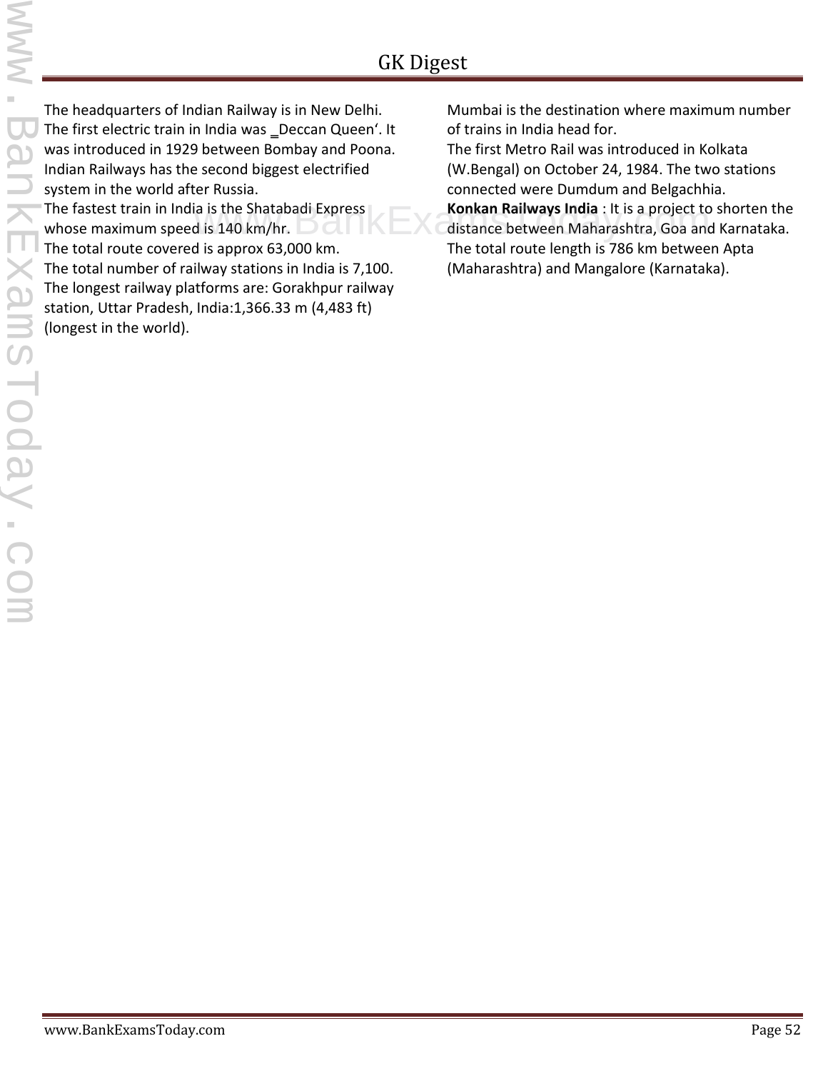The headquarters of Indian Railway is in New Delhi.
The first electric train in India was ‗Deccan Queen'. It was introduced in 1929 between Bombay and Poona.
Indian Railways has the second biggest electrified system in the world after Russia.
The fastest train in India is the Shatabadi Express whose maximum speed is 140 km/hr.
The total route covered is approx 63,000 km.
The total number of railway stations in India is 7,100.
The longest railway platforms are: Gorakhpur railway station, Uttar Pradesh, India:1,366.33 m (4,483 ft) (longest in the world).
Mumbai is the destination where maximum number of trains in India head for.
The first Metro Rail was introduced in Kolkata (W.Bengal) on October 24, 1984. The two stations connected were Dumdum and Belgachhia.
**Konkan Railways India** : It is a project to shorten the distance between Maharashtra, Goa and Karnataka. The total route length is 786 km between Apta (Maharashtra) and Mangalore (Karnataka).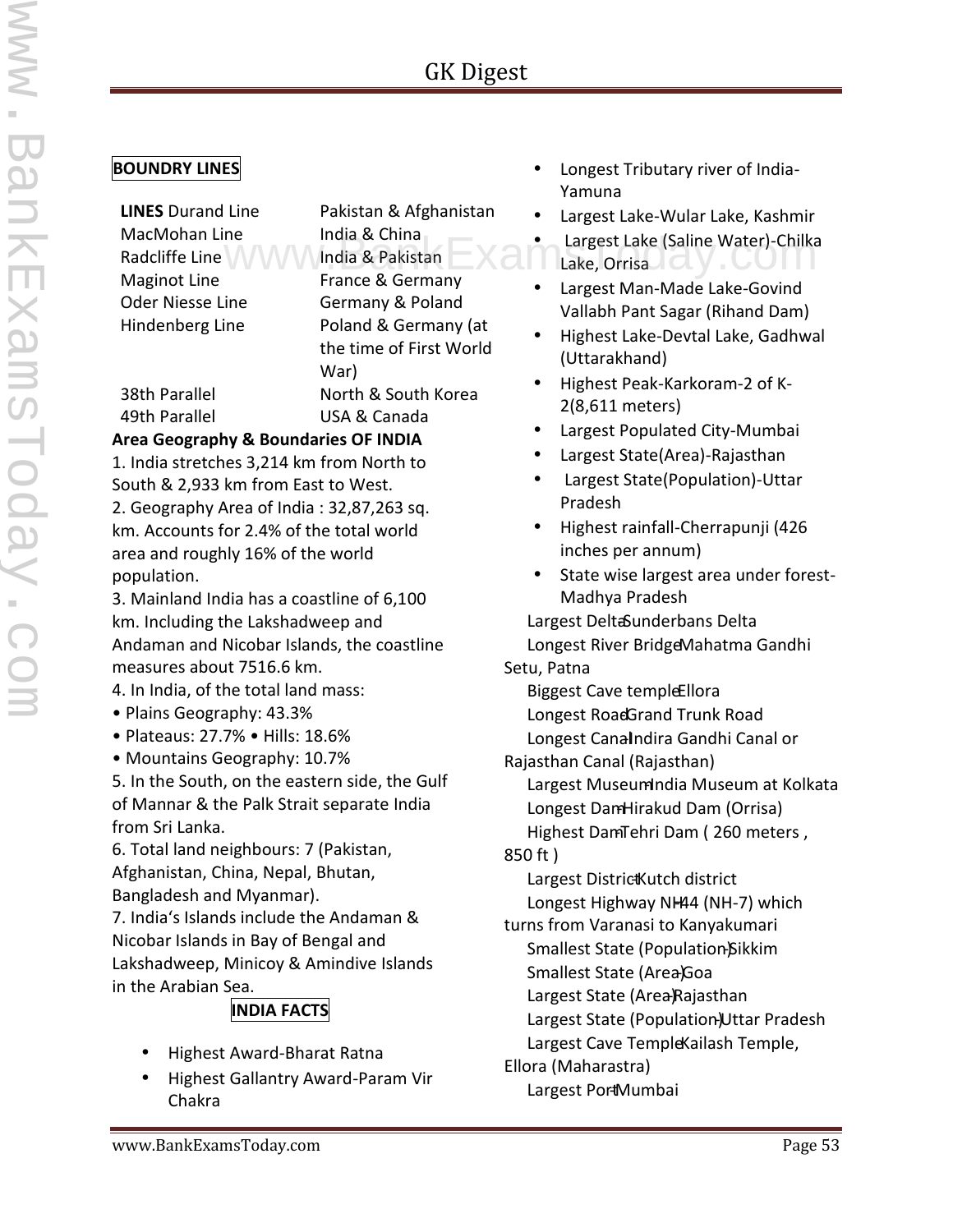**BOUNDRY LINES**

| **LINES** Durand Line | Pakistan & Afghanistan |
|---|---|
| MacMohan Line | India & China |
| Radcliffe Line | India & Pakistan |
| Maginot Line | France & Germany |
| Oder Niesse Line | Germany & Poland |
| Hindenberg Line | Poland & Germany (at the time of First World War) |
| 38th Parallel | North & South Korea |
| 49th Parallel | USA & Canada |

**Area Geography & Boundaries OF INDIA**

1. India stretches 3,214 km from North to South & 2,933 km from East to West.
2. Geography Area of India : 32,87,263 sq. km. Accounts for 2.4% of the total world area and roughly 16% of the world population.
3. Mainland India has a coastline of 6,100 km. Including the Lakshadweep and Andaman and Nicobar Islands, the coastline measures about 7516.6 km.
4. In India, of the total land mass:
• Plains Geography: 43.3%
• Plateaus: 27.7% • Hills: 18.6%
• Mountains Geography: 10.7%
5. In the South, on the eastern side, the Gulf of Mannar & the Palk Strait separate India from Sri Lanka.
6. Total land neighbours: 7 (Pakistan, Afghanistan, China, Nepal, Bhutan, Bangladesh and Myanmar).
7. India's Islands include the Andaman & Nicobar Islands in Bay of Bengal and Lakshadweep, Minicoy & Amindive Islands in the Arabian Sea.

**INDIA FACTS**

- Highest Award-Bharat Ratna
- Highest Gallantry Award-Param Vir Chakra
- Longest Tributary river of India-Yamuna
- Largest Lake-Wular Lake, Kashmir
- Largest Lake (Saline Water)-Chilka Lake, Orrisa
- Largest Man-Made Lake-Govind Vallabh Pant Sagar (Rihand Dam)
- Highest Lake-Devtal Lake, Gadhwal (Uttarakhand)
- Highest Peak-Karkoram-2 of K-2(8,611 meters)
- Largest Populated City-Mumbai
- Largest State(Area)-Rajasthan
- Largest State(Population)-Uttar Pradesh
- Highest rainfall-Cherrapunji (426 inches per annum)
- State wise largest area under forest-Madhya Pradesh

Largest Delta-Sunderbans Delta
Longest River Bridge-Mahatma Gandhi Setu, Patna
Biggest Cave temple-Ellora
Longest Road-Grand Trunk Road
Longest Canal-Indira Gandhi Canal or Rajasthan Canal (Rajasthan)
Largest Museum-India Museum at Kolkata
Longest Dam-Hirakud Dam (Orrisa)
Highest Dam-Tehri Dam ( 260 meters , 850 ft )
Largest District-Kutch district
Longest Highway NH-44 (NH-7) which turns from Varanasi to Kanyakumari
Smallest State (Population)-Sikkim
Smallest State (Area)-Goa
Largest State (Area)-Rajasthan
Largest State (Population)-Uttar Pradesh
Largest Cave Temple-Kailash Temple, Ellora (Maharastra)
Largest Port-Mumbai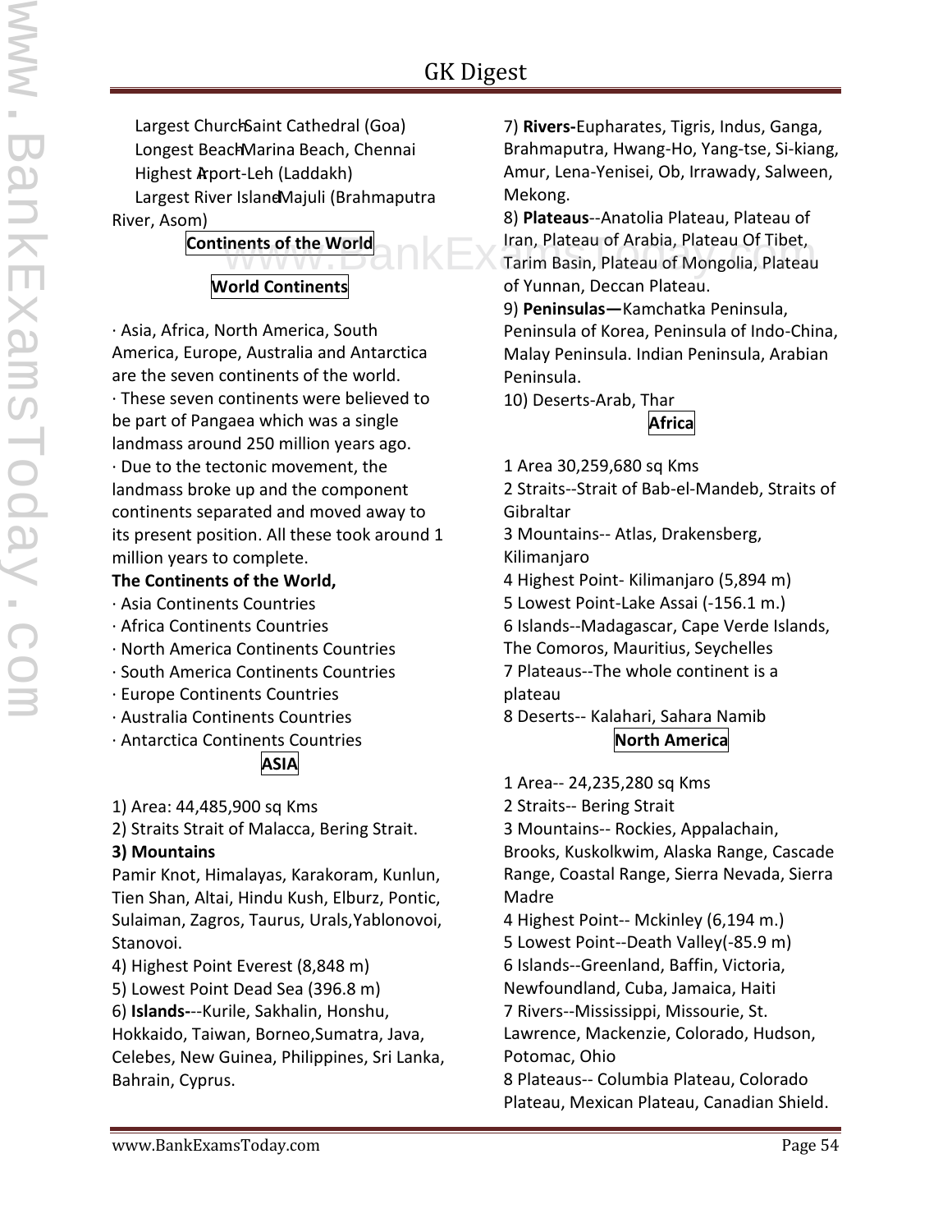Largest Church-Saint Cathedral (Goa)
Longest Beach-Marina Beach, Chennai
Highest Airport-Leh (Laddakh)
Largest River Island-Majuli (Brahmaputra River, Asom)

## Continents of the World

### World Continents

· Asia, Africa, North America, South America, Europe, Australia and Antarctica are the seven continents of the world.
· These seven continents were believed to be part of Pangaea which was a single landmass around 250 million years ago.
· Due to the tectonic movement, the landmass broke up and the component continents separated and moved away to its present position. All these took around 1 million years to complete.

**The Continents of the World,**

· Asia Continents Countries
· Africa Continents Countries
· North America Continents Countries
· South America Continents Countries
· Europe Continents Countries
· Australia Continents Countries
· Antarctica Continents Countries

### ASIA

1) Area: 44,485,900 sq Kms
2) Straits Strait of Malacca, Bering Strait.
**3) Mountains**
Pamir Knot, Himalayas, Karakoram, Kunlun, Tien Shan, Altai, Hindu Kush, Elburz, Pontic, Sulaiman, Zagros, Taurus, Urals,Yablonovoi, Stanovoi.
4) Highest Point Everest (8,848 m)
5) Lowest Point Dead Sea (396.8 m)
6) **Islands-**--Kurile, Sakhalin, Honshu, Hokkaido, Taiwan, Borneo,Sumatra, Java, Celebes, New Guinea, Philippines, Sri Lanka, Bahrain, Cyprus.
7) **Rivers-**Eupharates, Tigris, Indus, Ganga, Brahmaputra, Hwang-Ho, Yang-tse, Si-kiang, Amur, Lena-Yenisei, Ob, Irrawady, Salween, Mekong.
8) **Plateaus**--Anatolia Plateau, Plateau of Iran, Plateau of Arabia, Plateau Of Tibet, Tarim Basin, Plateau of Mongolia, Plateau of Yunnan, Deccan Plateau.
9) **Peninsulas—**Kamchatka Peninsula, Peninsula of Korea, Peninsula of Indo-China, Malay Peninsula. Indian Peninsula, Arabian Peninsula.
10) Deserts-Arab, Thar

### Africa

1 Area 30,259,680 sq Kms
2 Straits--Strait of Bab-el-Mandeb, Straits of Gibraltar
3 Mountains-- Atlas, Drakensberg, Kilimanjaro
4 Highest Point- Kilimanjaro (5,894 m)
5 Lowest Point-Lake Assai (-156.1 m.)
6 Islands--Madagascar, Cape Verde Islands, The Comoros, Mauritius, Seychelles
7 Plateaus--The whole continent is a plateau
8 Deserts-- Kalahari, Sahara Namib

### North America

1 Area-- 24,235,280 sq Kms
2 Straits-- Bering Strait
3 Mountains-- Rockies, Appalachain, Brooks, Kuskolkwim, Alaska Range, Cascade Range, Coastal Range, Sierra Nevada, Sierra Madre
4 Highest Point-- Mckinley (6,194 m.)
5 Lowest Point--Death Valley(-85.9 m)
6 Islands--Greenland, Baffin, Victoria, Newfoundland, Cuba, Jamaica, Haiti
7 Rivers--Mississippi, Missourie, St. Lawrence, Mackenzie, Colorado, Hudson, Potomac, Ohio
8 Plateaus-- Columbia Plateau, Colorado Plateau, Mexican Plateau, Canadian Shield.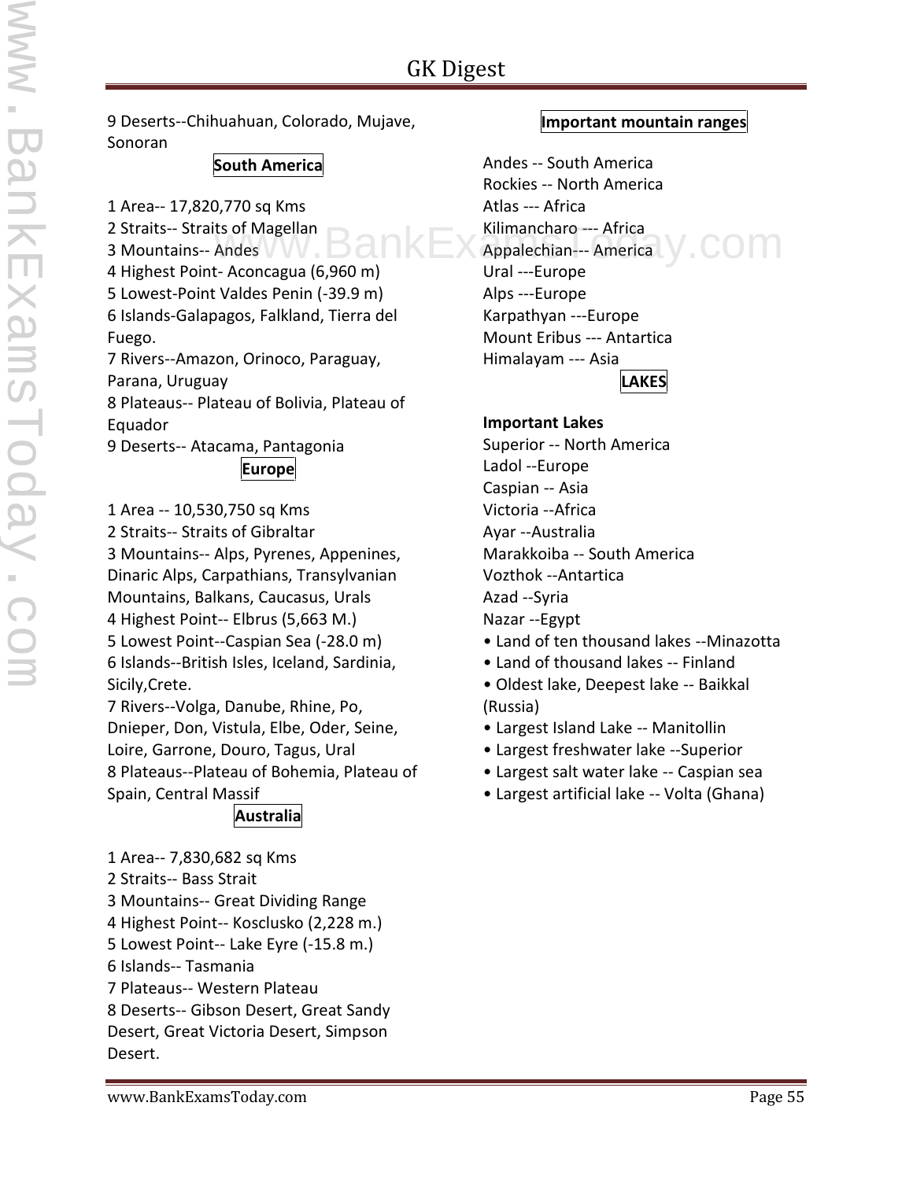9 Deserts--Chihuahuan, Colorado, Mujave, Sonoran

## South America

1 Area-- 17,820,770 sq Kms
2 Straits-- Straits of Magellan
3 Mountains-- Andes
4 Highest Point- Aconcagua (6,960 m)
5 Lowest-Point Valdes Penin (-39.9 m)
6 Islands-Galapagos, Falkland, Tierra del Fuego.
7 Rivers--Amazon, Orinoco, Paraguay, Parana, Uruguay
8 Plateaus-- Plateau of Bolivia, Plateau of Equador
9 Deserts-- Atacama, Pantagonia

## Europe

1 Area -- 10,530,750 sq Kms
2 Straits-- Straits of Gibraltar
3 Mountains-- Alps, Pyrenes, Appenines, Dinaric Alps, Carpathians, Transylvanian Mountains, Balkans, Caucasus, Urals
4 Highest Point-- Elbrus (5,663 M.)
5 Lowest Point--Caspian Sea (-28.0 m)
6 Islands--British Isles, Iceland, Sardinia, Sicily,Crete.
7 Rivers--Volga, Danube, Rhine, Po, Dnieper, Don, Vistula, Elbe, Oder, Seine, Loire, Garrone, Douro, Tagus, Ural
8 Plateaus--Plateau of Bohemia, Plateau of Spain, Central Massif

## Australia

1 Area-- 7,830,682 sq Kms
2 Straits-- Bass Strait
3 Mountains-- Great Dividing Range
4 Highest Point-- Kosclusko (2,228 m.)
5 Lowest Point-- Lake Eyre (-15.8 m.)
6 Islands-- Tasmania
7 Plateaus-- Western Plateau
8 Deserts-- Gibson Desert, Great Sandy Desert, Great Victoria Desert, Simpson Desert.

## Important mountain ranges

Andes -- South America
Rockies -- North America
Atlas --- Africa
Kilimancharo --- Africa
Appalechian--- America
Ural ---Europe
Alps ---Europe
Karpathyan ---Europe
Mount Eribus --- Antartica
Himalayam --- Asia

## LAKES

**Important Lakes**

Superior -- North America
Ladol --Europe
Caspian -- Asia
Victoria --Africa
Ayar --Australia
Marakkoiba -- South America
Vozthok --Antartica
Azad --Syria
Nazar --Egypt

- Land of ten thousand lakes --Minazotta
- Land of thousand lakes -- Finland
- Oldest lake, Deepest lake -- Baikkal (Russia)
- Largest Island Lake -- Manitollin
- Largest freshwater lake --Superior
- Largest salt water lake -- Caspian sea
- Largest artificial lake -- Volta (Ghana)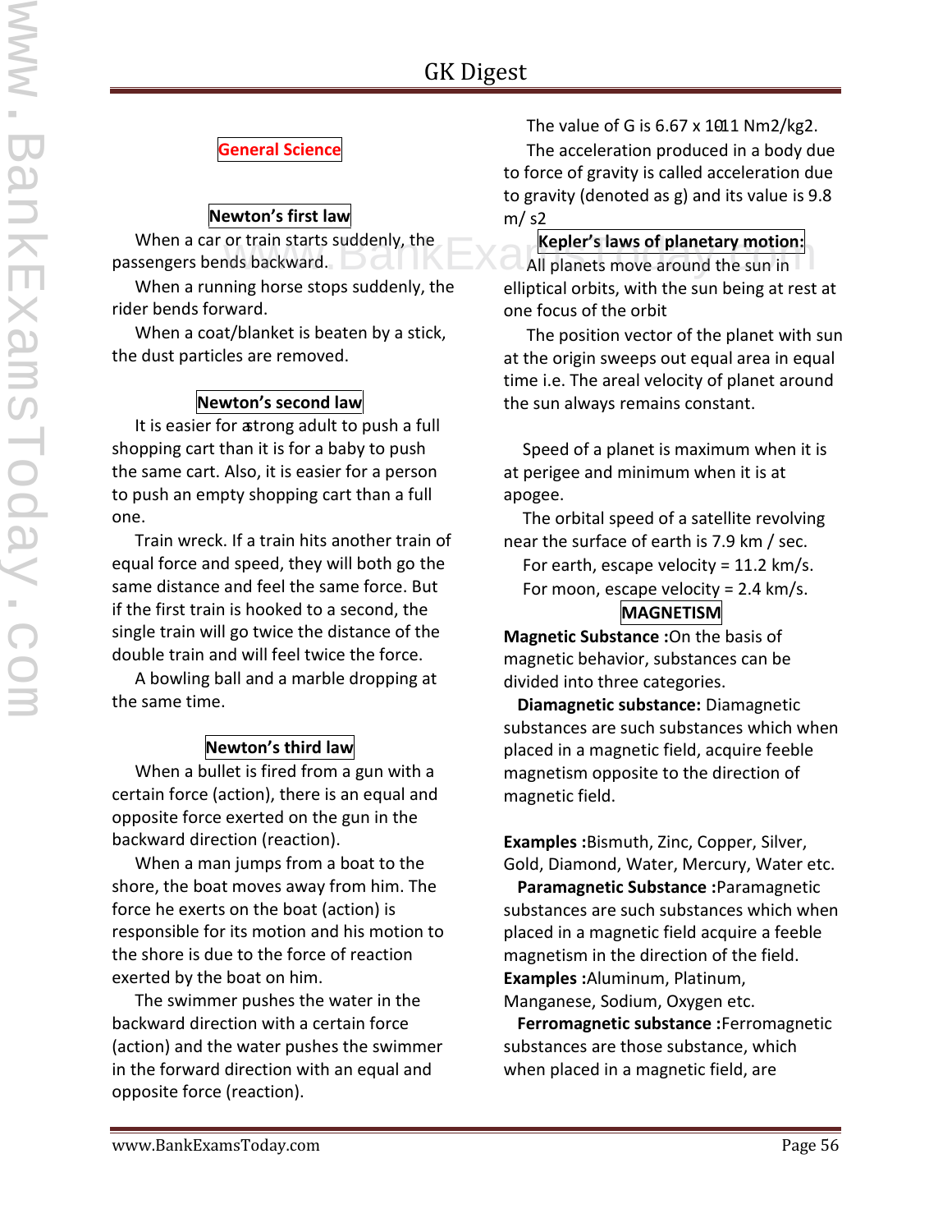## General Science

### Newton's first law

When a car or train starts suddenly, the passengers bends backward.

When a running horse stops suddenly, the rider bends forward.

When a coat/blanket is beaten by a stick, the dust particles are removed.

### Newton's second law

It is easier for a strong adult to push a full shopping cart than it is for a baby to push the same cart. Also, it is easier for a person to push an empty shopping cart than a full one.

Train wreck. If a train hits another train of equal force and speed, they will both go the same distance and feel the same force. But if the first train is hooked to a second, the single train will go twice the distance of the double train and will feel twice the force.

A bowling ball and a marble dropping at the same time.

### Newton's third law

When a bullet is fired from a gun with a certain force (action), there is an equal and opposite force exerted on the gun in the backward direction (reaction).

When a man jumps from a boat to the shore, the boat moves away from him. The force he exerts on the boat (action) is responsible for its motion and his motion to the shore is due to the force of reaction exerted by the boat on him.

The swimmer pushes the water in the backward direction with a certain force (action) and the water pushes the swimmer in the forward direction with an equal and opposite force (reaction).

The value of G is $6.67 \times 10^{-11}$ $Nm^2/kg^2$.

The acceleration produced in a body due to force of gravity is called acceleration due to gravity (denoted as g) and its value is 9.8 $m/s^2$

### Kepler's laws of planetary motion:

All planets move around the sun in elliptical orbits, with the sun being at rest at one focus of the orbit

The position vector of the planet with sun at the origin sweeps out equal area in equal time i.e. The areal velocity of planet around the sun always remains constant.

Speed of a planet is maximum when it is at perigee and minimum when it is at apogee.

The orbital speed of a satellite revolving near the surface of earth is 7.9 km / sec.

For earth, escape velocity = 11.2 km/s.

For moon, escape velocity = 2.4 km/s.

### MAGNETISM

**Magnetic Substance :** On the basis of magnetic behavior, substances can be divided into three categories.

**Diamagnetic substance:** Diamagnetic substances are such substances which when placed in a magnetic field, acquire feeble magnetism opposite to the direction of magnetic field.

**Examples :** Bismuth, Zinc, Copper, Silver, Gold, Diamond, Water, Mercury, Water etc.

**Paramagnetic Substance :** Paramagnetic substances are such substances which when placed in a magnetic field acquire a feeble magnetism in the direction of the field.

**Examples :** Aluminum, Platinum, Manganese, Sodium, Oxygen etc.

**Ferromagnetic substance :** Ferromagnetic substances are those substance, which when placed in a magnetic field, are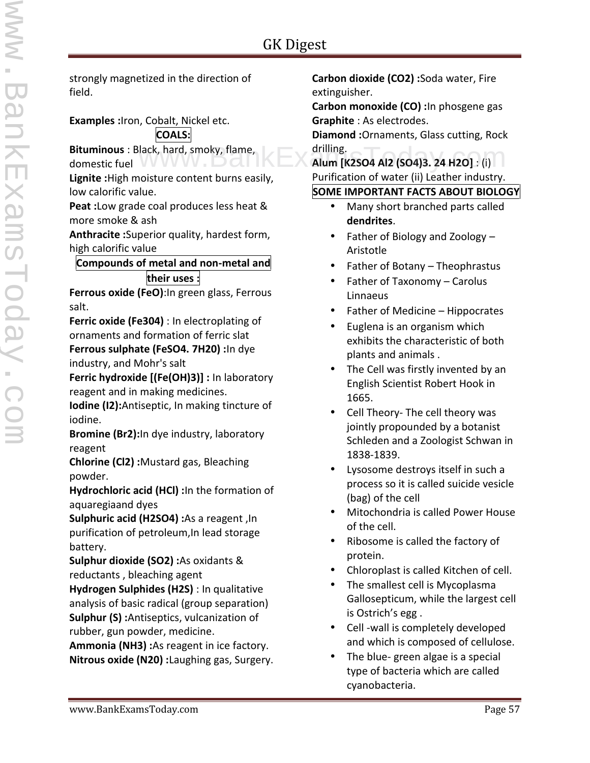strongly magnetized in the direction of field.

**Examples :**Iron, Cobalt, Nickel etc.

## COALS:

**Bituminous** : Black, hard, smoky, flame, domestic fuel
**Lignite :**High moisture content burns easily, low calorific value.
**Peat :**Low grade coal produces less heat & more smoke & ash
**Anthracite :**Superior quality, hardest form, high calorific value

## Compounds of metal and non-metal and their uses :

**Ferrous oxide ($FeO$)**:In green glass, Ferrous salt.
**Ferric oxide ($Fe304$)** : In electroplating of ornaments and formation of ferric slat
**Ferrous sulphate ($FeSO4. 7H20$) :**In dye industry, and Mohr's salt
**Ferric hydroxide [($Fe(OH)3$)] :** In laboratory reagent and in making medicines.
**Iodine ($I2$):**Antiseptic, In making tincture of iodine.
**Bromine ($Br2$):**In dye industry, laboratory reagent
**Chlorine ($Cl2$) :**Mustard gas, Bleaching powder.
**Hydrochloric acid ($HCl$) :**In the formation of aquaregiaand dyes
**Sulphuric acid ($H2SO4$) :**As a reagent ,In purification of petroleum,In lead storage battery.
**Sulphur dioxide ($SO2$) :**As oxidants & reductants , bleaching agent
**Hydrogen Sulphides ($H2S$)** : In qualitative analysis of basic radical (group separation)
**Sulphur (S) :**Antiseptics, vulcanization of rubber, gun powder, medicine.
**Ammonia ($NH3$) :**As reagent in ice factory.
**Nitrous oxide ($N20$) :**Laughing gas, Surgery.
**Carbon dioxide ($CO2$) :**Soda water, Fire extinguisher.
**Carbon monoxide (CO) :**In phosgene gas
**Graphite** : As electrodes.
**Diamond :**Ornaments, Glass cutting, Rock drilling.
**Alum [$K2SO4$ $Al2$ ($SO4$)3. 24 $H2O$]** : (i) Purification of water (ii) Leather industry.

## SOME IMPORTANT FACTS ABOUT BIOLOGY

- Many short branched parts called **dendrites**.
- Father of Biology and Zoology – Aristotle
- Father of Botany – Theophrastus
- Father of Taxonomy – Carolus Linnaeus
- Father of Medicine – Hippocrates
- Euglena is an organism which exhibits the characteristic of both plants and animals .
- The Cell was firstly invented by an English Scientist Robert Hook in 1665.
- Cell Theory- The cell theory was jointly propounded by a botanist Schleden and a Zoologist Schwan in 1838-1839.
- Lysosome destroys itself in such a process so it is called suicide vesicle (bag) of the cell
- Mitochondria is called Power House of the cell.
- Ribosome is called the factory of protein.
- Chloroplast is called Kitchen of cell.
- The smallest cell is Mycoplasma Gallosepticum, while the largest cell is Ostrich's egg .
- Cell -wall is completely developed and which is composed of cellulose.
- The blue- green algae is a special type of bacteria which are called cyanobacteria.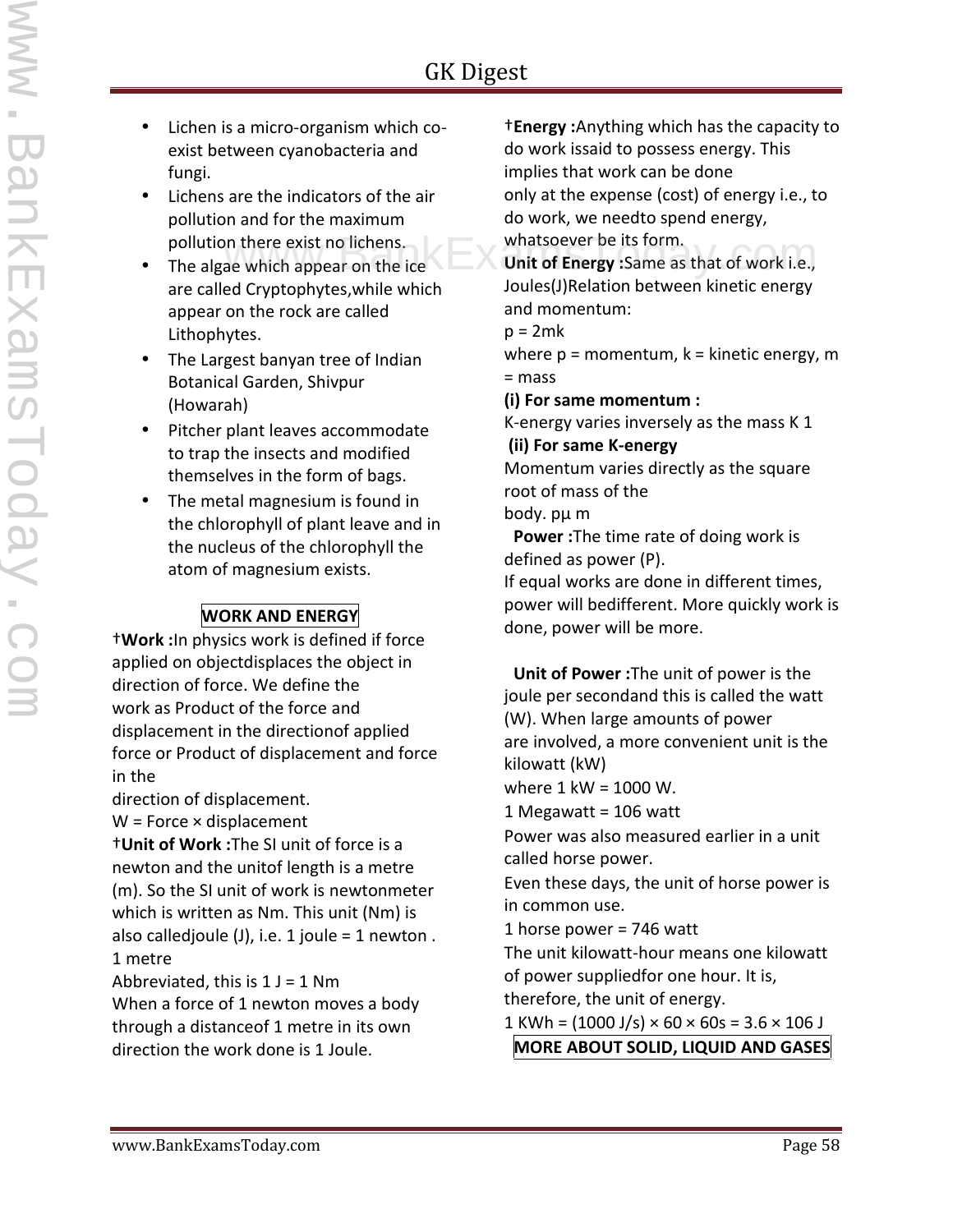- Lichen is a micro-organism which co-exist between cyanobacteria and fungi.
- Lichens are the indicators of the air pollution and for the maximum pollution there exist no lichens.
- The algae which appear on the ice are called Cryptophytes,while which appear on the rock are called Lithophytes.
- The Largest banyan tree of Indian Botanical Garden, Shivpur (Howarah)
- Pitcher plant leaves accommodate to trap the insects and modified themselves in the form of bags.
- The metal magnesium is found in the chlorophyll of plant leave and in the nucleus of the chlorophyll the atom of magnesium exists.

## WORK AND ENERGY

†**Work :**In physics work is defined if force applied on objectdisplaces the object in direction of force. We define the work as Product of the force and displacement in the directionof applied force or Product of displacement and force in the direction of displacement.

W = Force × displacement

†**Unit of Work :**The SI unit of force is a newton and the unitof length is a metre (m). So the SI unit of work is newtonmeter which is written as Nm. This unit (Nm) is also calledjoule (J), i.e. 1 joule = 1 newton . 1 metre

Abbreviated, this is 1 J = 1 Nm

When a force of 1 newton moves a body through a distanceof 1 metre in its own direction the work done is 1 Joule.

†**Energy :**Anything which has the capacity to do work issaid to possess energy. This implies that work can be done only at the expense (cost) of energy i.e., to do work, we needto spend energy, whatsoever be its form.

**Unit of Energy :**Same as that of work i.e., Joules(J)Relation between kinetic energy and momentum:

p = 2mk

where p = momentum, k = kinetic energy, m = mass

**(i) For same momentum :**

K-energy varies inversely as the mass K 1

**(ii) For same K-energy**

Momentum varies directly as the square root of mass of the body. pμ m

**Power :**The time rate of doing work is defined as power (P).

If equal works are done in different times, power will bedifferent. More quickly work is done, power will be more.

**Unit of Power :**The unit of power is the joule per secondand this is called the watt (W). When large amounts of power are involved, a more convenient unit is the kilowatt (kW)

where 1 kW = 1000 W.

1 Megawatt = 106 watt

Power was also measured earlier in a unit called horse power.

Even these days, the unit of horse power is in common use.

1 horse power = 746 watt

The unit kilowatt-hour means one kilowatt of power suppliedfor one hour. It is, therefore, the unit of energy.

1 KWh = (1000 J/s) × 60 × 60s = 3.6 × 106 J

## MORE ABOUT SOLID, LIQUID AND GASES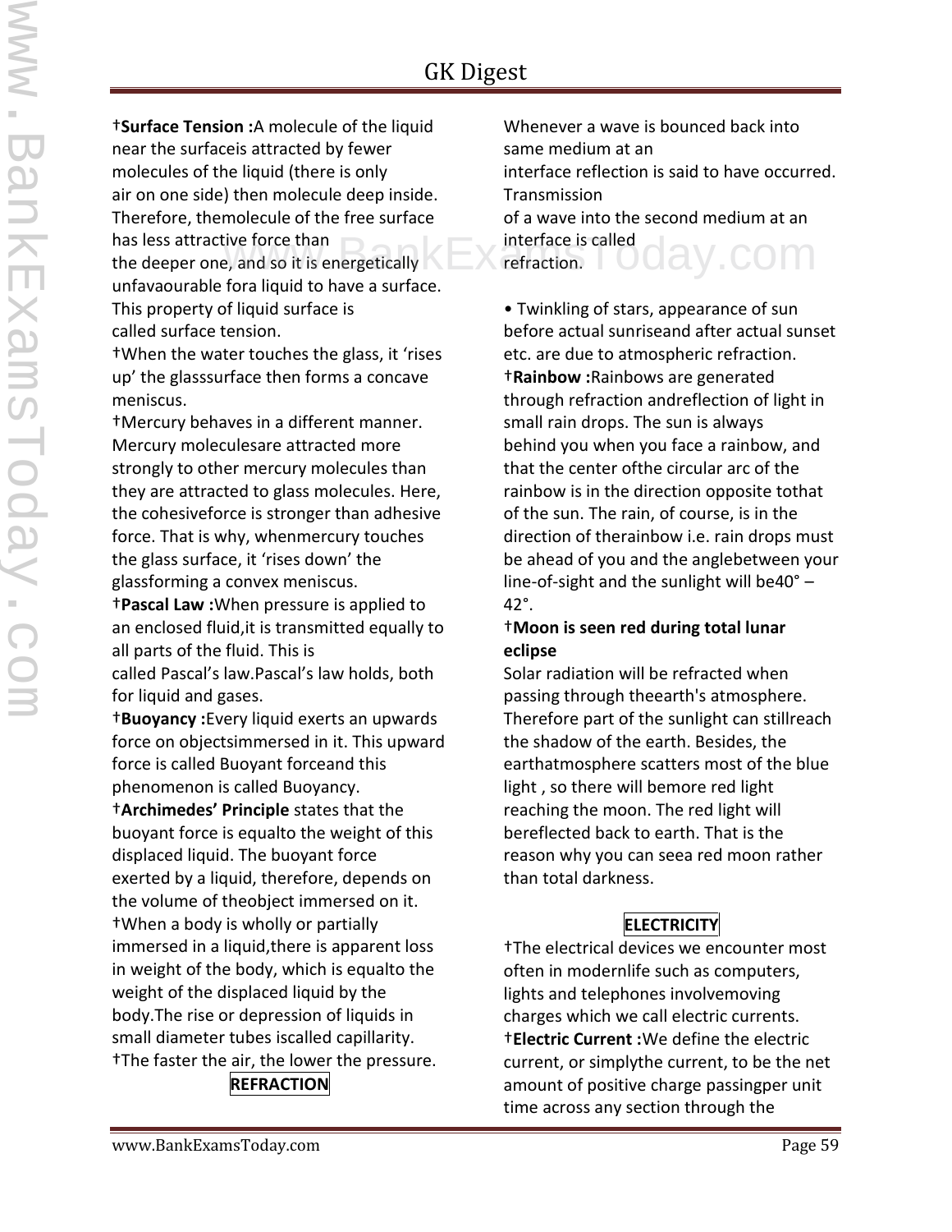†**Surface Tension :**A molecule of the liquid near the surfaceis attracted by fewer molecules of the liquid (there is only air on one side) then molecule deep inside. Therefore, themolecule of the free surface has less attractive force than the deeper one, and so it is energetically unfavaourable fora liquid to have a surface. This property of liquid surface is called surface tension.

†When the water touches the glass, it 'rises up' the glasssurface then forms a concave meniscus.

†Mercury behaves in a different manner. Mercury moleculesare attracted more strongly to other mercury molecules than they are attracted to glass molecules. Here, the cohesiveforce is stronger than adhesive force. That is why, whenmercury touches the glass surface, it 'rises down' the glassforming a convex meniscus.

†**Pascal Law :**When pressure is applied to an enclosed fluid,it is transmitted equally to all parts of the fluid. This is called Pascal's law.Pascal's law holds, both for liquid and gases.

†**Buoyancy :**Every liquid exerts an upwards force on objectsimmersed in it. This upward force is called Buoyant forceand this phenomenon is called Buoyancy.

†**Archimedes' Principle** states that the buoyant force is equalto the weight of this displaced liquid. The buoyant force exerted by a liquid, therefore, depends on the volume of theobject immersed on it.

†When a body is wholly or partially immersed in a liquid,there is apparent loss in weight of the body, which is equalto the weight of the displaced liquid by the body.The rise or depression of liquids in small diameter tubes iscalled capillarity.

†The faster the air, the lower the pressure.

## REFRACTION

Whenever a wave is bounced back into same medium at an interface reflection is said to have occurred. Transmission of a wave into the second medium at an interface is called refraction.

- Twinkling of stars, appearance of sun before actual sunriseand after actual sunset etc. are due to atmospheric refraction.

†**Rainbow :**Rainbows are generated through refraction andreflection of light in small rain drops. The sun is always behind you when you face a rainbow, and that the center ofthe circular arc of the rainbow is in the direction opposite tothat of the sun. The rain, of course, is in the direction of therainbow i.e. rain drops must be ahead of you and the anglebetween your line-of-sight and the sunlight will be40° – 42°.

†**Moon is seen red during total lunar eclipse**

Solar radiation will be refracted when passing through theearth's atmosphere. Therefore part of the sunlight can stillreach the shadow of the earth. Besides, the earthatmosphere scatters most of the blue light , so there will bemore red light reaching the moon. The red light will bereflected back to earth. That is the reason why you can seea red moon rather than total darkness.

## ELECTRICITY

†The electrical devices we encounter most often in modernlife such as computers, lights and telephones involvemoving charges which we call electric currents.

†**Electric Current :**We define the electric current, or simplythe current, to be the net amount of positive charge passingper unit time across any section through the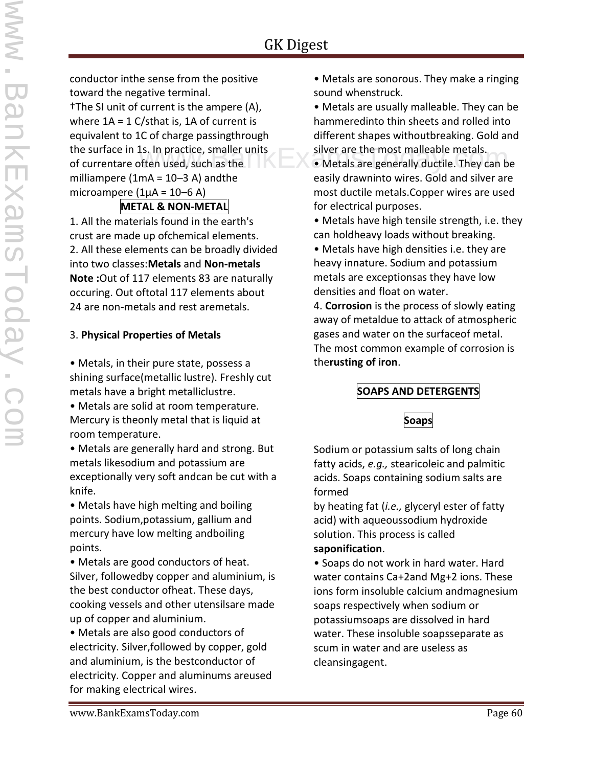conductor inthe sense from the positive toward the negative terminal.

†The SI unit of current is the ampere (A), where 1A = 1 C/sthat is, 1A of current is equivalent to 1C of charge passingthrough the surface in 1s. In practice, smaller units of currentare often used, such as the milliampere (1mA = $10^{-3}$ A) andthe microampere (1μA = $10^{-6}$ A)

## METAL & NON-METAL

1. All the materials found in the earth's crust are made up ofchemical elements.
2. All these elements can be broadly divided into two classes:**Metals** and **Non-metals**

**Note :**Out of 117 elements 83 are naturally occuring. Out oftotal 117 elements about 24 are non-metals and rest aremetals.

3. **Physical Properties of Metals**

- Metals, in their pure state, possess a shining surface(metallic lustre). Freshly cut metals have a bright metalliclustre.
- Metals are solid at room temperature. Mercury is theonly metal that is liquid at room temperature.
- Metals are generally hard and strong. But metals likesodium and potassium are exceptionally very soft andcan be cut with a knife.
- Metals have high melting and boiling points. Sodium,potassium, gallium and mercury have low melting andboiling points.
- Metals are good conductors of heat. Silver, followedby copper and aluminium, is the best conductor ofheat. These days, cooking vessels and other utensilsare made up of copper and aluminium.
- Metals are also good conductors of electricity. Silver,followed by copper, gold and aluminium, is the bestconductor of electricity. Copper and aluminums areused for making electrical wires.
- Metals are sonorous. They make a ringing sound whenstruck.
- Metals are usually malleable. They can be hammeredinto thin sheets and rolled into different shapes withoutbreaking. Gold and silver are the most malleable metals.
- Metals are generally ductile. They can be easily drawninto wires. Gold and silver are most ductile metals.Copper wires are used for electrical purposes.
- Metals have high tensile strength, i.e. they can holdheavy loads without breaking.
- Metals have high densities i.e. they are heavy innature. Sodium and potassium metals are exceptionsas they have low densities and float on water.

4. **Corrosion** is the process of slowly eating away of metaldue to attack of atmospheric gases and water on the surfaceof metal. The most common example of corrosion is the**rusting of iron**.

## SOAPS AND DETERGENTS

### Soaps

Sodium or potassium salts of long chain fatty acids, *e.g.,* stearicoleic and palmitic acids. Soaps containing sodium salts are formed by heating fat (*i.e.,* glyceryl ester of fatty acid) with aqueoussodium hydroxide solution. This process is called **saponification**.

- Soaps do not work in hard water. Hard water contains $Ca^{+2}$and $Mg^{+2}$ ions. These ions form insoluble calcium andmagnesium soaps respectively when sodium or potassiumsoaps are dissolved in hard water. These insoluble soapsseparate as scum in water and are useless as cleansingagent.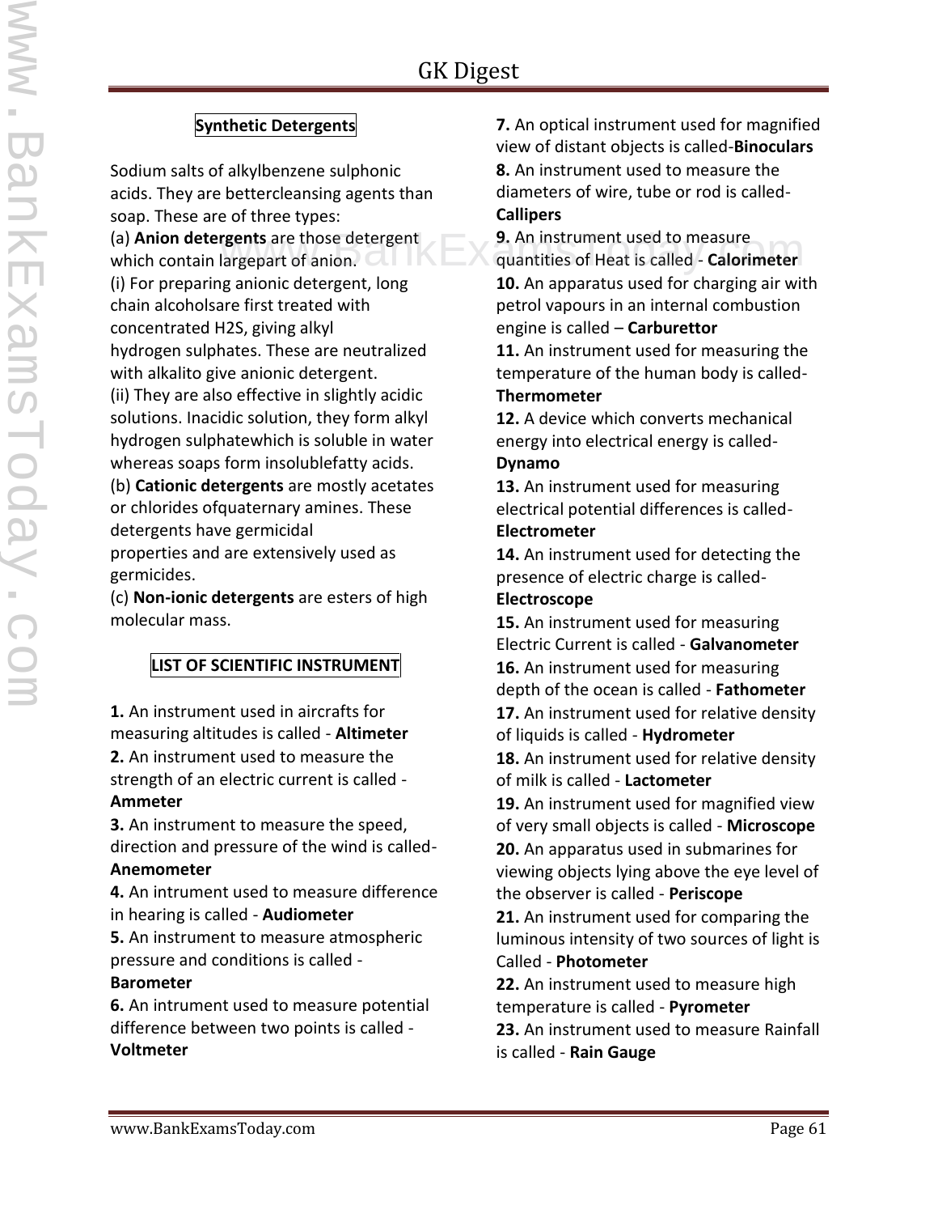## Synthetic Detergents

Sodium salts of alkylbenzene sulphonic acids. They are bettercleansing agents than soap. These are of three types:

(a) **Anion detergents** are those detergent which contain largepart of anion.

(i) For preparing anionic detergent, long chain alcoholsare first treated with concentrated H2S, giving alkyl hydrogen sulphates. These are neutralized with alkalito give anionic detergent.

(ii) They are also effective in slightly acidic solutions. Inacidic solution, they form alkyl hydrogen sulphatewhich is soluble in water whereas soaps form insolublefatty acids.

(b) **Cationic detergents** are mostly acetates or chlorides ofquaternary amines. These detergents have germicidal properties and are extensively used as germicides.

(c) **Non-ionic detergents** are esters of high molecular mass.

## LIST OF SCIENTIFIC INSTRUMENT

**1.** An instrument used in aircrafts for measuring altitudes is called - **Altimeter**

**2.** An instrument used to measure the strength of an electric current is called - **Ammeter**

**3.** An instrument to measure the speed, direction and pressure of the wind is called- **Anemometer**

**4.** An intrument used to measure difference in hearing is called - **Audiometer**

**5.** An instrument to measure atmospheric pressure and conditions is called - **Barometer**

**6.** An intrument used to measure potential difference between two points is called - **Voltmeter**

**7.** An optical instrument used for magnified view of distant objects is called-**Binoculars**

**8.** An instrument used to measure the diameters of wire, tube or rod is called- **Callipers**

**9.** An instrument used to measure quantities of Heat is called - **Calorimeter**

**10.** An apparatus used for charging air with petrol vapours in an internal combustion engine is called – **Carburettor**

**11.** An instrument used for measuring the temperature of the human body is called- **Thermometer**

**12.** A device which converts mechanical energy into electrical energy is called- **Dynamo**

**13.** An instrument used for measuring electrical potential differences is called- **Electrometer**

**14.** An instrument used for detecting the presence of electric charge is called- **Electroscope**

**15.** An instrument used for measuring Electric Current is called - **Galvanometer**

**16.** An instrument used for measuring depth of the ocean is called - **Fathometer**

**17.** An instrument used for relative density of liquids is called - **Hydrometer**

**18.** An instrument used for relative density of milk is called - **Lactometer**

**19.** An instrument used for magnified view of very small objects is called - **Microscope**

**20.** An apparatus used in submarines for viewing objects lying above the eye level of the observer is called - **Periscope**

**21.** An instrument used for comparing the luminous intensity of two sources of light is Called - **Photometer**

**22.** An instrument used to measure high temperature is called - **Pyrometer**

**23.** An instrument used to measure Rainfall is called - **Rain Gauge**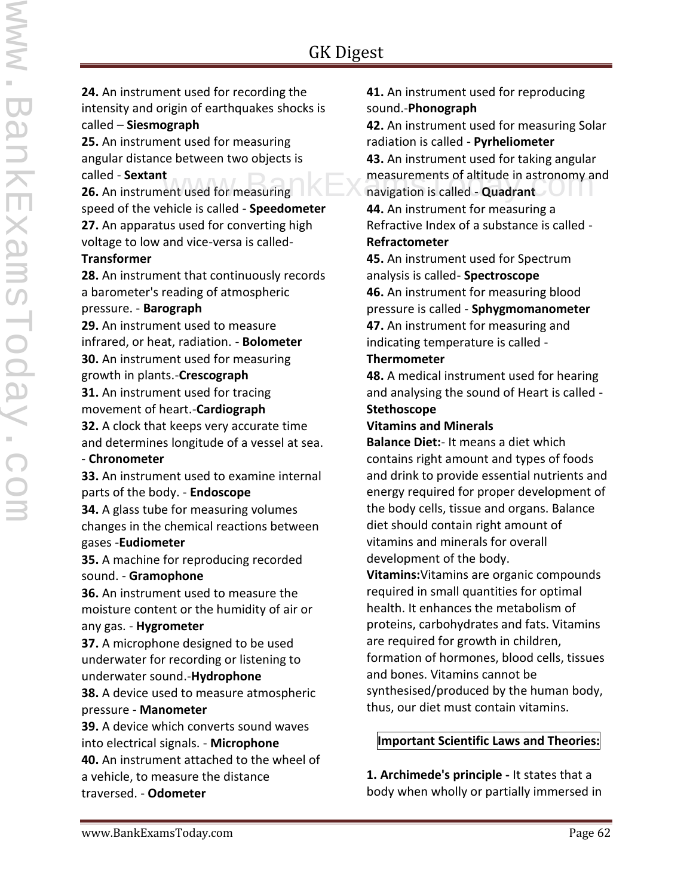**24.** An instrument used for recording the intensity and origin of earthquakes shocks is called – **Siesmograph**

**25.** An instrument used for measuring angular distance between two objects is called - **Sextant**

**26.** An instrument used for measuring speed of the vehicle is called - **Speedometer**

**27.** An apparatus used for converting high voltage to low and vice-versa is called- **Transformer**

**28.** An instrument that continuously records a barometer's reading of atmospheric pressure. - **Barograph**

**29.** An instrument used to measure infrared, or heat, radiation. - **Bolometer**

**30.** An instrument used for measuring growth in plants.-**Crescograph**

**31.** An instrument used for tracing movement of heart.-**Cardiograph**

**32.** A clock that keeps very accurate time and determines longitude of a vessel at sea. - **Chronometer**

**33.** An instrument used to examine internal parts of the body. - **Endoscope**

**34.** A glass tube for measuring volumes changes in the chemical reactions between gases -**Eudiometer**

**35.** A machine for reproducing recorded sound. - **Gramophone**

**36.** An instrument used to measure the moisture content or the humidity of air or any gas. - **Hygrometer**

**37.** A microphone designed to be used underwater for recording or listening to underwater sound.-**Hydrophone**

**38.** A device used to measure atmospheric pressure - **Manometer**

**39.** A device which converts sound waves into electrical signals. - **Microphone**

**40.** An instrument attached to the wheel of a vehicle, to measure the distance traversed. - **Odometer**

**41.** An instrument used for reproducing sound.-**Phonograph**

**42.** An instrument used for measuring Solar radiation is called - **Pyrheliometer**

**43.** An instrument used for taking angular measurements of altitude in astronomy and navigation is called - **Quadrant**

**44.** An instrument for measuring a Refractive Index of a substance is called - **Refractometer**

**45.** An instrument used for Spectrum analysis is called- **Spectroscope**

**46.** An instrument for measuring blood pressure is called - **Sphygmomanometer**

**47.** An instrument for measuring and indicating temperature is called - **Thermometer**

**48.** A medical instrument used for hearing and analysing the sound of Heart is called - **Stethoscope**

**Vitamins and Minerals**

**Balance Diet:**- It means a diet which contains right amount and types of foods and drink to provide essential nutrients and energy required for proper development of the body cells, tissue and organs. Balance diet should contain right amount of vitamins and minerals for overall development of the body.

**Vitamins:**Vitamins are organic compounds required in small quantities for optimal health. It enhances the metabolism of proteins, carbohydrates and fats. Vitamins are required for growth in children, formation of hormones, blood cells, tissues and bones. Vitamins cannot be synthesised/produced by the human body, thus, our diet must contain vitamins.

**Important Scientific Laws and Theories:**

**1. Archimede's principle -** It states that a body when wholly or partially immersed in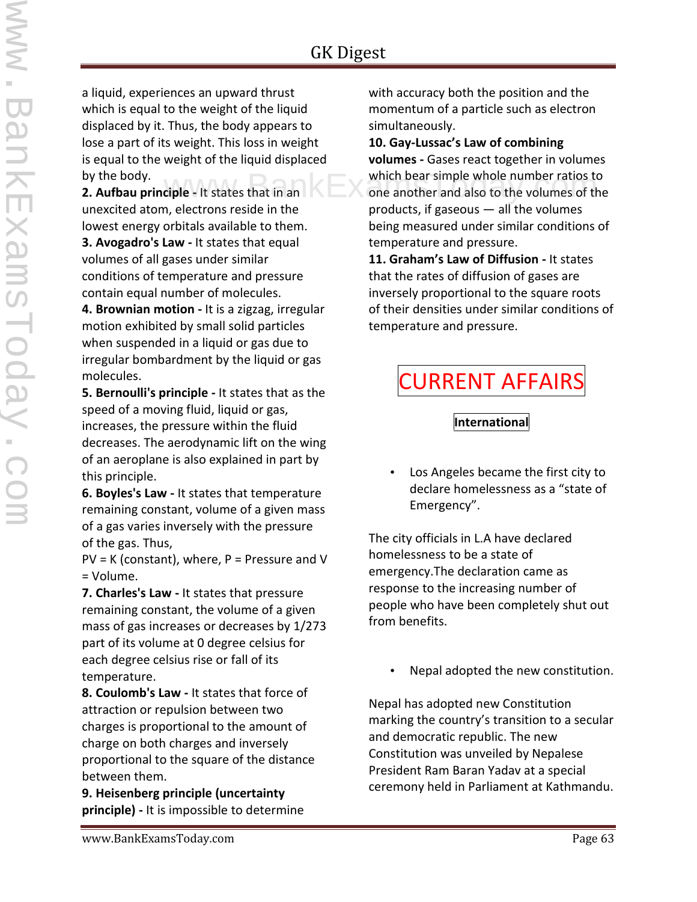a liquid, experiences an upward thrust which is equal to the weight of the liquid displaced by it. Thus, the body appears to lose a part of its weight. This loss in weight is equal to the weight of the liquid displaced by the body.

**2. Aufbau principle -** It states that in an unexcited atom, electrons reside in the lowest energy orbitals available to them.

**3. Avogadro's Law -** It states that equal volumes of all gases under similar conditions of temperature and pressure contain equal number of molecules.

**4. Brownian motion -** It is a zigzag, irregular motion exhibited by small solid particles when suspended in a liquid or gas due to irregular bombardment by the liquid or gas molecules.

**5. Bernoulli's principle -** It states that as the speed of a moving fluid, liquid or gas, increases, the pressure within the fluid decreases. The aerodynamic lift on the wing of an aeroplane is also explained in part by this principle.

**6. Boyles's Law -** It states that temperature remaining constant, volume of a given mass of a gas varies inversely with the pressure of the gas. Thus,
$PV = K$ (constant), where, $P$ = Pressure and $V$ = Volume.

**7. Charles's Law -** It states that pressure remaining constant, the volume of a given mass of gas increases or decreases by 1/273 part of its volume at 0 degree celsius for each degree celsius rise or fall of its temperature.

**8. Coulomb's Law -** It states that force of attraction or repulsion between two charges is proportional to the amount of charge on both charges and inversely proportional to the square of the distance between them.

**9. Heisenberg principle (uncertainty principle) -** It is impossible to determine with accuracy both the position and the momentum of a particle such as electron simultaneously.

**10. Gay-Lussac's Law of combining volumes -** Gases react together in volumes which bear simple whole number ratios to one another and also to the volumes of the products, if gaseous — all the volumes being measured under similar conditions of temperature and pressure.

**11. Graham's Law of Diffusion -** It states that the rates of diffusion of gases are inversely proportional to the square roots of their densities under similar conditions of temperature and pressure.

# CURRENT AFFAIRS

## International

- Los Angeles became the first city to declare homelessness as a "state of Emergency".

The city officials in L.A have declared homelessness to be a state of emergency.The declaration came as response to the increasing number of people who have been completely shut out from benefits.

- Nepal adopted the new constitution.

Nepal has adopted new Constitution marking the country's transition to a secular and democratic republic. The new Constitution was unveiled by Nepalese President Ram Baran Yadav at a special ceremony held in Parliament at Kathmandu.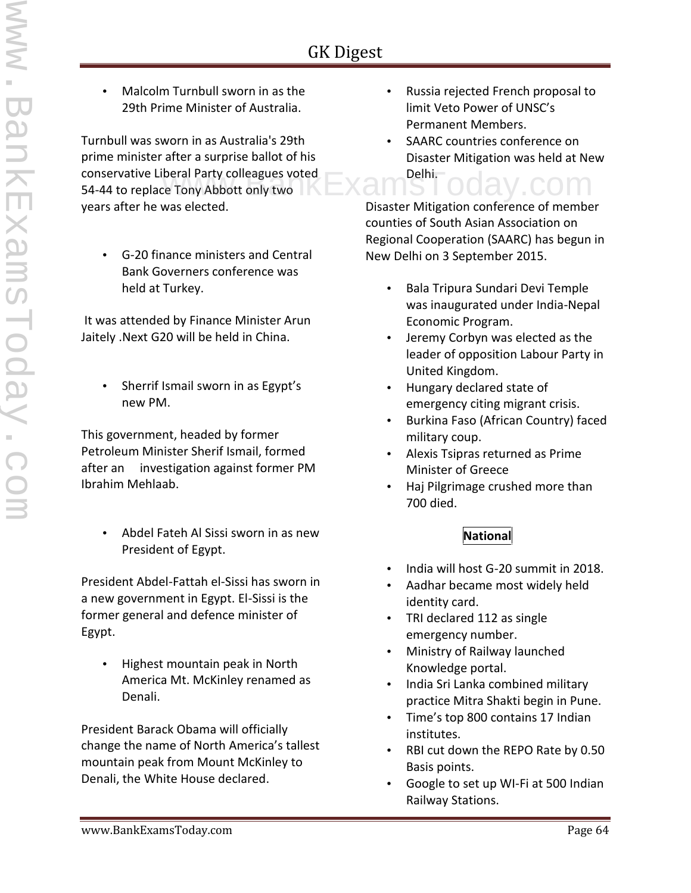- Malcolm Turnbull sworn in as the 29th Prime Minister of Australia.

Turnbull was sworn in as Australia's 29th prime minister after a surprise ballot of his conservative Liberal Party colleagues voted 54-44 to replace Tony Abbott only two years after he was elected.

- G-20 finance ministers and Central Bank Governers conference was held at Turkey.

It was attended by Finance Minister Arun Jaitely .Next G20 will be held in China.

- Sherrif Ismail sworn in as Egypt's new PM.

This government, headed by former Petroleum Minister Sherif Ismail, formed after an investigation against former PM Ibrahim Mehlaab.

- Abdel Fateh Al Sissi sworn in as new President of Egypt.

President Abdel-Fattah el-Sissi has sworn in a new government in Egypt. El-Sissi is the former general and defence minister of Egypt.

- Highest mountain peak in North America Mt. McKinley renamed as Denali.

President Barack Obama will officially change the name of North America's tallest mountain peak from Mount McKinley to Denali, the White House declared.

- Russia rejected French proposal to limit Veto Power of UNSC's Permanent Members.
- SAARC countries conference on Disaster Mitigation was held at New Delhi.

Disaster Mitigation conference of member counties of South Asian Association on Regional Cooperation (SAARC) has begun in New Delhi on 3 September 2015.

- Bala Tripura Sundari Devi Temple was inaugurated under India-Nepal Economic Program.
- Jeremy Corbyn was elected as the leader of opposition Labour Party in United Kingdom.
- Hungary declared state of emergency citing migrant crisis.
- Burkina Faso (African Country) faced military coup.
- Alexis Tsipras returned as Prime Minister of Greece
- Haj Pilgrimage crushed more than 700 died.

## National

- India will host G-20 summit in 2018.
- Aadhar became most widely held identity card.
- TRI declared 112 as single emergency number.
- Ministry of Railway launched Knowledge portal.
- India Sri Lanka combined military practice Mitra Shakti begin in Pune.
- Time's top 800 contains 17 Indian institutes.
- RBI cut down the REPO Rate by 0.50 Basis points.
- Google to set up WI-Fi at 500 Indian Railway Stations.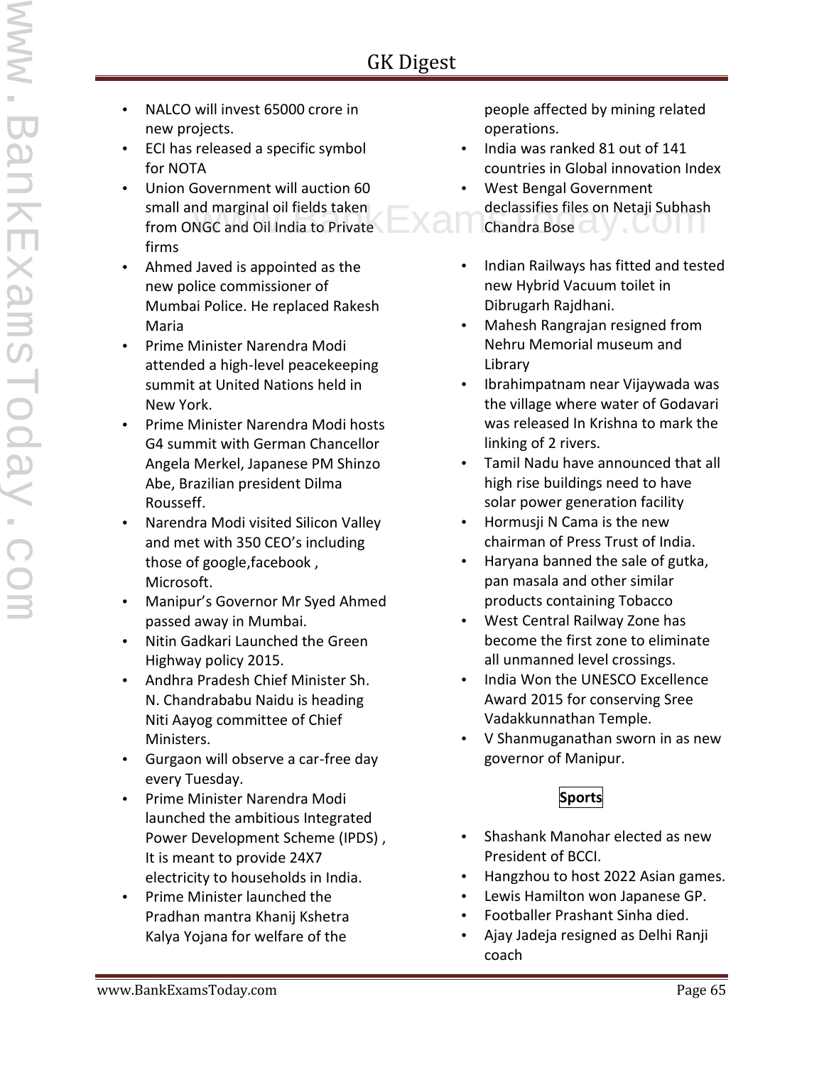- NALCO will invest 65000 crore in new projects.
- ECI has released a specific symbol for NOTA
- Union Government will auction 60 small and marginal oil fields taken from ONGC and Oil India to Private firms
- Ahmed Javed is appointed as the new police commissioner of Mumbai Police. He replaced Rakesh Maria
- Prime Minister Narendra Modi attended a high-level peacekeeping summit at United Nations held in New York.
- Prime Minister Narendra Modi hosts G4 summit with German Chancellor Angela Merkel, Japanese PM Shinzo Abe, Brazilian president Dilma Rousseff.
- Narendra Modi visited Silicon Valley and met with 350 CEO's including those of google,facebook , Microsoft.
- Manipur's Governor Mr Syed Ahmed passed away in Mumbai.
- Nitin Gadkari Launched the Green Highway policy 2015.
- Andhra Pradesh Chief Minister Sh. N. Chandrababu Naidu is heading Niti Aayog committee of Chief Ministers.
- Gurgaon will observe a car-free day every Tuesday.
- Prime Minister Narendra Modi launched the ambitious Integrated Power Development Scheme (IPDS) , It is meant to provide 24X7 electricity to households in India.
- Prime Minister launched the Pradhan mantra Khanij Kshetra Kalya Yojana for welfare of the people affected by mining related operations.
- India was ranked 81 out of 141 countries in Global innovation Index
- West Bengal Government declassifies files on Netaji Subhash Chandra Bose
- Indian Railways has fitted and tested new Hybrid Vacuum toilet in Dibrugarh Rajdhani.
- Mahesh Rangrajan resigned from Nehru Memorial museum and Library
- Ibrahimpatnam near Vijaywada was the village where water of Godavari was released In Krishna to mark the linking of 2 rivers.
- Tamil Nadu have announced that all high rise buildings need to have solar power generation facility
- Hormusji N Cama is the new chairman of Press Trust of India.
- Haryana banned the sale of gutka, pan masala and other similar products containing Tobacco
- West Central Railway Zone has become the first zone to eliminate all unmanned level crossings.
- India Won the UNESCO Excellence Award 2015 for conserving Sree Vadakkunnathan Temple.
- V Shanmuganathan sworn in as new governor of Manipur.

**Sports**

- Shashank Manohar elected as new President of BCCI.
- Hangzhou to host 2022 Asian games.
- Lewis Hamilton won Japanese GP.
- Footballer Prashant Sinha died.
- Ajay Jadeja resigned as Delhi Ranji coach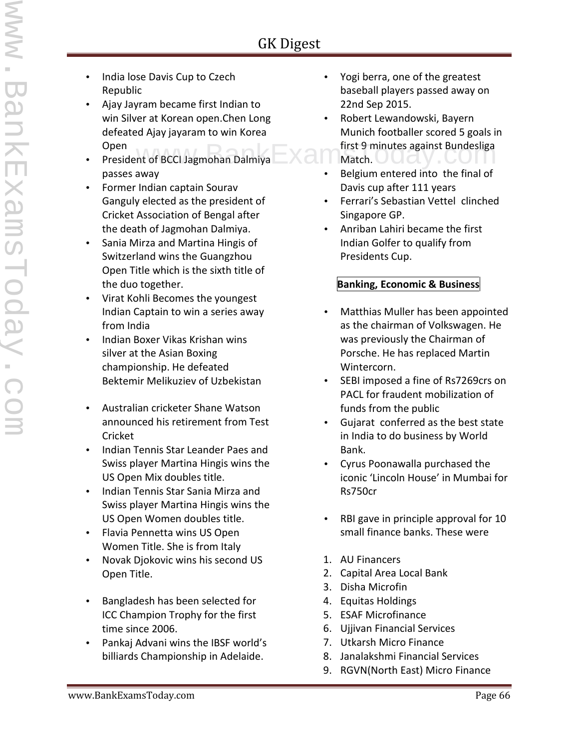- India lose Davis Cup to Czech Republic
- Ajay Jayram became first Indian to win Silver at Korean open.Chen Long defeated Ajay jayaram to win Korea Open
- President of BCCI Jagmohan Dalmiya passes away
- Former Indian captain Sourav Ganguly elected as the president of Cricket Association of Bengal after the death of Jagmohan Dalmiya.
- Sania Mirza and Martina Hingis of Switzerland wins the Guangzhou Open Title which is the sixth title of the duo together.
- Virat Kohli Becomes the youngest Indian Captain to win a series away from India
- Indian Boxer Vikas Krishan wins silver at the Asian Boxing championship. He defeated Bektemir Melikuziev of Uzbekistan

- Australian cricketer Shane Watson announced his retirement from Test Cricket
- Indian Tennis Star Leander Paes and Swiss player Martina Hingis wins the US Open Mix doubles title.
- Indian Tennis Star Sania Mirza and Swiss player Martina Hingis wins the US Open Women doubles title.
- Flavia Pennetta wins US Open Women Title. She is from Italy
- Novak Djokovic wins his second US Open Title.

- Bangladesh has been selected for ICC Champion Trophy for the first time since 2006.
- Pankaj Advani wins the IBSF world's billiards Championship in Adelaide.
- Yogi berra, one of the greatest baseball players passed away on 22nd Sep 2015.
- Robert Lewandowski, Bayern Munich footballer scored 5 goals in first 9 minutes against Bundesliga Match.
- Belgium entered into the final of Davis cup after 111 years
- Ferrari's Sebastian Vettel clinched Singapore GP.
- Anriban Lahiri became the first Indian Golfer to qualify from Presidents Cup.

**Banking, Economic & Business**

- Matthias Muller has been appointed as the chairman of Volkswagen. He was previously the Chairman of Porsche. He has replaced Martin Wintercorn.
- SEBI imposed a fine of Rs7269crs on PACL for fraudent mobilization of funds from the public
- Gujarat conferred as the best state in India to do business by World Bank.
- Cyrus Poonawalla purchased the iconic 'Lincoln House' in Mumbai for Rs750cr

- RBI gave in principle approval for 10 small finance banks. These were

1. AU Financers
2. Capital Area Local Bank
3. Disha Microfin
4. Equitas Holdings
5. ESAF Microfinance
6. Ujjivan Financial Services
7. Utkarsh Micro Finance
8. Janalakshmi Financial Services
9. RGVN(North East) Micro Finance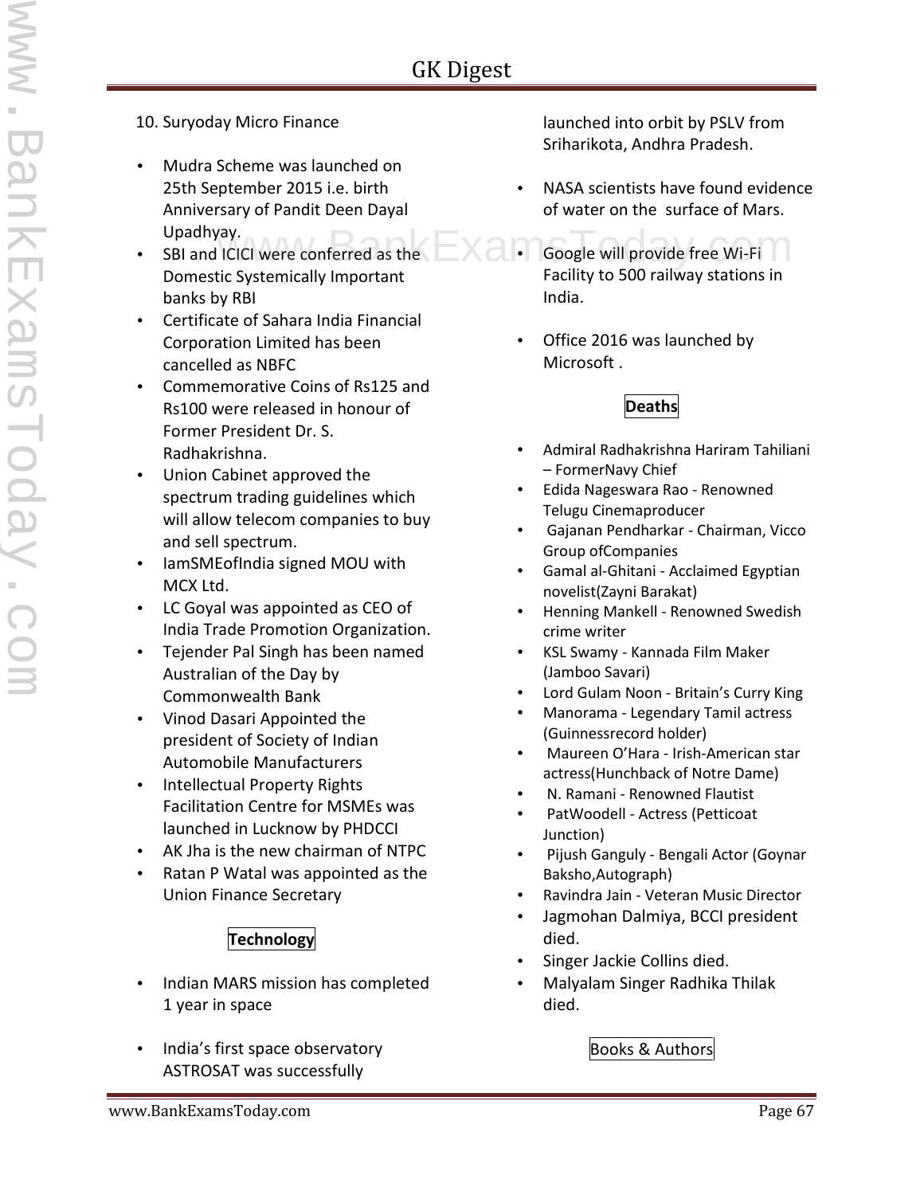10. Suryoday Micro Finance

- Mudra Scheme was launched on 25th September 2015 i.e. birth Anniversary of Pandit Deen Dayal Upadhyay.
- SBI and ICICI were conferred as the Domestic Systemically Important banks by RBI
- Certificate of Sahara India Financial Corporation Limited has been cancelled as NBFC
- Commemorative Coins of Rs125 and Rs100 were released in honour of Former President Dr. S. Radhakrishna.
- Union Cabinet approved the spectrum trading guidelines which will allow telecom companies to buy and sell spectrum.
- IamSMEofIndia signed MOU with MCX Ltd.
- LC Goyal was appointed as CEO of India Trade Promotion Organization.
- Tejender Pal Singh has been named Australian of the Day by Commonwealth Bank
- Vinod Dasari Appointed the president of Society of Indian Automobile Manufacturers
- Intellectual Property Rights Facilitation Centre for MSMEs was launched in Lucknow by PHDCCI
- AK Jha is the new chairman of NTPC
- Ratan P Watal was appointed as the Union Finance Secretary

**Technology**

- Indian MARS mission has completed 1 year in space
- India's first space observatory ASTROSAT was successfully launched into orbit by PSLV from Sriharikota, Andhra Pradesh.
- NASA scientists have found evidence of water on the surface of Mars.
- Google will provide free Wi-Fi Facility to 500 railway stations in India.
- Office 2016 was launched by Microsoft .

**Deaths**

- Admiral Radhakrishna Hariram Tahiliani – FormerNavy Chief
- Edida Nageswara Rao - Renowned Telugu Cinemaproducer
- Gajanan Pendharkar - Chairman, Vicco Group ofCompanies
- Gamal al-Ghitani - Acclaimed Egyptian novelist(Zayni Barakat)
- Henning Mankell - Renowned Swedish crime writer
- KSL Swamy - Kannada Film Maker (Jamboo Savari)
- Lord Gulam Noon - Britain's Curry King
- Manorama - Legendary Tamil actress (Guinnessrecord holder)
- Maureen O'Hara - Irish-American star actress(Hunchback of Notre Dame)
- N. Ramani - Renowned Flautist
- PatWoodell - Actress (Petticoat Junction)
- Pijush Ganguly - Bengali Actor (Goynar Baksho,Autograph)
- Ravindra Jain - Veteran Music Director
- Jagmohan Dalmiya, BCCI president died.
- Singer Jackie Collins died.
- Malyalam Singer Radhika Thilak died.

Books & Authors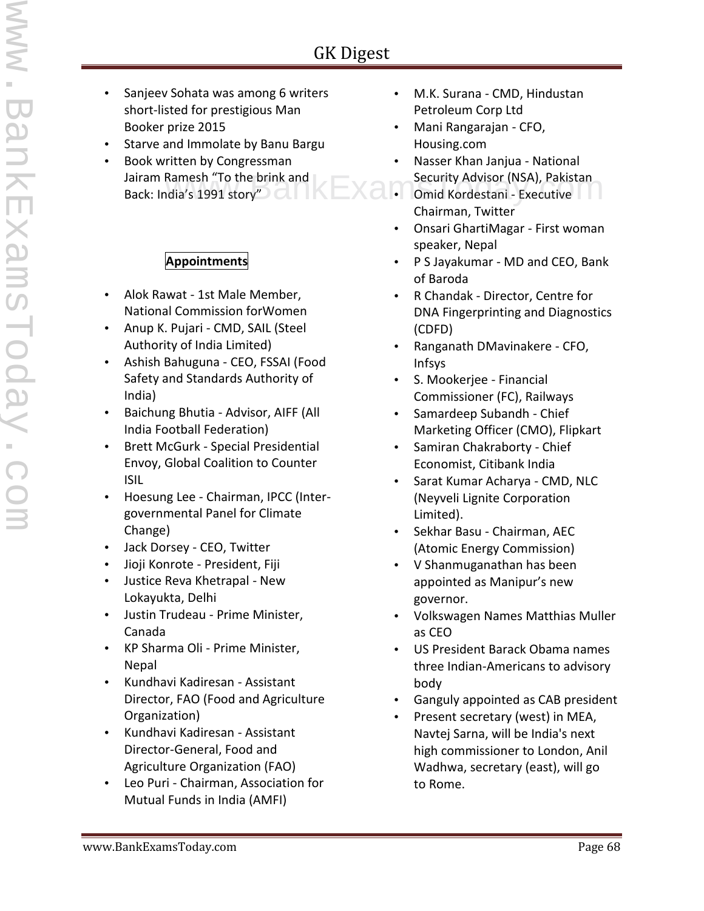- Sanjeev Sohata was among 6 writers short-listed for prestigious Man Booker prize 2015
- Starve and Immolate by Banu Bargu
- Book written by Congressman Jairam Ramesh "To the brink and Back: India's 1991 story"

**Appointments**

- Alok Rawat - 1st Male Member, National Commission forWomen
- Anup K. Pujari - CMD, SAIL (Steel Authority of India Limited)
- Ashish Bahuguna - CEO, FSSAI (Food Safety and Standards Authority of India)
- Baichung Bhutia - Advisor, AIFF (All India Football Federation)
- Brett McGurk - Special Presidential Envoy, Global Coalition to Counter ISIL
- Hoesung Lee - Chairman, IPCC (Inter-governmental Panel for Climate Change)
- Jack Dorsey - CEO, Twitter
- Jioji Konrote - President, Fiji
- Justice Reva Khetrapal - New Lokayukta, Delhi
- Justin Trudeau - Prime Minister, Canada
- KP Sharma Oli - Prime Minister, Nepal
- Kundhavi Kadiresan - Assistant Director, FAO (Food and Agriculture Organization)
- Kundhavi Kadiresan - Assistant Director-General, Food and Agriculture Organization (FAO)
- Leo Puri - Chairman, Association for Mutual Funds in India (AMFI)
- M.K. Surana - CMD, Hindustan Petroleum Corp Ltd
- Mani Rangarajan - CFO, Housing.com
- Nasser Khan Janjua - National Security Advisor (NSA), Pakistan
- Omid Kordestani - Executive Chairman, Twitter
- Onsari GhartiMagar - First woman speaker, Nepal
- P S Jayakumar - MD and CEO, Bank of Baroda
- R Chandak - Director, Centre for DNA Fingerprinting and Diagnostics (CDFD)
- Ranganath DMavinakere - CFO, Infsys
- S. Mookerjee - Financial Commissioner (FC), Railways
- Samardeep Subandh - Chief Marketing Officer (CMO), Flipkart
- Samiran Chakraborty - Chief Economist, Citibank India
- Sarat Kumar Acharya - CMD, NLC (Neyveli Lignite Corporation Limited).
- Sekhar Basu - Chairman, AEC (Atomic Energy Commission)
- V Shanmuganathan has been appointed as Manipur's new governor.
- Volkswagen Names Matthias Muller as CEO
- US President Barack Obama names three Indian-Americans to advisory body
- Ganguly appointed as CAB president
- Present secretary (west) in MEA, Navtej Sarna, will be India's next high commissioner to London, Anil Wadhwa, secretary (east), will go to Rome.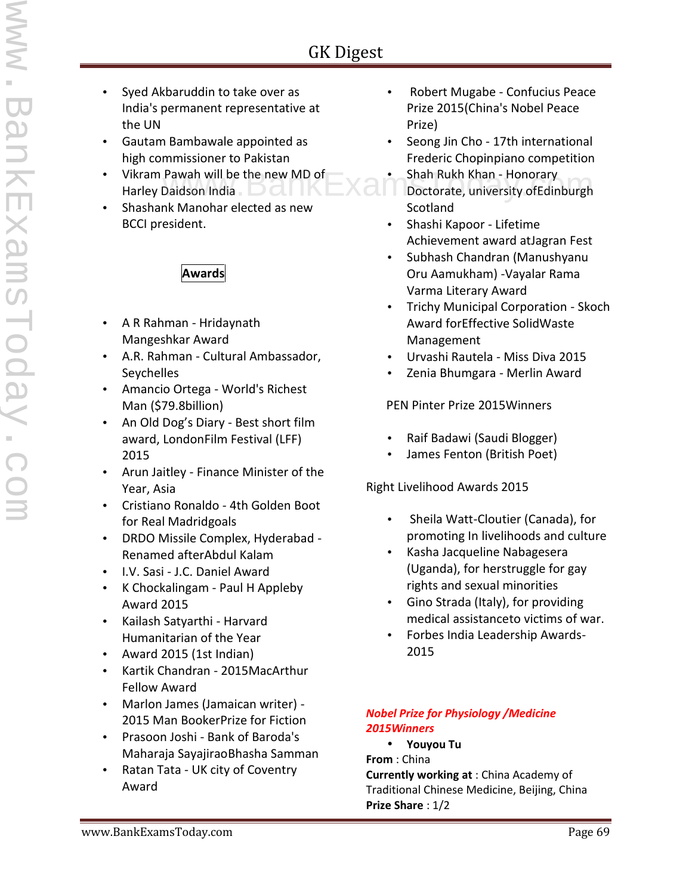- Syed Akbaruddin to take over as India's permanent representative at the UN
- Gautam Bambawale appointed as high commissioner to Pakistan
- Vikram Pawah will be the new MD of Harley Daidson India
- Shashank Manohar elected as new BCCI president.

**Awards**

- A R Rahman - Hridaynath Mangeshkar Award
- A.R. Rahman - Cultural Ambassador, Seychelles
- Amancio Ortega - World's Richest Man ($79.8billion)
- An Old Dog's Diary - Best short film award, LondonFilm Festival (LFF) 2015
- Arun Jaitley - Finance Minister of the Year, Asia
- Cristiano Ronaldo - 4th Golden Boot for Real Madridgoals
- DRDO Missile Complex, Hyderabad - Renamed afterAbdul Kalam
- I.V. Sasi - J.C. Daniel Award
- K Chockalingam - Paul H Appleby Award 2015
- Kailash Satyarthi - Harvard Humanitarian of the Year
- Award 2015 (1st Indian)
- Kartik Chandran - 2015MacArthur Fellow Award
- Marlon James (Jamaican writer) - 2015 Man BookerPrize for Fiction
- Prasoon Joshi - Bank of Baroda's Maharaja SayajiraoBhasha Samman
- Ratan Tata - UK city of Coventry Award
- Robert Mugabe - Confucius Peace Prize 2015(China's Nobel Peace Prize)
- Seong Jin Cho - 17th international Frederic Chopinpiano competition
- Shah Rukh Khan - Honorary Doctorate, university ofEdinburgh Scotland
- Shashi Kapoor - Lifetime Achievement award atJagran Fest
- Subhash Chandran (Manushyanu Oru Aamukham) -Vayalar Rama Varma Literary Award
- Trichy Municipal Corporation - Skoch Award forEffective SolidWaste Management
- Urvashi Rautela - Miss Diva 2015
- Zenia Bhumgara - Merlin Award

PEN Pinter Prize 2015Winners

- Raif Badawi (Saudi Blogger)
- James Fenton (British Poet)

Right Livelihood Awards 2015

- Sheila Watt-Cloutier (Canada), for promoting In livelihoods and culture
- Kasha Jacqueline Nabagesera (Uganda), for herstruggle for gay rights and sexual minorities
- Gino Strada (Italy), for providing medical assistanceto victims of war.
- Forbes India Leadership Awards-2015

***Nobel Prize for Physiology /Medicine 2015Winners***

- **Youyou Tu**

**From** : China

**Currently working at** : China Academy of Traditional Chinese Medicine, Beijing, China

**Prize Share** : 1/2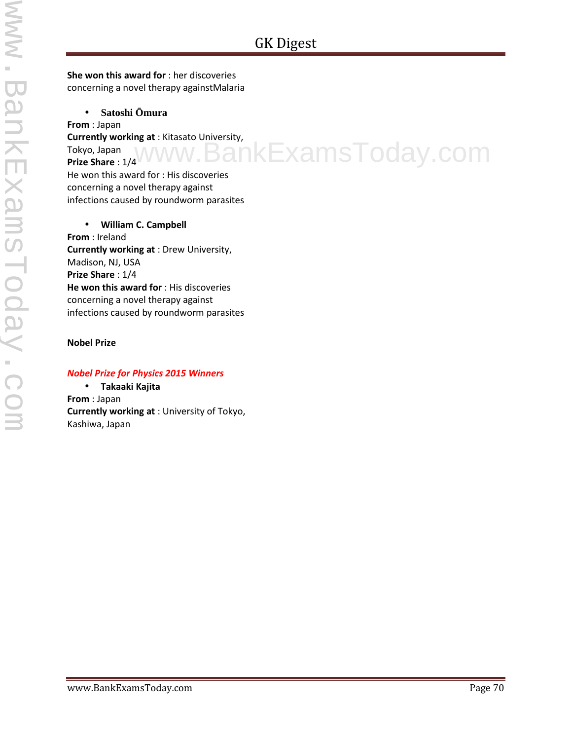**She won this award for** : her discoveries concerning a novel therapy againstMalaria

- **Satoshi Ōmura**

**From** : Japan
**Currently working at** : Kitasato University, Tokyo, Japan
**Prize Share** : 1/4
He won this award for : His discoveries concerning a novel therapy against infections caused by roundworm parasites

- **William C. Campbell**

**From** : Ireland
**Currently working at** : Drew University, Madison, NJ, USA
**Prize Share** : 1/4
**He won this award for** : His discoveries concerning a novel therapy against infections caused by roundworm parasites

**Nobel Prize**

***Nobel Prize for Physics 2015 Winners***

- **Takaaki Kajita**

**From** : Japan
**Currently working at** : University of Tokyo, Kashiwa, Japan